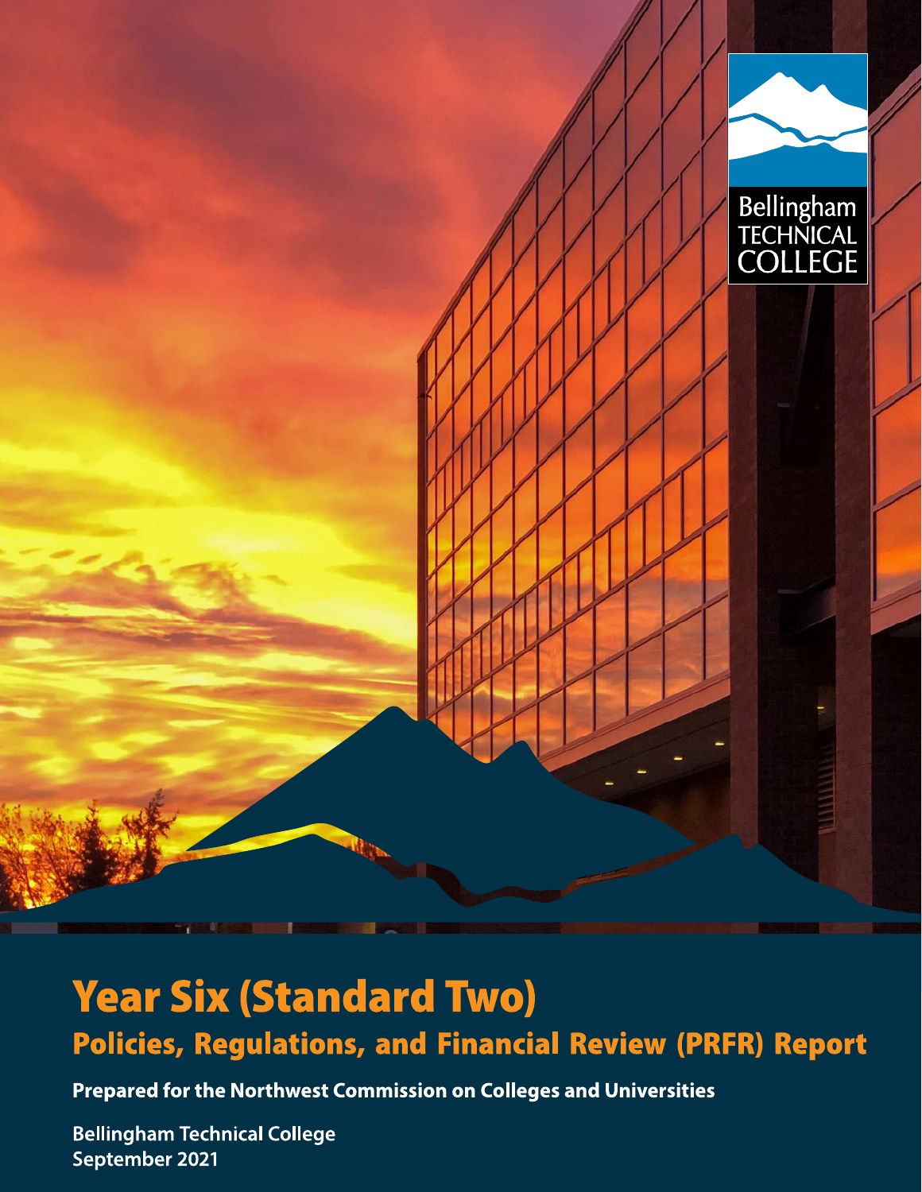Bellingham TECHNICAL COLLEGE

# Year Six (Standard Two)

## Policies, Regulations, and Financial Review (PRFR) Report

**Prepared for the Northwest Commission on Colleges and Universities**

**Bellingham Technical College**
**September 2021**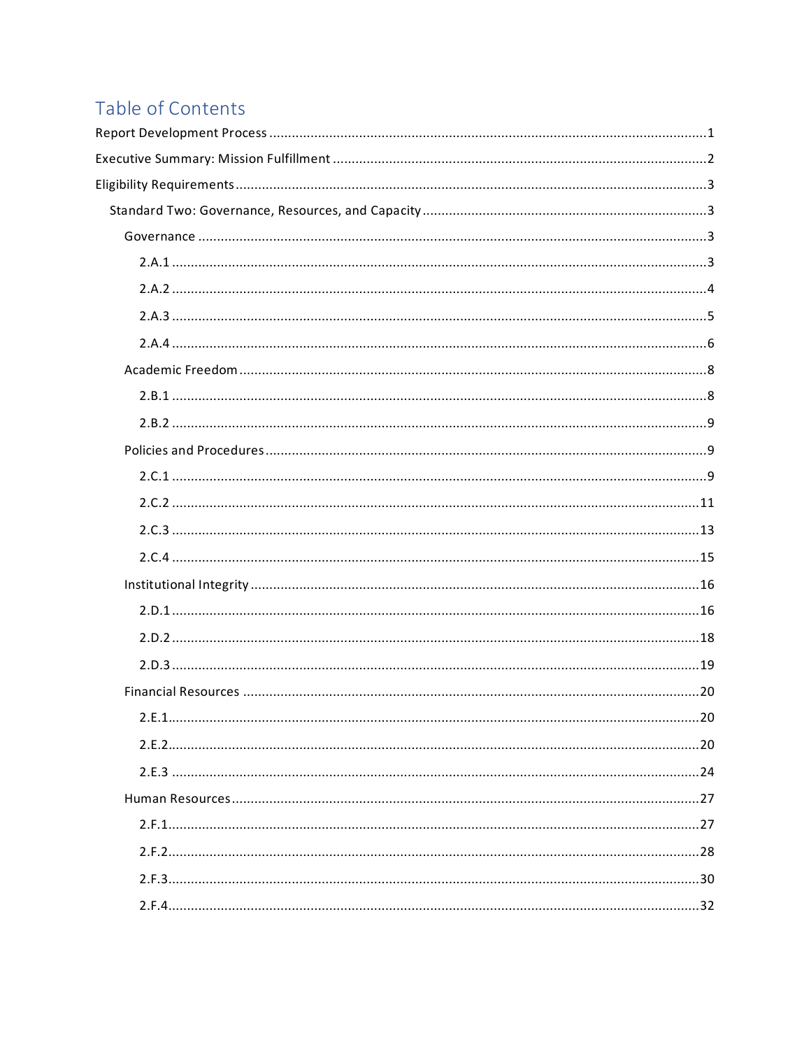# Table of Contents

Report Development Process ....................................................................................................1

Executive Summary: Mission Fulfillment ....................................................................................2

Eligibility Requirements ...........................................................................................................3

- Standard Two: Governance, Resources, and Capacity ...........................................................3
  - Governance ......................................................................................................................3
    - 2.A.1 ..........................................................................................................................3
    - 2.A.2 ..........................................................................................................................4
    - 2.A.3 ..........................................................................................................................5
    - 2.A.4 ..........................................................................................................................6
  - Academic Freedom ...........................................................................................................8
    - 2.B.1 ..........................................................................................................................8
    - 2.B.2 ..........................................................................................................................9
  - Policies and Procedures ....................................................................................................9
    - 2.C.1 ..........................................................................................................................9
    - 2.C.2 ........................................................................................................................11
    - 2.C.3 ........................................................................................................................13
    - 2.C.4 ........................................................................................................................15
  - Institutional Integrity .......................................................................................................16
    - 2.D.1 ........................................................................................................................16
    - 2.D.2 ........................................................................................................................18
    - 2.D.3 ........................................................................................................................19
  - Financial Resources .........................................................................................................20
    - 2.E.1 ........................................................................................................................20
    - 2.E.2 ........................................................................................................................20
    - 2.E.3 ........................................................................................................................24
  - Human Resources ............................................................................................................27
    - 2.F.1 ........................................................................................................................27
    - 2.F.2 ........................................................................................................................28
    - 2.F.3 ........................................................................................................................30
    - 2.F.4 ........................................................................................................................32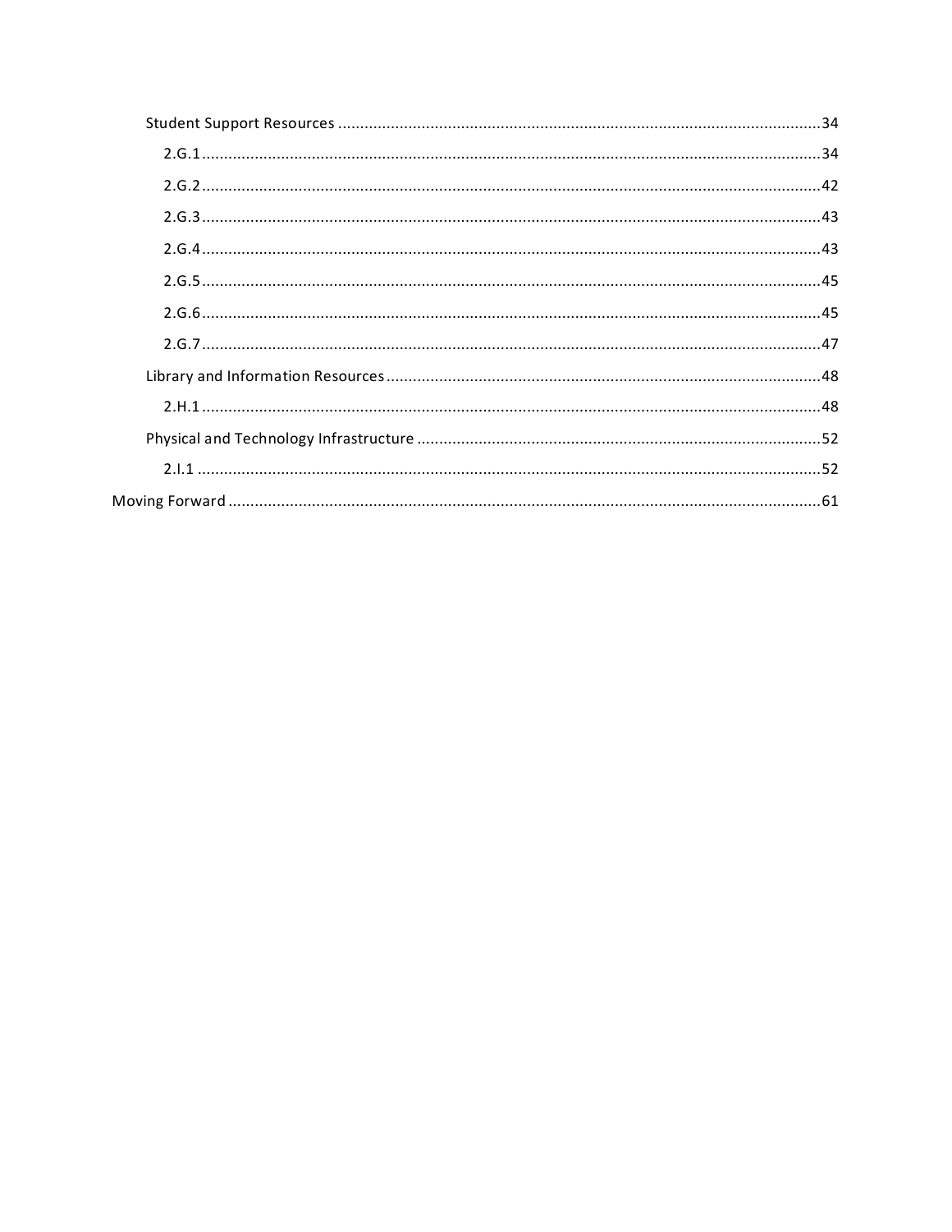- Student Support Resources ....... 34
  - 2.G.1 ....... 34
  - 2.G.2 ....... 42
  - 2.G.3 ....... 43
  - 2.G.4 ....... 43
  - 2.G.5 ....... 45
  - 2.G.6 ....... 45
  - 2.G.7 ....... 47
- Library and Information Resources ....... 48
  - 2.H.1 ....... 48
- Physical and Technology Infrastructure ....... 52
  - 2.I.1 ....... 52

Moving Forward ....... 61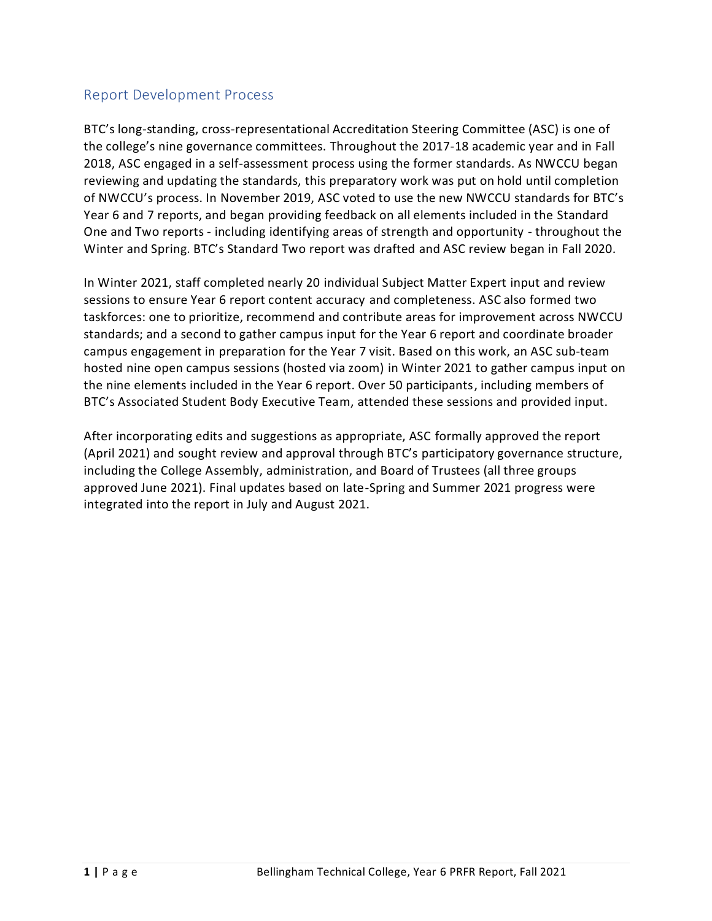## Report Development Process

BTC's long-standing, cross-representational Accreditation Steering Committee (ASC) is one of the college's nine governance committees. Throughout the 2017-18 academic year and in Fall 2018, ASC engaged in a self-assessment process using the former standards. As NWCCU began reviewing and updating the standards, this preparatory work was put on hold until completion of NWCCU's process. In November 2019, ASC voted to use the new NWCCU standards for BTC's Year 6 and 7 reports, and began providing feedback on all elements included in the Standard One and Two reports - including identifying areas of strength and opportunity - throughout the Winter and Spring. BTC's Standard Two report was drafted and ASC review began in Fall 2020.

In Winter 2021, staff completed nearly 20 individual Subject Matter Expert input and review sessions to ensure Year 6 report content accuracy and completeness. ASC also formed two taskforces: one to prioritize, recommend and contribute areas for improvement across NWCCU standards; and a second to gather campus input for the Year 6 report and coordinate broader campus engagement in preparation for the Year 7 visit. Based on this work, an ASC sub-team hosted nine open campus sessions (hosted via zoom) in Winter 2021 to gather campus input on the nine elements included in the Year 6 report. Over 50 participants, including members of BTC's Associated Student Body Executive Team, attended these sessions and provided input.

After incorporating edits and suggestions as appropriate, ASC formally approved the report (April 2021) and sought review and approval through BTC's participatory governance structure, including the College Assembly, administration, and Board of Trustees (all three groups approved June 2021). Final updates based on late-Spring and Summer 2021 progress were integrated into the report in July and August 2021.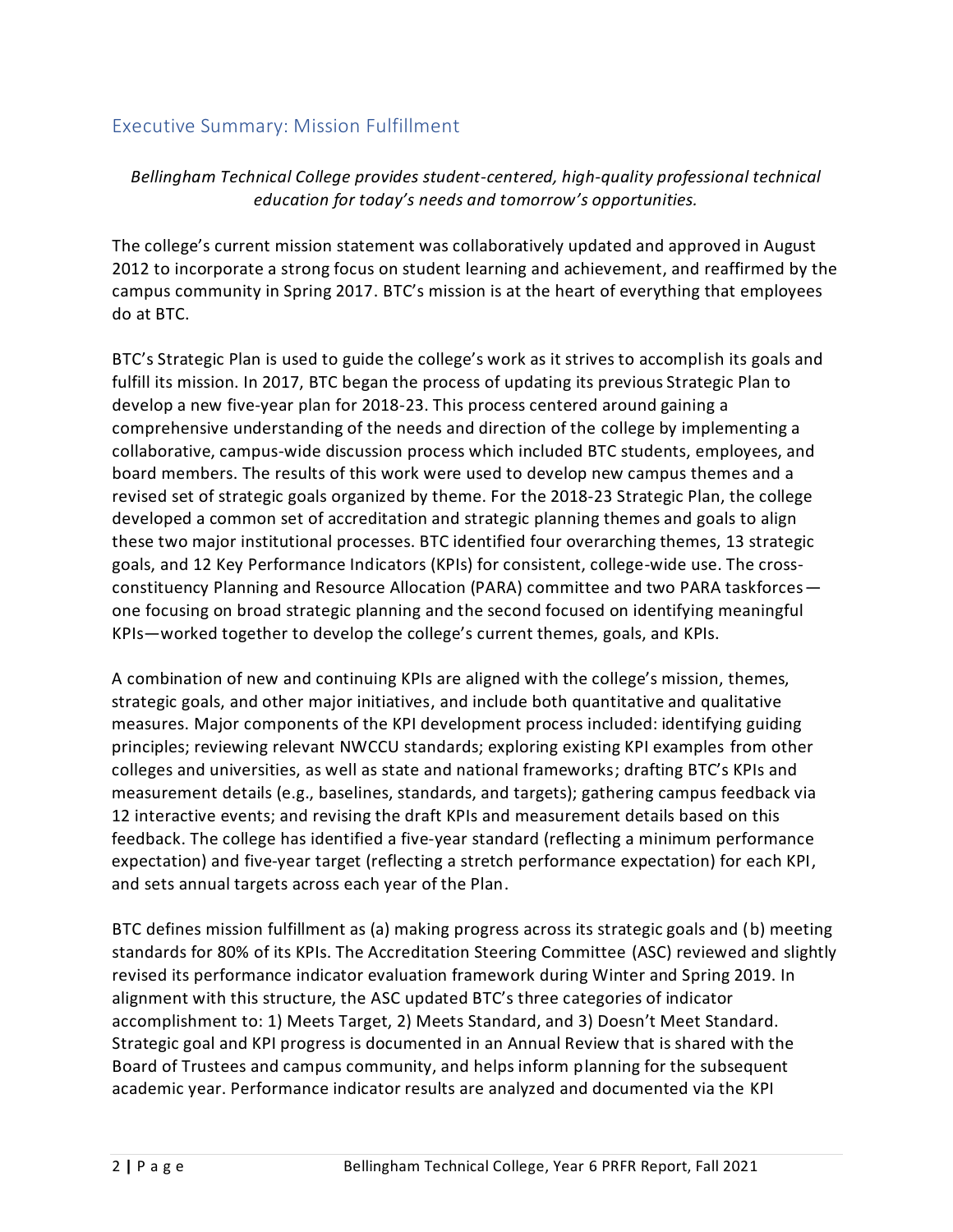## Executive Summary: Mission Fulfillment

*Bellingham Technical College provides student-centered, high-quality professional technical education for today's needs and tomorrow's opportunities.*

The college's current mission statement was collaboratively updated and approved in August 2012 to incorporate a strong focus on student learning and achievement, and reaffirmed by the campus community in Spring 2017. BTC's mission is at the heart of everything that employees do at BTC.

BTC's Strategic Plan is used to guide the college's work as it strives to accomplish its goals and fulfill its mission. In 2017, BTC began the process of updating its previous Strategic Plan to develop a new five-year plan for 2018-23. This process centered around gaining a comprehensive understanding of the needs and direction of the college by implementing a collaborative, campus-wide discussion process which included BTC students, employees, and board members. The results of this work were used to develop new campus themes and a revised set of strategic goals organized by theme. For the 2018-23 Strategic Plan, the college developed a common set of accreditation and strategic planning themes and goals to align these two major institutional processes. BTC identified four overarching themes, 13 strategic goals, and 12 Key Performance Indicators (KPIs) for consistent, college-wide use. The cross-constituency Planning and Resource Allocation (PARA) committee and two PARA taskforces—one focusing on broad strategic planning and the second focused on identifying meaningful KPIs—worked together to develop the college's current themes, goals, and KPIs.

A combination of new and continuing KPIs are aligned with the college's mission, themes, strategic goals, and other major initiatives, and include both quantitative and qualitative measures. Major components of the KPI development process included: identifying guiding principles; reviewing relevant NWCCU standards; exploring existing KPI examples from other colleges and universities, as well as state and national frameworks; drafting BTC's KPIs and measurement details (e.g., baselines, standards, and targets); gathering campus feedback via 12 interactive events; and revising the draft KPIs and measurement details based on this feedback. The college has identified a five-year standard (reflecting a minimum performance expectation) and five-year target (reflecting a stretch performance expectation) for each KPI, and sets annual targets across each year of the Plan.

BTC defines mission fulfillment as (a) making progress across its strategic goals and (b) meeting standards for 80% of its KPIs. The Accreditation Steering Committee (ASC) reviewed and slightly revised its performance indicator evaluation framework during Winter and Spring 2019. In alignment with this structure, the ASC updated BTC's three categories of indicator accomplishment to: 1) Meets Target, 2) Meets Standard, and 3) Doesn't Meet Standard. Strategic goal and KPI progress is documented in an Annual Review that is shared with the Board of Trustees and campus community, and helps inform planning for the subsequent academic year. Performance indicator results are analyzed and documented via the KPI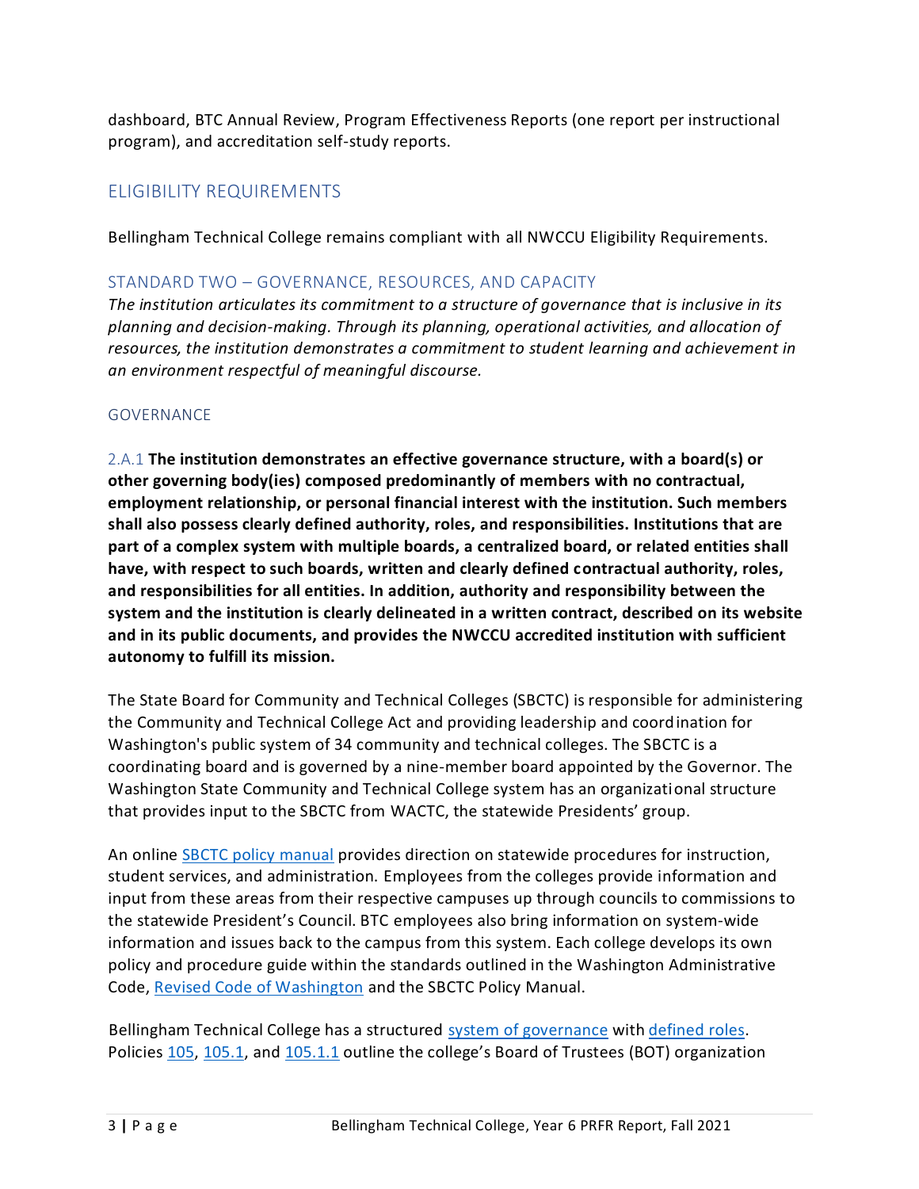dashboard, BTC Annual Review, Program Effectiveness Reports (one report per instructional program), and accreditation self-study reports.

## ELIGIBILITY REQUIREMENTS

Bellingham Technical College remains compliant with all NWCCU Eligibility Requirements.

### STANDARD TWO – GOVERNANCE, RESOURCES, AND CAPACITY

*The institution articulates its commitment to a structure of governance that is inclusive in its planning and decision-making. Through its planning, operational activities, and allocation of resources, the institution demonstrates a commitment to student learning and achievement in an environment respectful of meaningful discourse.*

#### GOVERNANCE

2.A.1 **The institution demonstrates an effective governance structure, with a board(s) or other governing body(ies) composed predominantly of members with no contractual, employment relationship, or personal financial interest with the institution. Such members shall also possess clearly defined authority, roles, and responsibilities. Institutions that are part of a complex system with multiple boards, a centralized board, or related entities shall have, with respect to such boards, written and clearly defined contractual authority, roles, and responsibilities for all entities. In addition, authority and responsibility between the system and the institution is clearly delineated in a written contract, described on its website and in its public documents, and provides the NWCCU accredited institution with sufficient autonomy to fulfill its mission.**

The State Board for Community and Technical Colleges (SBCTC) is responsible for administering the Community and Technical College Act and providing leadership and coordination for Washington's public system of 34 community and technical colleges. The SBCTC is a coordinating board and is governed by a nine-member board appointed by the Governor. The Washington State Community and Technical College system has an organizational structure that provides input to the SBCTC from WACTC, the statewide Presidents' group.

An online SBCTC policy manual provides direction on statewide procedures for instruction, student services, and administration. Employees from the colleges provide information and input from these areas from their respective campuses up through councils to commissions to the statewide President's Council. BTC employees also bring information on system-wide information and issues back to the campus from this system. Each college develops its own policy and procedure guide within the standards outlined in the Washington Administrative Code, Revised Code of Washington and the SBCTC Policy Manual.

Bellingham Technical College has a structured system of governance with defined roles. Policies 105, 105.1, and 105.1.1 outline the college's Board of Trustees (BOT) organization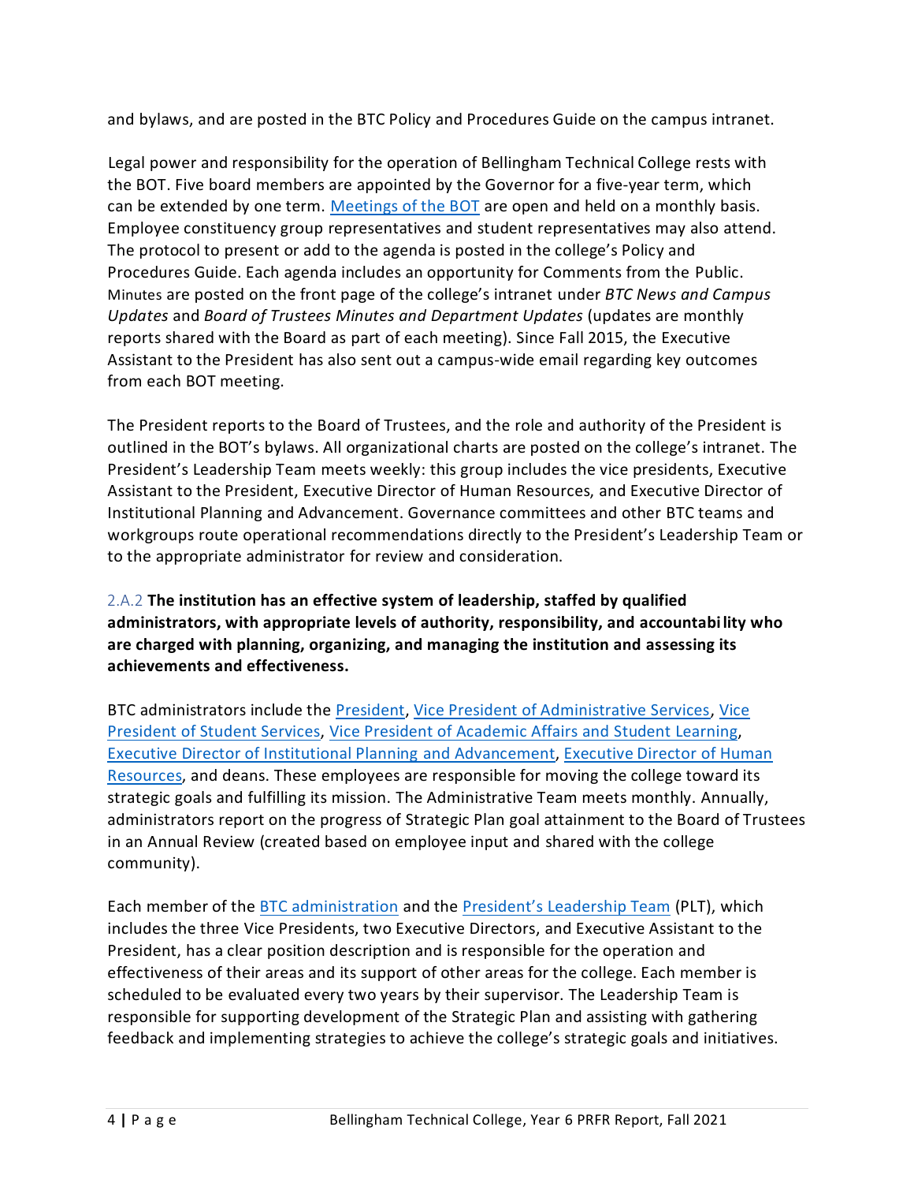and bylaws, and are posted in the BTC Policy and Procedures Guide on the campus intranet.

Legal power and responsibility for the operation of Bellingham Technical College rests with the BOT. Five board members are appointed by the Governor for a five-year term, which can be extended by one term. Meetings of the BOT are open and held on a monthly basis. Employee constituency group representatives and student representatives may also attend. The protocol to present or add to the agenda is posted in the college's Policy and Procedures Guide. Each agenda includes an opportunity for Comments from the Public. Minutes are posted on the front page of the college's intranet under *BTC News and Campus Updates* and *Board of Trustees Minutes and Department Updates* (updates are monthly reports shared with the Board as part of each meeting). Since Fall 2015, the Executive Assistant to the President has also sent out a campus-wide email regarding key outcomes from each BOT meeting.

The President reports to the Board of Trustees, and the role and authority of the President is outlined in the BOT's bylaws. All organizational charts are posted on the college's intranet. The President's Leadership Team meets weekly: this group includes the vice presidents, Executive Assistant to the President, Executive Director of Human Resources, and Executive Director of Institutional Planning and Advancement. Governance committees and other BTC teams and workgroups route operational recommendations directly to the President's Leadership Team or to the appropriate administrator for review and consideration.

2.A.2 **The institution has an effective system of leadership, staffed by qualified administrators, with appropriate levels of authority, responsibility, and accountability who are charged with planning, organizing, and managing the institution and assessing its achievements and effectiveness.**

BTC administrators include the President, Vice President of Administrative Services, Vice President of Student Services, Vice President of Academic Affairs and Student Learning, Executive Director of Institutional Planning and Advancement, Executive Director of Human Resources, and deans. These employees are responsible for moving the college toward its strategic goals and fulfilling its mission. The Administrative Team meets monthly. Annually, administrators report on the progress of Strategic Plan goal attainment to the Board of Trustees in an Annual Review (created based on employee input and shared with the college community).

Each member of the BTC administration and the President's Leadership Team (PLT), which includes the three Vice Presidents, two Executive Directors, and Executive Assistant to the President, has a clear position description and is responsible for the operation and effectiveness of their areas and its support of other areas for the college. Each member is scheduled to be evaluated every two years by their supervisor. The Leadership Team is responsible for supporting development of the Strategic Plan and assisting with gathering feedback and implementing strategies to achieve the college's strategic goals and initiatives.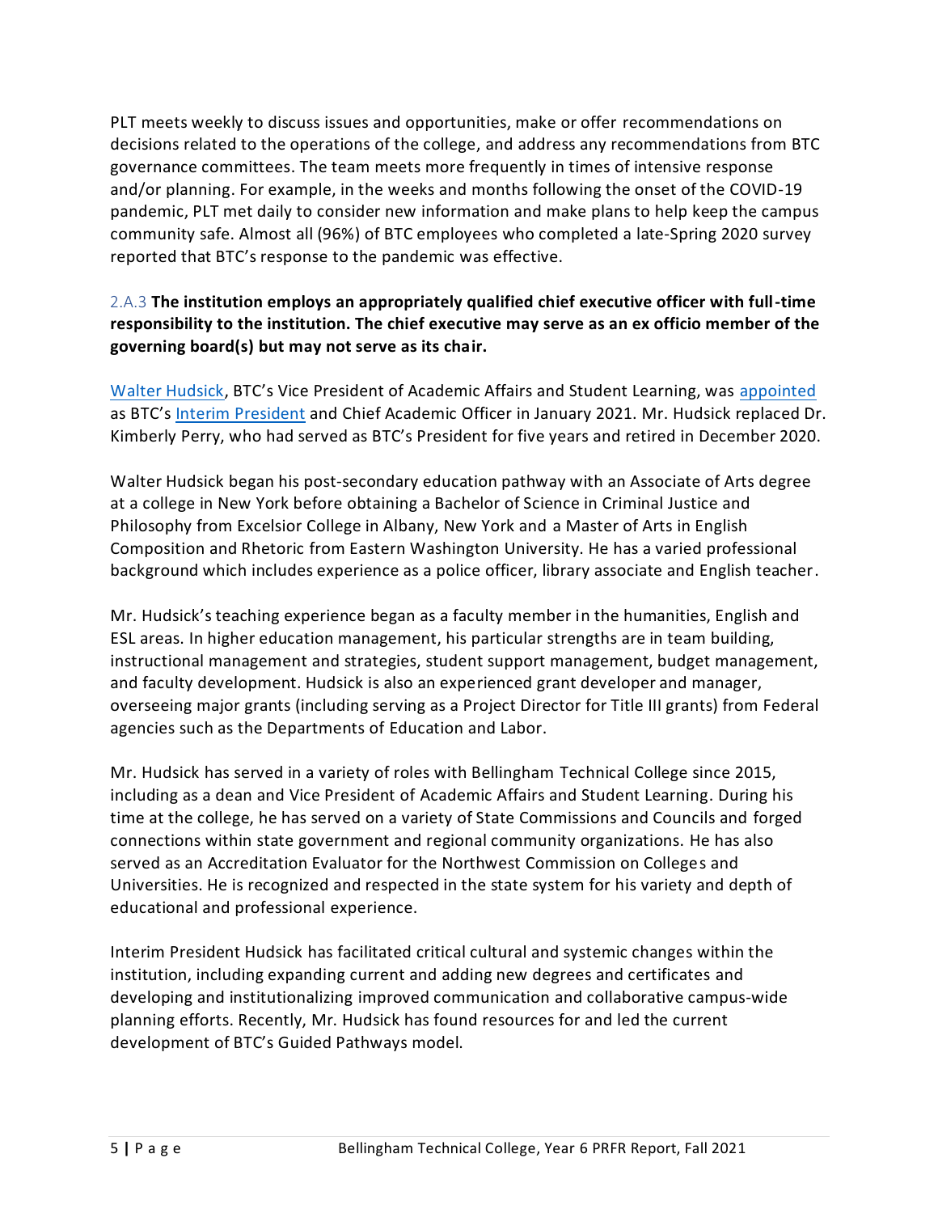PLT meets weekly to discuss issues and opportunities, make or offer recommendations on decisions related to the operations of the college, and address any recommendations from BTC governance committees. The team meets more frequently in times of intensive response and/or planning. For example, in the weeks and months following the onset of the COVID-19 pandemic, PLT met daily to consider new information and make plans to help keep the campus community safe. Almost all (96%) of BTC employees who completed a late-Spring 2020 survey reported that BTC's response to the pandemic was effective.

### 2.A.3 **The institution employs an appropriately qualified chief executive officer with full-time responsibility to the institution. The chief executive may serve as an ex officio member of the governing board(s) but may not serve as its chair.**

Walter Hudsick, BTC's Vice President of Academic Affairs and Student Learning, was appointed as BTC's Interim President and Chief Academic Officer in January 2021. Mr. Hudsick replaced Dr. Kimberly Perry, who had served as BTC's President for five years and retired in December 2020.

Walter Hudsick began his post-secondary education pathway with an Associate of Arts degree at a college in New York before obtaining a Bachelor of Science in Criminal Justice and Philosophy from Excelsior College in Albany, New York and a Master of Arts in English Composition and Rhetoric from Eastern Washington University. He has a varied professional background which includes experience as a police officer, library associate and English teacher.

Mr. Hudsick's teaching experience began as a faculty member in the humanities, English and ESL areas. In higher education management, his particular strengths are in team building, instructional management and strategies, student support management, budget management, and faculty development. Hudsick is also an experienced grant developer and manager, overseeing major grants (including serving as a Project Director for Title III grants) from Federal agencies such as the Departments of Education and Labor.

Mr. Hudsick has served in a variety of roles with Bellingham Technical College since 2015, including as a dean and Vice President of Academic Affairs and Student Learning. During his time at the college, he has served on a variety of State Commissions and Councils and forged connections within state government and regional community organizations. He has also served as an Accreditation Evaluator for the Northwest Commission on Colleges and Universities. He is recognized and respected in the state system for his variety and depth of educational and professional experience.

Interim President Hudsick has facilitated critical cultural and systemic changes within the institution, including expanding current and adding new degrees and certificates and developing and institutionalizing improved communication and collaborative campus-wide planning efforts. Recently, Mr. Hudsick has found resources for and led the current development of BTC's Guided Pathways model.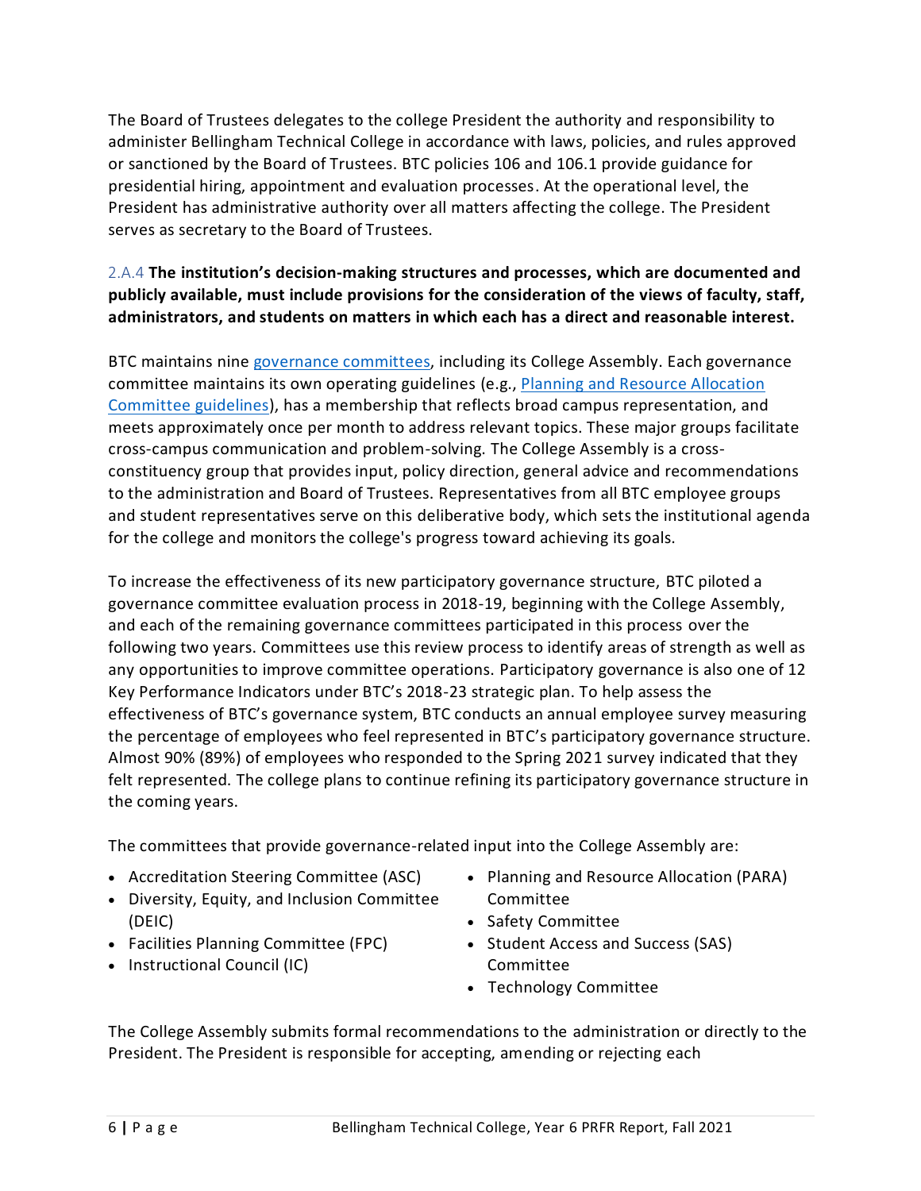The Board of Trustees delegates to the college President the authority and responsibility to administer Bellingham Technical College in accordance with laws, policies, and rules approved or sanctioned by the Board of Trustees. BTC policies 106 and 106.1 provide guidance for presidential hiring, appointment and evaluation processes. At the operational level, the President has administrative authority over all matters affecting the college. The President serves as secretary to the Board of Trustees.

2.A.4 **The institution's decision-making structures and processes, which are documented and publicly available, must include provisions for the consideration of the views of faculty, staff, administrators, and students on matters in which each has a direct and reasonable interest.**

BTC maintains nine governance committees, including its College Assembly. Each governance committee maintains its own operating guidelines (e.g., Planning and Resource Allocation Committee guidelines), has a membership that reflects broad campus representation, and meets approximately once per month to address relevant topics. These major groups facilitate cross-campus communication and problem-solving. The College Assembly is a cross-constituency group that provides input, policy direction, general advice and recommendations to the administration and Board of Trustees. Representatives from all BTC employee groups and student representatives serve on this deliberative body, which sets the institutional agenda for the college and monitors the college's progress toward achieving its goals.

To increase the effectiveness of its new participatory governance structure, BTC piloted a governance committee evaluation process in 2018-19, beginning with the College Assembly, and each of the remaining governance committees participated in this process over the following two years. Committees use this review process to identify areas of strength as well as any opportunities to improve committee operations. Participatory governance is also one of 12 Key Performance Indicators under BTC's 2018-23 strategic plan. To help assess the effectiveness of BTC's governance system, BTC conducts an annual employee survey measuring the percentage of employees who feel represented in BTC's participatory governance structure. Almost 90% (89%) of employees who responded to the Spring 2021 survey indicated that they felt represented. The college plans to continue refining its participatory governance structure in the coming years.

The committees that provide governance-related input into the College Assembly are:

- Accreditation Steering Committee (ASC)
- Diversity, Equity, and Inclusion Committee (DEIC)
- Facilities Planning Committee (FPC)
- Instructional Council (IC)
- Planning and Resource Allocation (PARA) Committee
- Safety Committee
- Student Access and Success (SAS) Committee
- Technology Committee

The College Assembly submits formal recommendations to the administration or directly to the President. The President is responsible for accepting, amending or rejecting each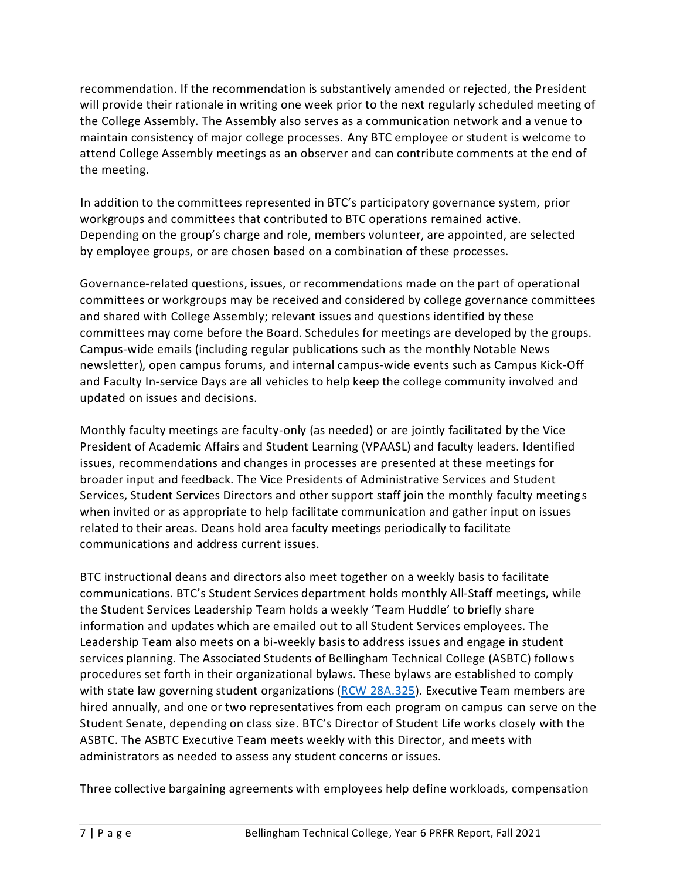recommendation. If the recommendation is substantively amended or rejected, the President will provide their rationale in writing one week prior to the next regularly scheduled meeting of the College Assembly. The Assembly also serves as a communication network and a venue to maintain consistency of major college processes. Any BTC employee or student is welcome to attend College Assembly meetings as an observer and can contribute comments at the end of the meeting.

In addition to the committees represented in BTC's participatory governance system, prior workgroups and committees that contributed to BTC operations remained active. Depending on the group's charge and role, members volunteer, are appointed, are selected by employee groups, or are chosen based on a combination of these processes.

Governance-related questions, issues, or recommendations made on the part of operational committees or workgroups may be received and considered by college governance committees and shared with College Assembly; relevant issues and questions identified by these committees may come before the Board. Schedules for meetings are developed by the groups. Campus-wide emails (including regular publications such as the monthly Notable News newsletter), open campus forums, and internal campus-wide events such as Campus Kick-Off and Faculty In-service Days are all vehicles to help keep the college community involved and updated on issues and decisions.

Monthly faculty meetings are faculty-only (as needed) or are jointly facilitated by the Vice President of Academic Affairs and Student Learning (VPAASL) and faculty leaders. Identified issues, recommendations and changes in processes are presented at these meetings for broader input and feedback. The Vice Presidents of Administrative Services and Student Services, Student Services Directors and other support staff join the monthly faculty meetings when invited or as appropriate to help facilitate communication and gather input on issues related to their areas. Deans hold area faculty meetings periodically to facilitate communications and address current issues.

BTC instructional deans and directors also meet together on a weekly basis to facilitate communications. BTC's Student Services department holds monthly All-Staff meetings, while the Student Services Leadership Team holds a weekly 'Team Huddle' to briefly share information and updates which are emailed out to all Student Services employees. The Leadership Team also meets on a bi-weekly basis to address issues and engage in student services planning. The Associated Students of Bellingham Technical College (ASBTC) follows procedures set forth in their organizational bylaws. These bylaws are established to comply with state law governing student organizations (RCW 28A.325). Executive Team members are hired annually, and one or two representatives from each program on campus can serve on the Student Senate, depending on class size. BTC's Director of Student Life works closely with the ASBTC. The ASBTC Executive Team meets weekly with this Director, and meets with administrators as needed to assess any student concerns or issues.

Three collective bargaining agreements with employees help define workloads, compensation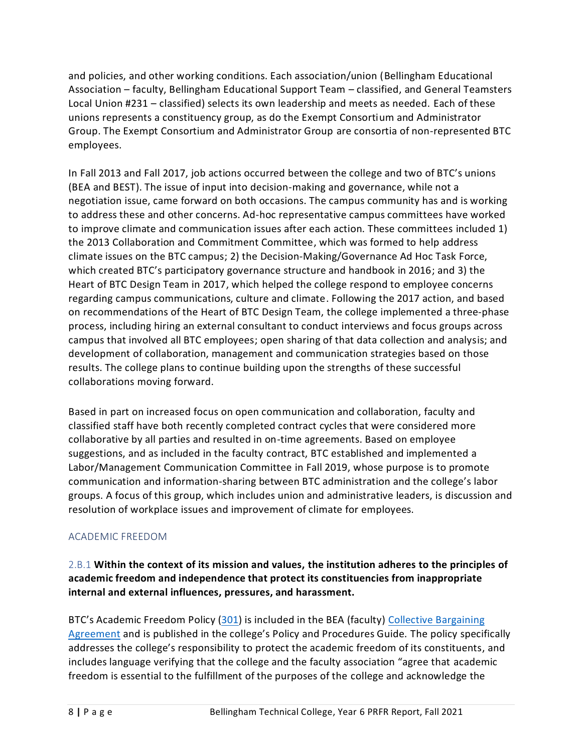and policies, and other working conditions. Each association/union (Bellingham Educational Association – faculty, Bellingham Educational Support Team – classified, and General Teamsters Local Union #231 – classified) selects its own leadership and meets as needed. Each of these unions represents a constituency group, as do the Exempt Consortium and Administrator Group. The Exempt Consortium and Administrator Group are consortia of non-represented BTC employees.

In Fall 2013 and Fall 2017, job actions occurred between the college and two of BTC's unions (BEA and BEST). The issue of input into decision-making and governance, while not a negotiation issue, came forward on both occasions. The campus community has and is working to address these and other concerns. Ad-hoc representative campus committees have worked to improve climate and communication issues after each action. These committees included 1) the 2013 Collaboration and Commitment Committee, which was formed to help address climate issues on the BTC campus; 2) the Decision-Making/Governance Ad Hoc Task Force, which created BTC's participatory governance structure and handbook in 2016; and 3) the Heart of BTC Design Team in 2017, which helped the college respond to employee concerns regarding campus communications, culture and climate. Following the 2017 action, and based on recommendations of the Heart of BTC Design Team, the college implemented a three-phase process, including hiring an external consultant to conduct interviews and focus groups across campus that involved all BTC employees; open sharing of that data collection and analysis; and development of collaboration, management and communication strategies based on those results. The college plans to continue building upon the strengths of these successful collaborations moving forward.

Based in part on increased focus on open communication and collaboration, faculty and classified staff have both recently completed contract cycles that were considered more collaborative by all parties and resulted in on-time agreements. Based on employee suggestions, and as included in the faculty contract, BTC established and implemented a Labor/Management Communication Committee in Fall 2019, whose purpose is to promote communication and information-sharing between BTC administration and the college's labor groups. A focus of this group, which includes union and administrative leaders, is discussion and resolution of workplace issues and improvement of climate for employees.

## ACADEMIC FREEDOM

### 2.B.1 **Within the context of its mission and values, the institution adheres to the principles of academic freedom and independence that protect its constituencies from inappropriate internal and external influences, pressures, and harassment.**

BTC's Academic Freedom Policy (301) is included in the BEA (faculty) Collective Bargaining Agreement and is published in the college's Policy and Procedures Guide. The policy specifically addresses the college's responsibility to protect the academic freedom of its constituents, and includes language verifying that the college and the faculty association "agree that academic freedom is essential to the fulfillment of the purposes of the college and acknowledge the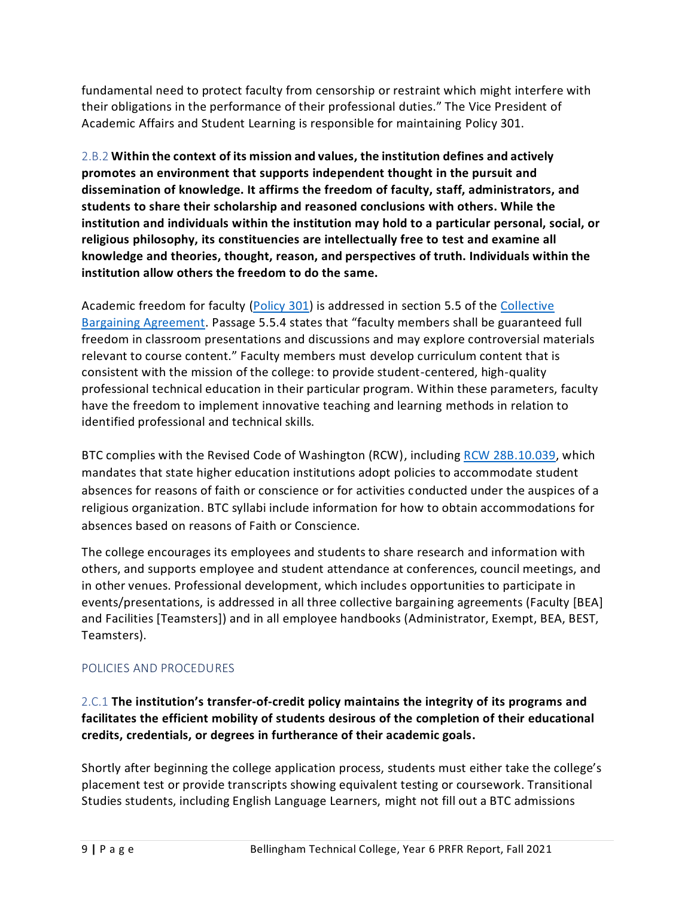fundamental need to protect faculty from censorship or restraint which might interfere with their obligations in the performance of their professional duties." The Vice President of Academic Affairs and Student Learning is responsible for maintaining Policy 301.

2.B.2 **Within the context of its mission and values, the institution defines and actively promotes an environment that supports independent thought in the pursuit and dissemination of knowledge. It affirms the freedom of faculty, staff, administrators, and students to share their scholarship and reasoned conclusions with others. While the institution and individuals within the institution may hold to a particular personal, social, or religious philosophy, its constituencies are intellectually free to test and examine all knowledge and theories, thought, reason, and perspectives of truth. Individuals within the institution allow others the freedom to do the same.**

Academic freedom for faculty (Policy 301) is addressed in section 5.5 of the Collective Bargaining Agreement. Passage 5.5.4 states that "faculty members shall be guaranteed full freedom in classroom presentations and discussions and may explore controversial materials relevant to course content." Faculty members must develop curriculum content that is consistent with the mission of the college: to provide student-centered, high-quality professional technical education in their particular program. Within these parameters, faculty have the freedom to implement innovative teaching and learning methods in relation to identified professional and technical skills.

BTC complies with the Revised Code of Washington (RCW), including RCW 28B.10.039, which mandates that state higher education institutions adopt policies to accommodate student absences for reasons of faith or conscience or for activities conducted under the auspices of a religious organization. BTC syllabi include information for how to obtain accommodations for absences based on reasons of Faith or Conscience.

The college encourages its employees and students to share research and information with others, and supports employee and student attendance at conferences, council meetings, and in other venues. Professional development, which includes opportunities to participate in events/presentations, is addressed in all three collective bargaining agreements (Faculty [BEA] and Facilities [Teamsters]) and in all employee handbooks (Administrator, Exempt, BEA, BEST, Teamsters).

## POLICIES AND PROCEDURES

2.C.1 **The institution's transfer-of-credit policy maintains the integrity of its programs and facilitates the efficient mobility of students desirous of the completion of their educational credits, credentials, or degrees in furtherance of their academic goals.**

Shortly after beginning the college application process, students must either take the college's placement test or provide transcripts showing equivalent testing or coursework. Transitional Studies students, including English Language Learners, might not fill out a BTC admissions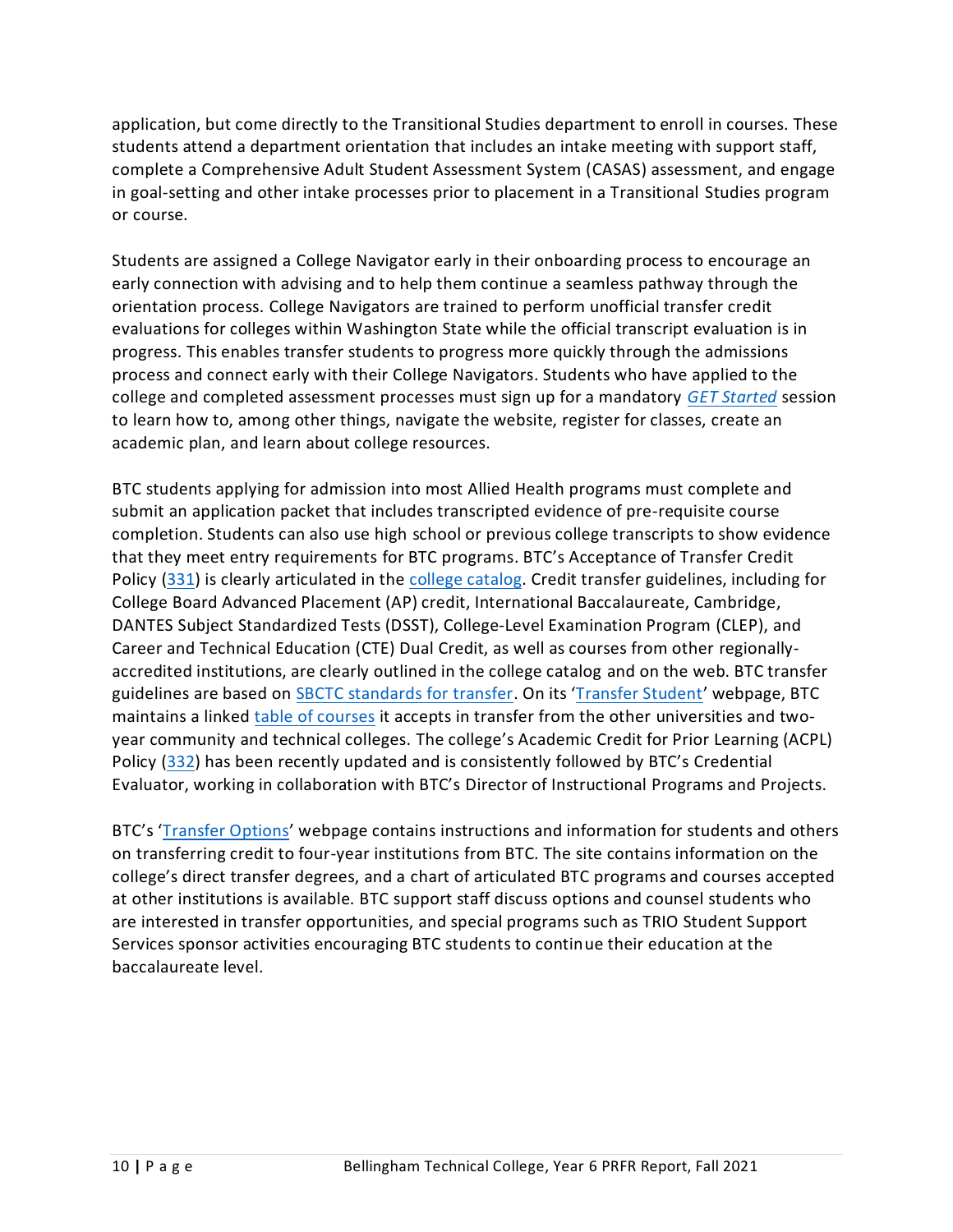application, but come directly to the Transitional Studies department to enroll in courses. These students attend a department orientation that includes an intake meeting with support staff, complete a Comprehensive Adult Student Assessment System (CASAS) assessment, and engage in goal-setting and other intake processes prior to placement in a Transitional Studies program or course.

Students are assigned a College Navigator early in their onboarding process to encourage an early connection with advising and to help them continue a seamless pathway through the orientation process. College Navigators are trained to perform unofficial transfer credit evaluations for colleges within Washington State while the official transcript evaluation is in progress. This enables transfer students to progress more quickly through the admissions process and connect early with their College Navigators. Students who have applied to the college and completed assessment processes must sign up for a mandatory *GET Started* session to learn how to, among other things, navigate the website, register for classes, create an academic plan, and learn about college resources.

BTC students applying for admission into most Allied Health programs must complete and submit an application packet that includes transcripted evidence of pre-requisite course completion. Students can also use high school or previous college transcripts to show evidence that they meet entry requirements for BTC programs. BTC's Acceptance of Transfer Credit Policy (331) is clearly articulated in the college catalog. Credit transfer guidelines, including for College Board Advanced Placement (AP) credit, International Baccalaureate, Cambridge, DANTES Subject Standardized Tests (DSST), College-Level Examination Program (CLEP), and Career and Technical Education (CTE) Dual Credit, as well as courses from other regionally-accredited institutions, are clearly outlined in the college catalog and on the web. BTC transfer guidelines are based on SBCTC standards for transfer. On its 'Transfer Student' webpage, BTC maintains a linked table of courses it accepts in transfer from the other universities and two-year community and technical colleges. The college's Academic Credit for Prior Learning (ACPL) Policy (332) has been recently updated and is consistently followed by BTC's Credential Evaluator, working in collaboration with BTC's Director of Instructional Programs and Projects.

BTC's 'Transfer Options' webpage contains instructions and information for students and others on transferring credit to four-year institutions from BTC. The site contains information on the college's direct transfer degrees, and a chart of articulated BTC programs and courses accepted at other institutions is available. BTC support staff discuss options and counsel students who are interested in transfer opportunities, and special programs such as TRIO Student Support Services sponsor activities encouraging BTC students to continue their education at the baccalaureate level.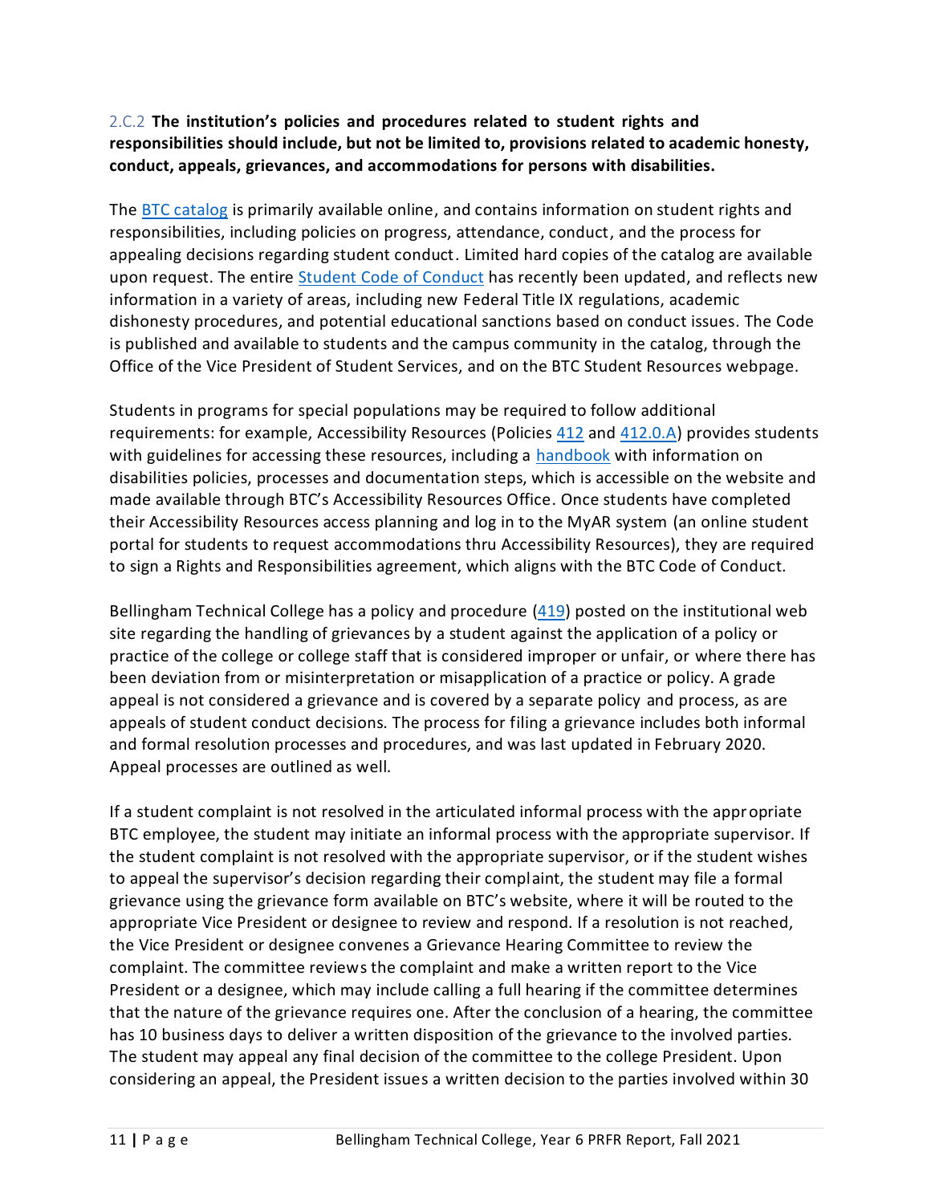2.C.2 **The institution's policies and procedures related to student rights and responsibilities should include, but not be limited to, provisions related to academic honesty, conduct, appeals, grievances, and accommodations for persons with disabilities.**

The BTC catalog is primarily available online, and contains information on student rights and responsibilities, including policies on progress, attendance, conduct, and the process for appealing decisions regarding student conduct. Limited hard copies of the catalog are available upon request. The entire Student Code of Conduct has recently been updated, and reflects new information in a variety of areas, including new Federal Title IX regulations, academic dishonesty procedures, and potential educational sanctions based on conduct issues. The Code is published and available to students and the campus community in the catalog, through the Office of the Vice President of Student Services, and on the BTC Student Resources webpage.

Students in programs for special populations may be required to follow additional requirements: for example, Accessibility Resources (Policies 412 and 412.0.A) provides students with guidelines for accessing these resources, including a handbook with information on disabilities policies, processes and documentation steps, which is accessible on the website and made available through BTC's Accessibility Resources Office. Once students have completed their Accessibility Resources access planning and log in to the MyAR system (an online student portal for students to request accommodations thru Accessibility Resources), they are required to sign a Rights and Responsibilities agreement, which aligns with the BTC Code of Conduct.

Bellingham Technical College has a policy and procedure (419) posted on the institutional web site regarding the handling of grievances by a student against the application of a policy or practice of the college or college staff that is considered improper or unfair, or where there has been deviation from or misinterpretation or misapplication of a practice or policy. A grade appeal is not considered a grievance and is covered by a separate policy and process, as are appeals of student conduct decisions. The process for filing a grievance includes both informal and formal resolution processes and procedures, and was last updated in February 2020. Appeal processes are outlined as well.

If a student complaint is not resolved in the articulated informal process with the appropriate BTC employee, the student may initiate an informal process with the appropriate supervisor. If the student complaint is not resolved with the appropriate supervisor, or if the student wishes to appeal the supervisor's decision regarding their complaint, the student may file a formal grievance using the grievance form available on BTC's website, where it will be routed to the appropriate Vice President or designee to review and respond. If a resolution is not reached, the Vice President or designee convenes a Grievance Hearing Committee to review the complaint. The committee reviews the complaint and make a written report to the Vice President or a designee, which may include calling a full hearing if the committee determines that the nature of the grievance requires one. After the conclusion of a hearing, the committee has 10 business days to deliver a written disposition of the grievance to the involved parties. The student may appeal any final decision of the committee to the college President. Upon considering an appeal, the President issues a written decision to the parties involved within 30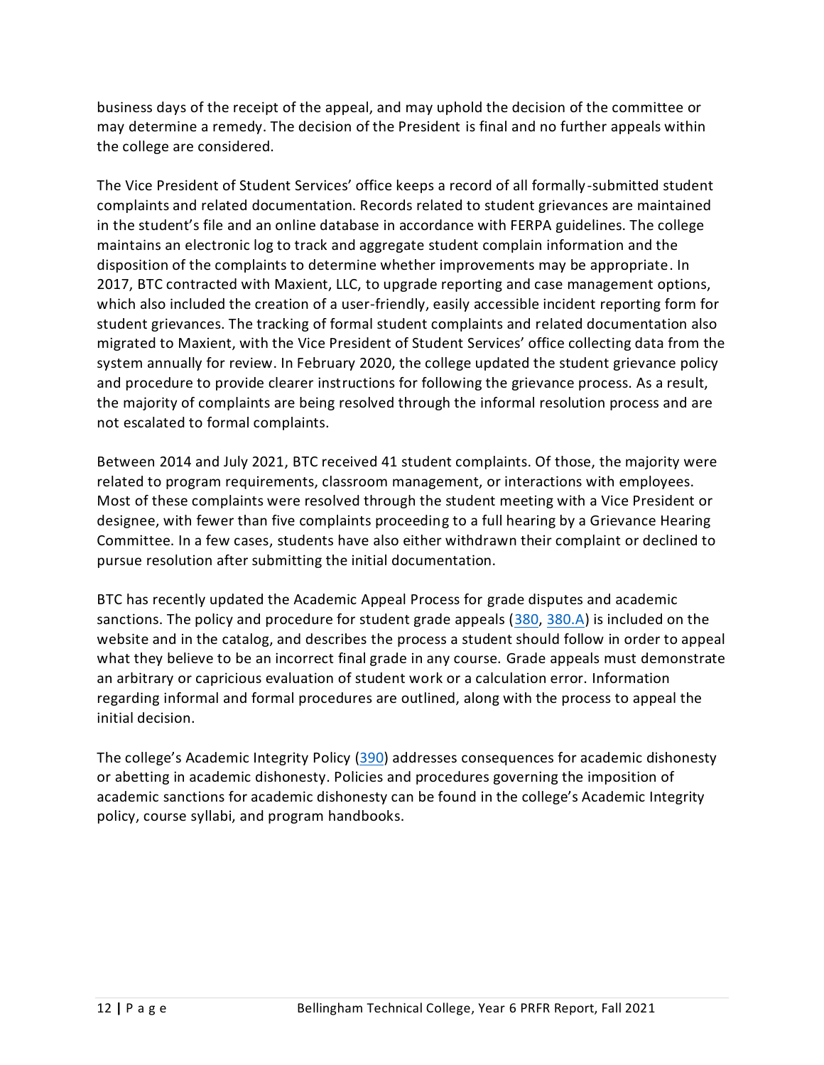business days of the receipt of the appeal, and may uphold the decision of the committee or may determine a remedy. The decision of the President is final and no further appeals within the college are considered.

The Vice President of Student Services' office keeps a record of all formally-submitted student complaints and related documentation. Records related to student grievances are maintained in the student's file and an online database in accordance with FERPA guidelines. The college maintains an electronic log to track and aggregate student complain information and the disposition of the complaints to determine whether improvements may be appropriate. In 2017, BTC contracted with Maxient, LLC, to upgrade reporting and case management options, which also included the creation of a user-friendly, easily accessible incident reporting form for student grievances. The tracking of formal student complaints and related documentation also migrated to Maxient, with the Vice President of Student Services' office collecting data from the system annually for review. In February 2020, the college updated the student grievance policy and procedure to provide clearer instructions for following the grievance process. As a result, the majority of complaints are being resolved through the informal resolution process and are not escalated to formal complaints.

Between 2014 and July 2021, BTC received 41 student complaints. Of those, the majority were related to program requirements, classroom management, or interactions with employees. Most of these complaints were resolved through the student meeting with a Vice President or designee, with fewer than five complaints proceeding to a full hearing by a Grievance Hearing Committee. In a few cases, students have also either withdrawn their complaint or declined to pursue resolution after submitting the initial documentation.

BTC has recently updated the Academic Appeal Process for grade disputes and academic sanctions. The policy and procedure for student grade appeals (380, 380.A) is included on the website and in the catalog, and describes the process a student should follow in order to appeal what they believe to be an incorrect final grade in any course. Grade appeals must demonstrate an arbitrary or capricious evaluation of student work or a calculation error. Information regarding informal and formal procedures are outlined, along with the process to appeal the initial decision.

The college's Academic Integrity Policy (390) addresses consequences for academic dishonesty or abetting in academic dishonesty. Policies and procedures governing the imposition of academic sanctions for academic dishonesty can be found in the college's Academic Integrity policy, course syllabi, and program handbooks.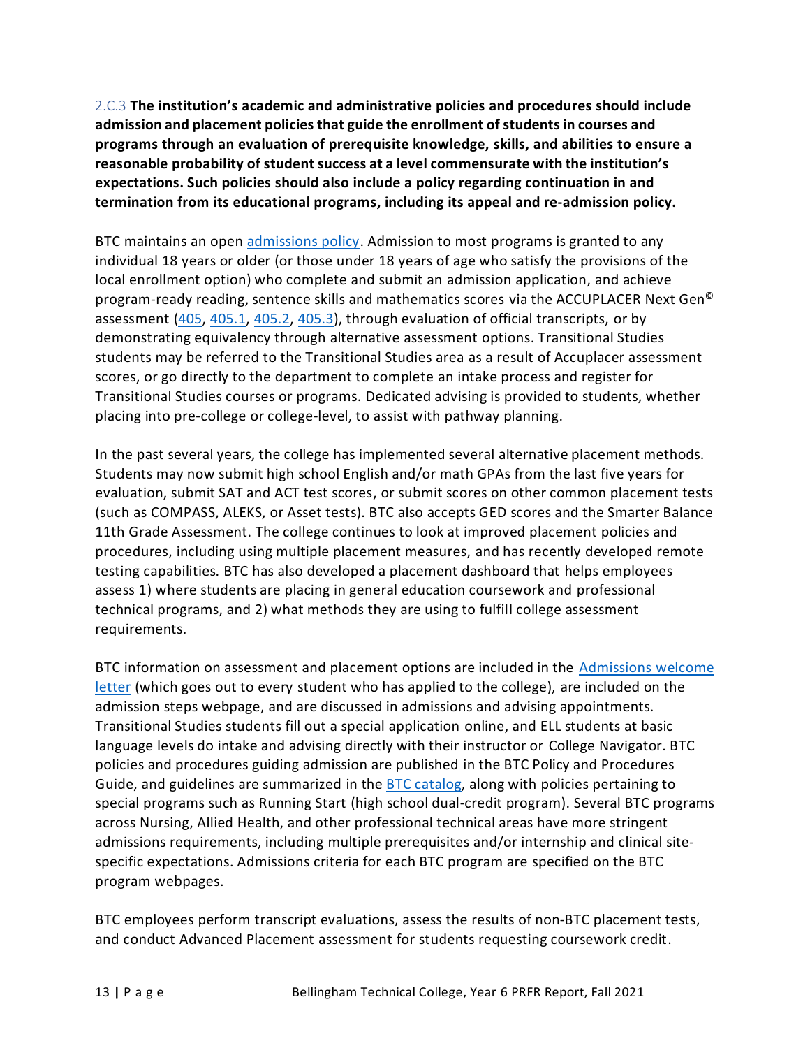2.C.3 **The institution's academic and administrative policies and procedures should include admission and placement policies that guide the enrollment of students in courses and programs through an evaluation of prerequisite knowledge, skills, and abilities to ensure a reasonable probability of student success at a level commensurate with the institution's expectations. Such policies should also include a policy regarding continuation in and termination from its educational programs, including its appeal and re-admission policy.**

BTC maintains an open admissions policy. Admission to most programs is granted to any individual 18 years or older (or those under 18 years of age who satisfy the provisions of the local enrollment option) who complete and submit an admission application, and achieve program-ready reading, sentence skills and mathematics scores via the ACCUPLACER Next Gen© assessment (405, 405.1, 405.2, 405.3), through evaluation of official transcripts, or by demonstrating equivalency through alternative assessment options. Transitional Studies students may be referred to the Transitional Studies area as a result of Accuplacer assessment scores, or go directly to the department to complete an intake process and register for Transitional Studies courses or programs. Dedicated advising is provided to students, whether placing into pre-college or college-level, to assist with pathway planning.

In the past several years, the college has implemented several alternative placement methods. Students may now submit high school English and/or math GPAs from the last five years for evaluation, submit SAT and ACT test scores, or submit scores on other common placement tests (such as COMPASS, ALEKS, or Asset tests). BTC also accepts GED scores and the Smarter Balance 11th Grade Assessment. The college continues to look at improved placement policies and procedures, including using multiple placement measures, and has recently developed remote testing capabilities. BTC has also developed a placement dashboard that helps employees assess 1) where students are placing in general education coursework and professional technical programs, and 2) what methods they are using to fulfill college assessment requirements.

BTC information on assessment and placement options are included in the Admissions welcome letter (which goes out to every student who has applied to the college), are included on the admission steps webpage, and are discussed in admissions and advising appointments. Transitional Studies students fill out a special application online, and ELL students at basic language levels do intake and advising directly with their instructor or College Navigator. BTC policies and procedures guiding admission are published in the BTC Policy and Procedures Guide, and guidelines are summarized in the BTC catalog, along with policies pertaining to special programs such as Running Start (high school dual-credit program). Several BTC programs across Nursing, Allied Health, and other professional technical areas have more stringent admissions requirements, including multiple prerequisites and/or internship and clinical site-specific expectations. Admissions criteria for each BTC program are specified on the BTC program webpages.

BTC employees perform transcript evaluations, assess the results of non-BTC placement tests, and conduct Advanced Placement assessment for students requesting coursework credit.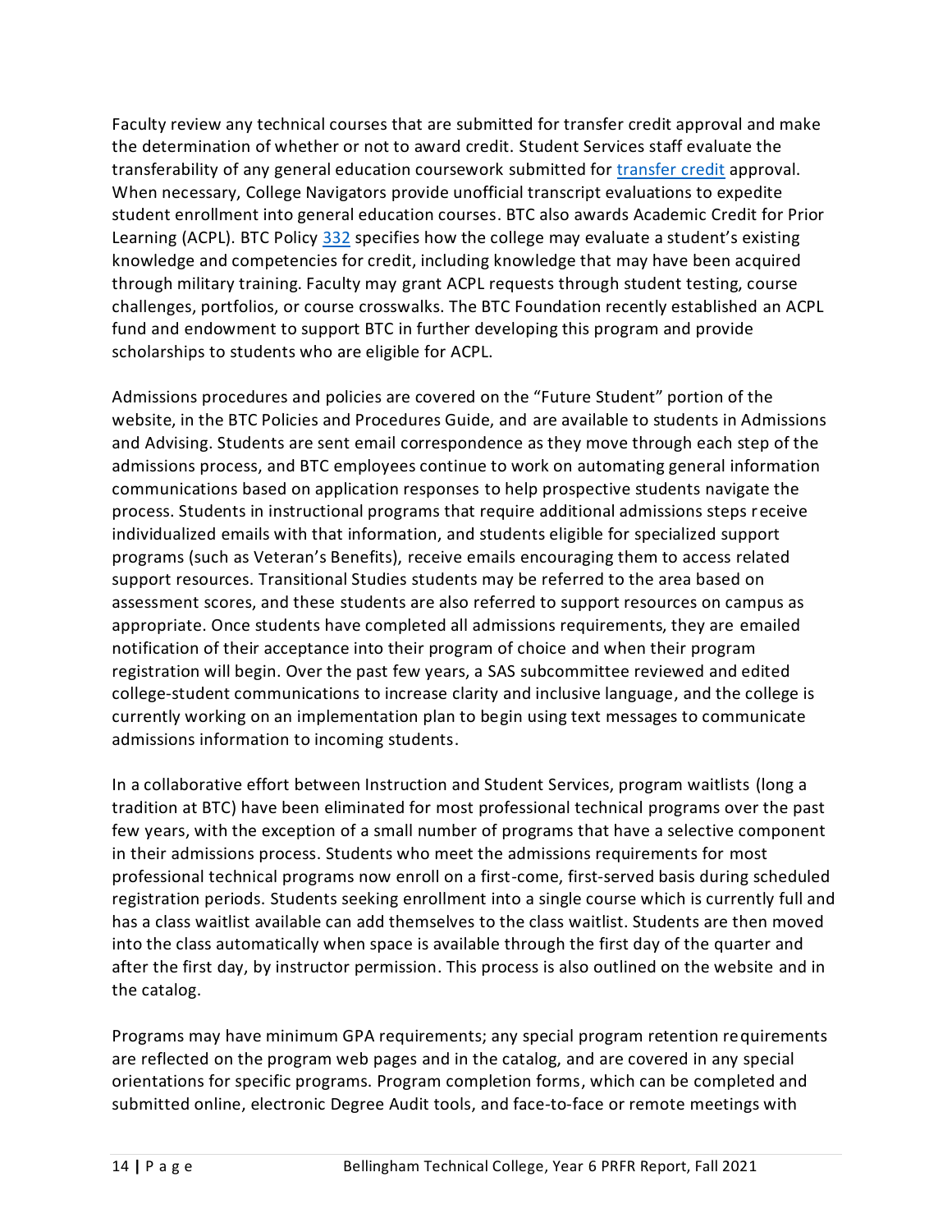Faculty review any technical courses that are submitted for transfer credit approval and make the determination of whether or not to award credit. Student Services staff evaluate the transferability of any general education coursework submitted for transfer credit approval. When necessary, College Navigators provide unofficial transcript evaluations to expedite student enrollment into general education courses. BTC also awards Academic Credit for Prior Learning (ACPL). BTC Policy 332 specifies how the college may evaluate a student's existing knowledge and competencies for credit, including knowledge that may have been acquired through military training. Faculty may grant ACPL requests through student testing, course challenges, portfolios, or course crosswalks. The BTC Foundation recently established an ACPL fund and endowment to support BTC in further developing this program and provide scholarships to students who are eligible for ACPL.

Admissions procedures and policies are covered on the "Future Student" portion of the website, in the BTC Policies and Procedures Guide, and are available to students in Admissions and Advising. Students are sent email correspondence as they move through each step of the admissions process, and BTC employees continue to work on automating general information communications based on application responses to help prospective students navigate the process. Students in instructional programs that require additional admissions steps receive individualized emails with that information, and students eligible for specialized support programs (such as Veteran's Benefits), receive emails encouraging them to access related support resources. Transitional Studies students may be referred to the area based on assessment scores, and these students are also referred to support resources on campus as appropriate. Once students have completed all admissions requirements, they are emailed notification of their acceptance into their program of choice and when their program registration will begin. Over the past few years, a SAS subcommittee reviewed and edited college-student communications to increase clarity and inclusive language, and the college is currently working on an implementation plan to begin using text messages to communicate admissions information to incoming students.

In a collaborative effort between Instruction and Student Services, program waitlists (long a tradition at BTC) have been eliminated for most professional technical programs over the past few years, with the exception of a small number of programs that have a selective component in their admissions process. Students who meet the admissions requirements for most professional technical programs now enroll on a first-come, first-served basis during scheduled registration periods. Students seeking enrollment into a single course which is currently full and has a class waitlist available can add themselves to the class waitlist. Students are then moved into the class automatically when space is available through the first day of the quarter and after the first day, by instructor permission. This process is also outlined on the website and in the catalog.

Programs may have minimum GPA requirements; any special program retention requirements are reflected on the program web pages and in the catalog, and are covered in any special orientations for specific programs. Program completion forms, which can be completed and submitted online, electronic Degree Audit tools, and face-to-face or remote meetings with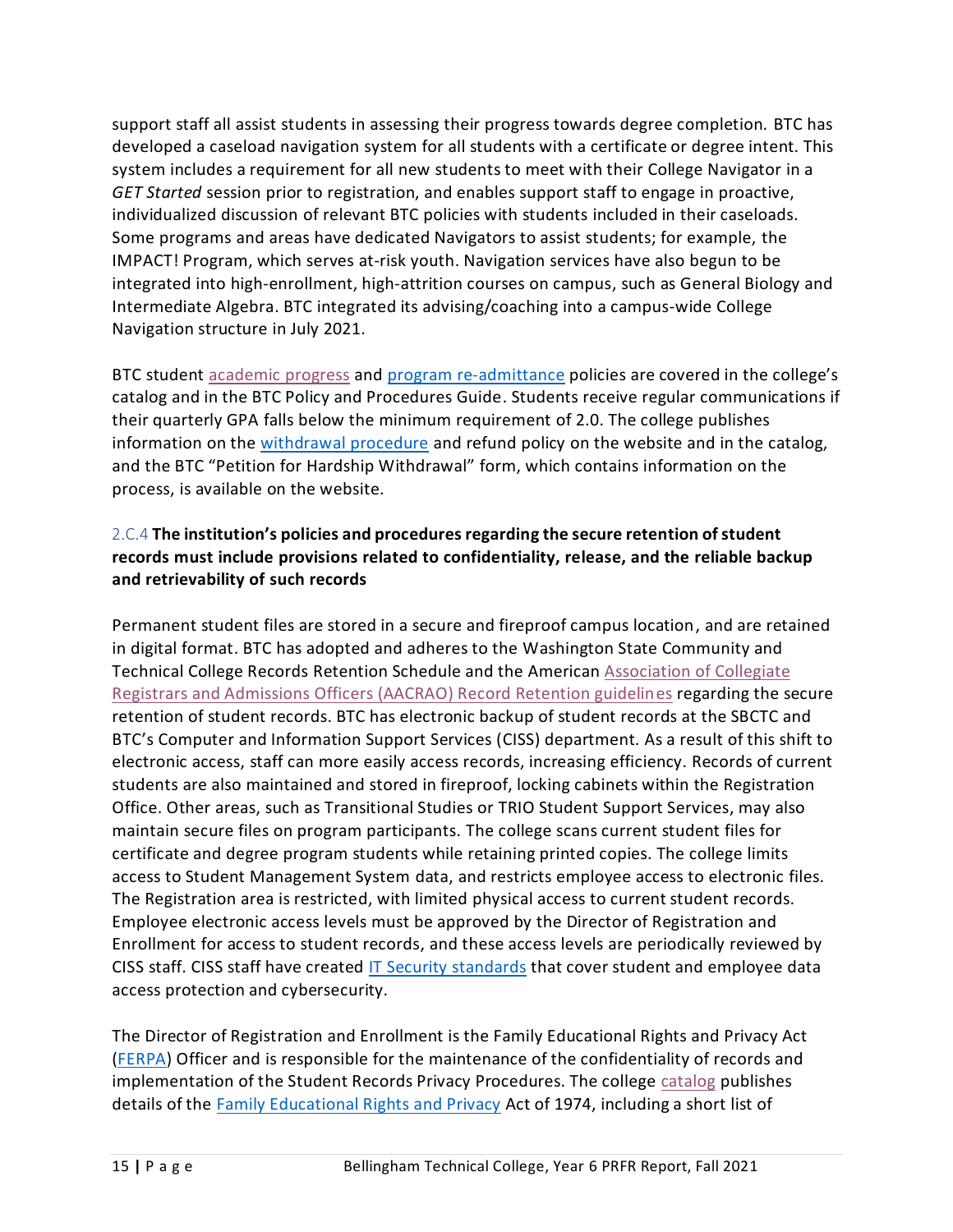support staff all assist students in assessing their progress towards degree completion. BTC has developed a caseload navigation system for all students with a certificate or degree intent. This system includes a requirement for all new students to meet with their College Navigator in a *GET Started* session prior to registration, and enables support staff to engage in proactive, individualized discussion of relevant BTC policies with students included in their caseloads. Some programs and areas have dedicated Navigators to assist students; for example, the IMPACT! Program, which serves at-risk youth. Navigation services have also begun to be integrated into high-enrollment, high-attrition courses on campus, such as General Biology and Intermediate Algebra. BTC integrated its advising/coaching into a campus-wide College Navigation structure in July 2021.

BTC student academic progress and program re-admittance policies are covered in the college's catalog and in the BTC Policy and Procedures Guide. Students receive regular communications if their quarterly GPA falls below the minimum requirement of 2.0. The college publishes information on the withdrawal procedure and refund policy on the website and in the catalog, and the BTC "Petition for Hardship Withdrawal" form, which contains information on the process, is available on the website.

### 2.C.4 **The institution's policies and procedures regarding the secure retention of student records must include provisions related to confidentiality, release, and the reliable backup and retrievability of such records**

Permanent student files are stored in a secure and fireproof campus location, and are retained in digital format. BTC has adopted and adheres to the Washington State Community and Technical College Records Retention Schedule and the American Association of Collegiate Registrars and Admissions Officers (AACRAO) Record Retention guidelines regarding the secure retention of student records. BTC has electronic backup of student records at the SBCTC and BTC's Computer and Information Support Services (CISS) department. As a result of this shift to electronic access, staff can more easily access records, increasing efficiency. Records of current students are also maintained and stored in fireproof, locking cabinets within the Registration Office. Other areas, such as Transitional Studies or TRIO Student Support Services, may also maintain secure files on program participants. The college scans current student files for certificate and degree program students while retaining printed copies. The college limits access to Student Management System data, and restricts employee access to electronic files. The Registration area is restricted, with limited physical access to current student records. Employee electronic access levels must be approved by the Director of Registration and Enrollment for access to student records, and these access levels are periodically reviewed by CISS staff. CISS staff have created IT Security standards that cover student and employee data access protection and cybersecurity.

The Director of Registration and Enrollment is the Family Educational Rights and Privacy Act (FERPA) Officer and is responsible for the maintenance of the confidentiality of records and implementation of the Student Records Privacy Procedures. The college catalog publishes details of the Family Educational Rights and Privacy Act of 1974, including a short list of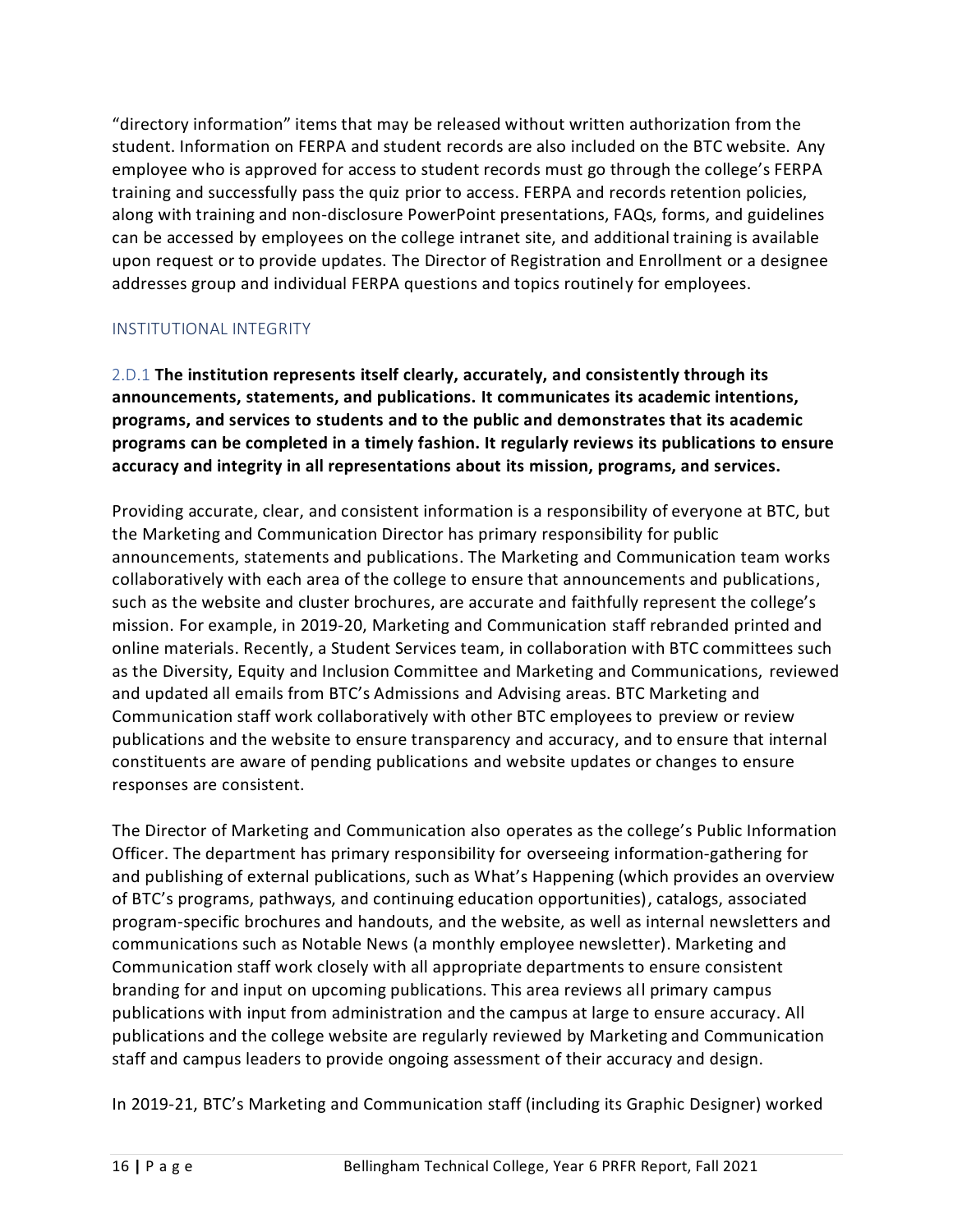"directory information" items that may be released without written authorization from the student. Information on FERPA and student records are also included on the BTC website. Any employee who is approved for access to student records must go through the college's FERPA training and successfully pass the quiz prior to access. FERPA and records retention policies, along with training and non-disclosure PowerPoint presentations, FAQs, forms, and guidelines can be accessed by employees on the college intranet site, and additional training is available upon request or to provide updates. The Director of Registration and Enrollment or a designee addresses group and individual FERPA questions and topics routinely for employees.

## INSTITUTIONAL INTEGRITY

2.D.1 **The institution represents itself clearly, accurately, and consistently through its announcements, statements, and publications. It communicates its academic intentions, programs, and services to students and to the public and demonstrates that its academic programs can be completed in a timely fashion. It regularly reviews its publications to ensure accuracy and integrity in all representations about its mission, programs, and services.**

Providing accurate, clear, and consistent information is a responsibility of everyone at BTC, but the Marketing and Communication Director has primary responsibility for public announcements, statements and publications. The Marketing and Communication team works collaboratively with each area of the college to ensure that announcements and publications, such as the website and cluster brochures, are accurate and faithfully represent the college's mission. For example, in 2019-20, Marketing and Communication staff rebranded printed and online materials. Recently, a Student Services team, in collaboration with BTC committees such as the Diversity, Equity and Inclusion Committee and Marketing and Communications, reviewed and updated all emails from BTC's Admissions and Advising areas. BTC Marketing and Communication staff work collaboratively with other BTC employees to preview or review publications and the website to ensure transparency and accuracy, and to ensure that internal constituents are aware of pending publications and website updates or changes to ensure responses are consistent.

The Director of Marketing and Communication also operates as the college's Public Information Officer. The department has primary responsibility for overseeing information-gathering for and publishing of external publications, such as What's Happening (which provides an overview of BTC's programs, pathways, and continuing education opportunities), catalogs, associated program-specific brochures and handouts, and the website, as well as internal newsletters and communications such as Notable News (a monthly employee newsletter). Marketing and Communication staff work closely with all appropriate departments to ensure consistent branding for and input on upcoming publications. This area reviews all primary campus publications with input from administration and the campus at large to ensure accuracy. All publications and the college website are regularly reviewed by Marketing and Communication staff and campus leaders to provide ongoing assessment of their accuracy and design.

In 2019-21, BTC's Marketing and Communication staff (including its Graphic Designer) worked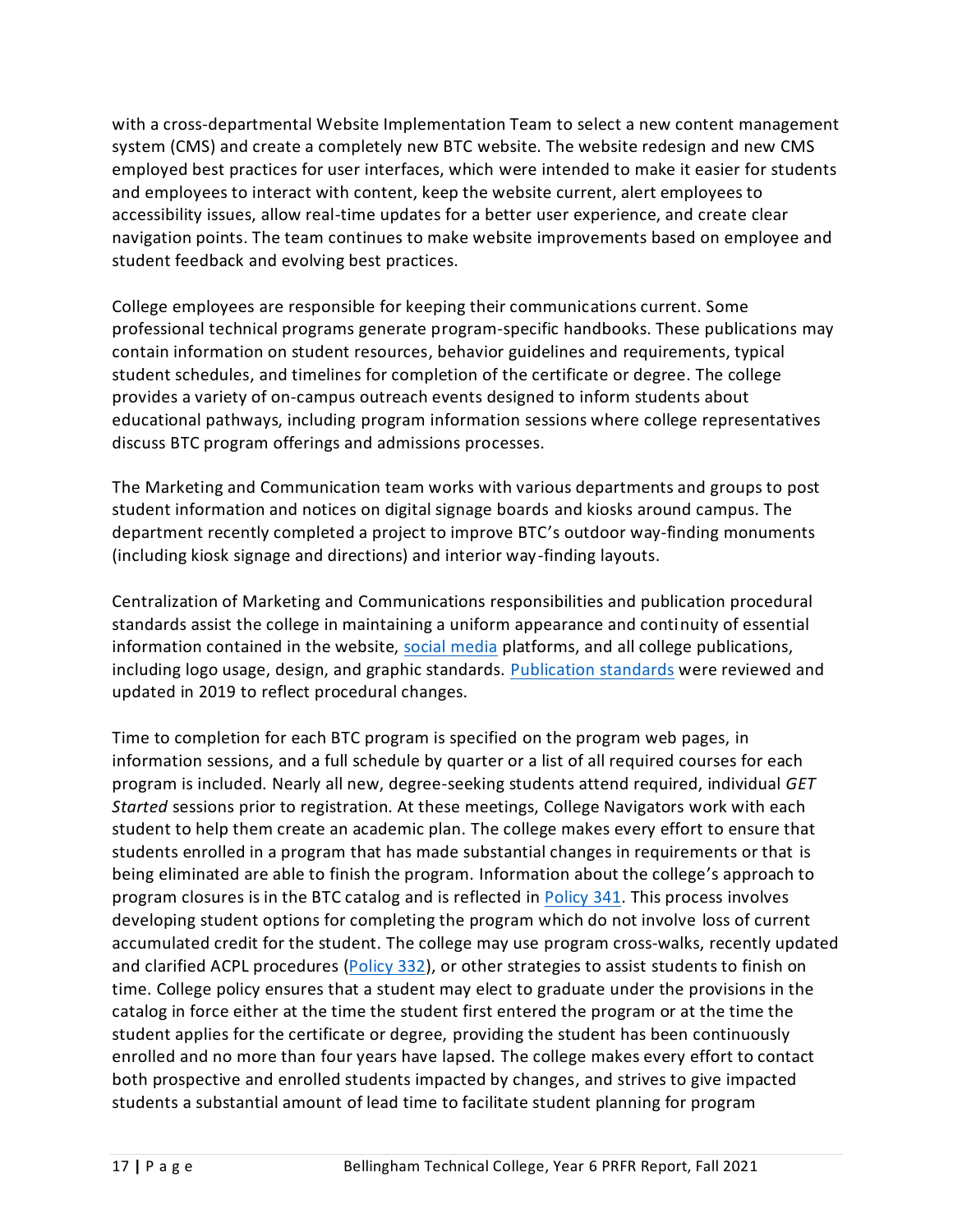with a cross-departmental Website Implementation Team to select a new content management system (CMS) and create a completely new BTC website. The website redesign and new CMS employed best practices for user interfaces, which were intended to make it easier for students and employees to interact with content, keep the website current, alert employees to accessibility issues, allow real-time updates for a better user experience, and create clear navigation points. The team continues to make website improvements based on employee and student feedback and evolving best practices.

College employees are responsible for keeping their communications current. Some professional technical programs generate program-specific handbooks. These publications may contain information on student resources, behavior guidelines and requirements, typical student schedules, and timelines for completion of the certificate or degree. The college provides a variety of on-campus outreach events designed to inform students about educational pathways, including program information sessions where college representatives discuss BTC program offerings and admissions processes.

The Marketing and Communication team works with various departments and groups to post student information and notices on digital signage boards and kiosks around campus. The department recently completed a project to improve BTC's outdoor way-finding monuments (including kiosk signage and directions) and interior way-finding layouts.

Centralization of Marketing and Communications responsibilities and publication procedural standards assist the college in maintaining a uniform appearance and continuity of essential information contained in the website, social media platforms, and all college publications, including logo usage, design, and graphic standards. Publication standards were reviewed and updated in 2019 to reflect procedural changes.

Time to completion for each BTC program is specified on the program web pages, in information sessions, and a full schedule by quarter or a list of all required courses for each program is included. Nearly all new, degree-seeking students attend required, individual *GET Started* sessions prior to registration. At these meetings, College Navigators work with each student to help them create an academic plan. The college makes every effort to ensure that students enrolled in a program that has made substantial changes in requirements or that is being eliminated are able to finish the program. Information about the college's approach to program closures is in the BTC catalog and is reflected in Policy 341. This process involves developing student options for completing the program which do not involve loss of current accumulated credit for the student. The college may use program cross-walks, recently updated and clarified ACPL procedures (Policy 332), or other strategies to assist students to finish on time. College policy ensures that a student may elect to graduate under the provisions in the catalog in force either at the time the student first entered the program or at the time the student applies for the certificate or degree, providing the student has been continuously enrolled and no more than four years have lapsed. The college makes every effort to contact both prospective and enrolled students impacted by changes, and strives to give impacted students a substantial amount of lead time to facilitate student planning for program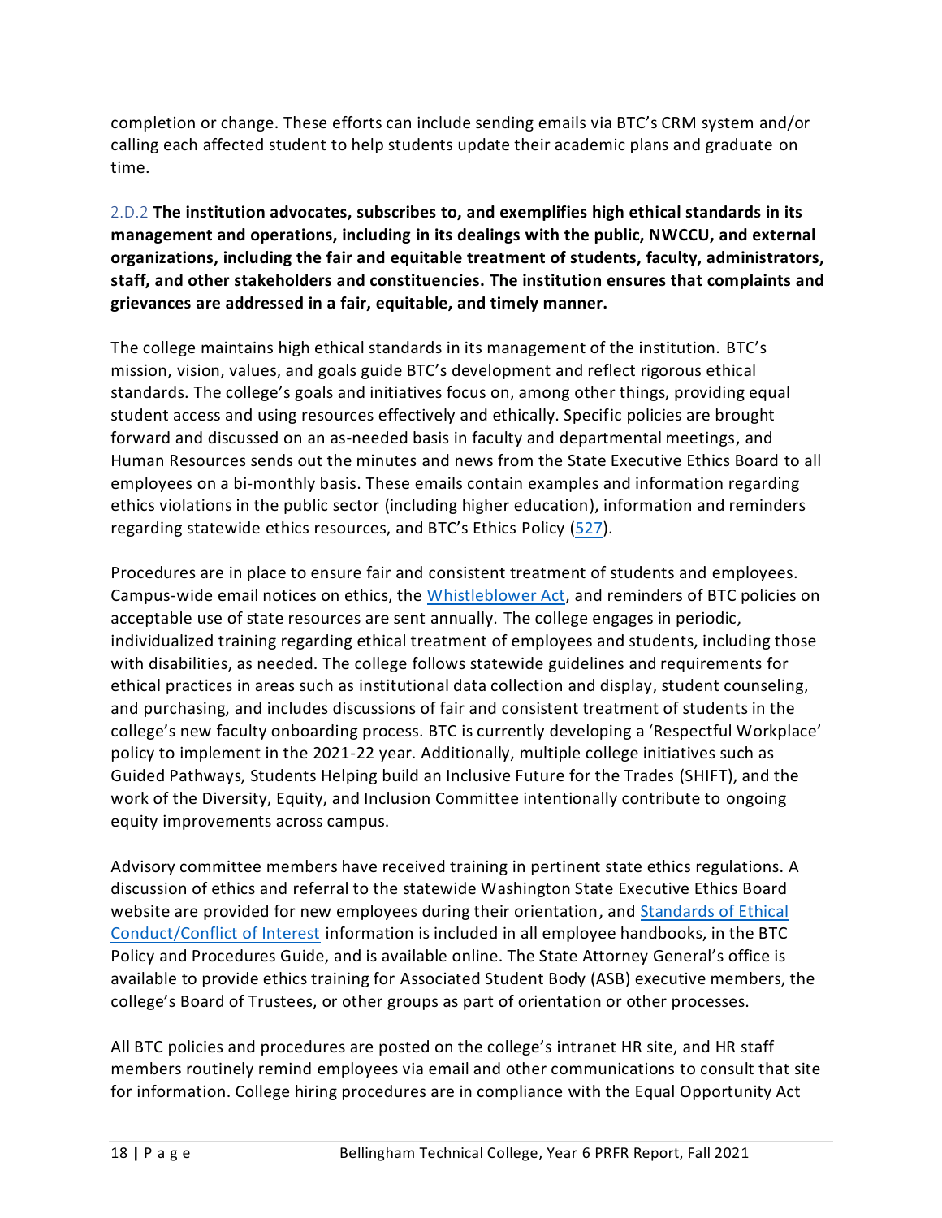completion or change. These efforts can include sending emails via BTC's CRM system and/or calling each affected student to help students update their academic plans and graduate on time.

2.D.2 **The institution advocates, subscribes to, and exemplifies high ethical standards in its management and operations, including in its dealings with the public, NWCCU, and external organizations, including the fair and equitable treatment of students, faculty, administrators, staff, and other stakeholders and constituencies. The institution ensures that complaints and grievances are addressed in a fair, equitable, and timely manner.**

The college maintains high ethical standards in its management of the institution. BTC's mission, vision, values, and goals guide BTC's development and reflect rigorous ethical standards. The college's goals and initiatives focus on, among other things, providing equal student access and using resources effectively and ethically. Specific policies are brought forward and discussed on an as-needed basis in faculty and departmental meetings, and Human Resources sends out the minutes and news from the State Executive Ethics Board to all employees on a bi-monthly basis. These emails contain examples and information regarding ethics violations in the public sector (including higher education), information and reminders regarding statewide ethics resources, and BTC's Ethics Policy (527).

Procedures are in place to ensure fair and consistent treatment of students and employees. Campus-wide email notices on ethics, the Whistleblower Act, and reminders of BTC policies on acceptable use of state resources are sent annually. The college engages in periodic, individualized training regarding ethical treatment of employees and students, including those with disabilities, as needed. The college follows statewide guidelines and requirements for ethical practices in areas such as institutional data collection and display, student counseling, and purchasing, and includes discussions of fair and consistent treatment of students in the college's new faculty onboarding process. BTC is currently developing a 'Respectful Workplace' policy to implement in the 2021-22 year. Additionally, multiple college initiatives such as Guided Pathways, Students Helping build an Inclusive Future for the Trades (SHIFT), and the work of the Diversity, Equity, and Inclusion Committee intentionally contribute to ongoing equity improvements across campus.

Advisory committee members have received training in pertinent state ethics regulations. A discussion of ethics and referral to the statewide Washington State Executive Ethics Board website are provided for new employees during their orientation, and Standards of Ethical Conduct/Conflict of Interest information is included in all employee handbooks, in the BTC Policy and Procedures Guide, and is available online. The State Attorney General's office is available to provide ethics training for Associated Student Body (ASB) executive members, the college's Board of Trustees, or other groups as part of orientation or other processes.

All BTC policies and procedures are posted on the college's intranet HR site, and HR staff members routinely remind employees via email and other communications to consult that site for information. College hiring procedures are in compliance with the Equal Opportunity Act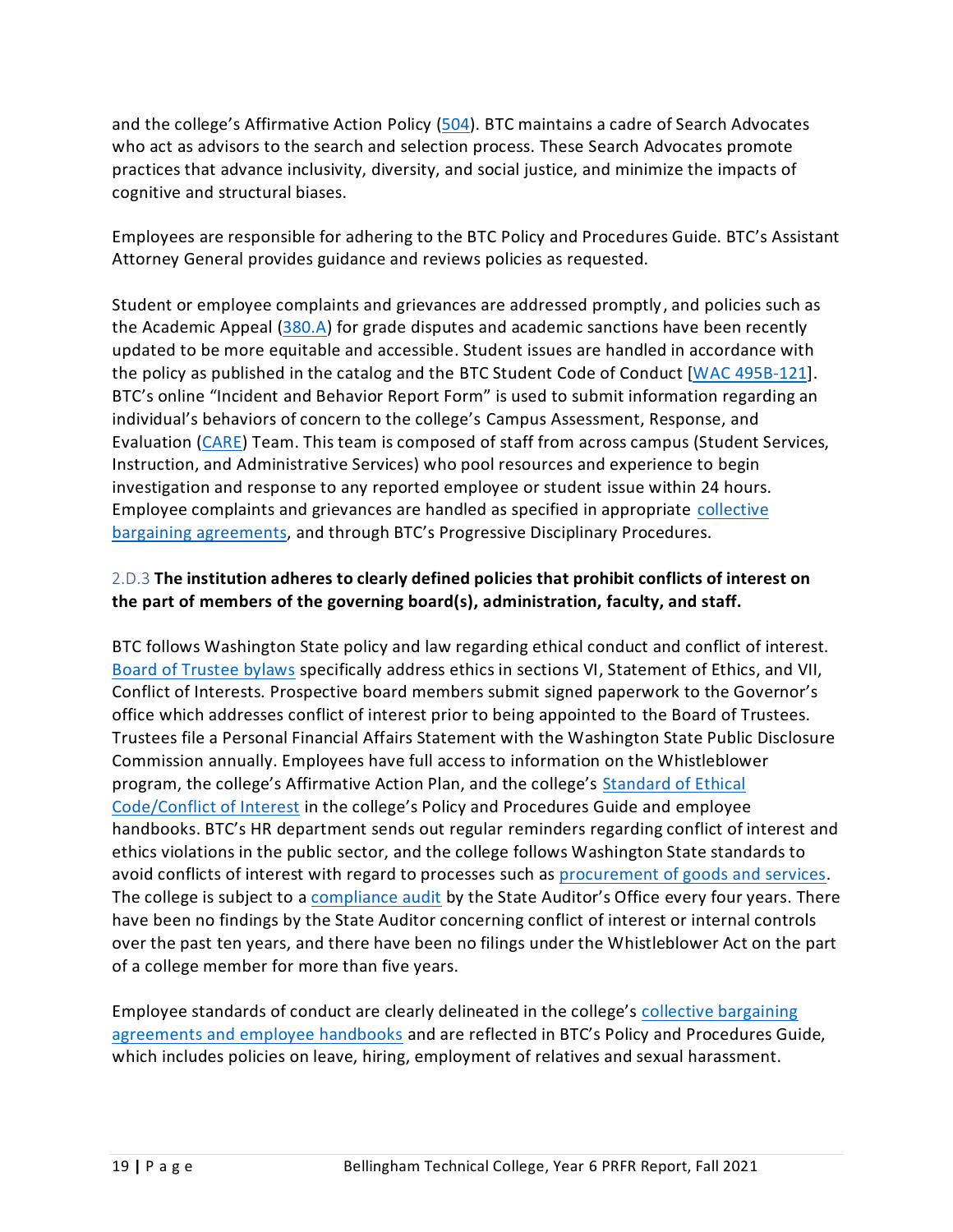and the college's Affirmative Action Policy (504). BTC maintains a cadre of Search Advocates who act as advisors to the search and selection process. These Search Advocates promote practices that advance inclusivity, diversity, and social justice, and minimize the impacts of cognitive and structural biases.

Employees are responsible for adhering to the BTC Policy and Procedures Guide. BTC's Assistant Attorney General provides guidance and reviews policies as requested.

Student or employee complaints and grievances are addressed promptly, and policies such as the Academic Appeal (380.A) for grade disputes and academic sanctions have been recently updated to be more equitable and accessible. Student issues are handled in accordance with the policy as published in the catalog and the BTC Student Code of Conduct [WAC 495B-121]. BTC's online "Incident and Behavior Report Form" is used to submit information regarding an individual's behaviors of concern to the college's Campus Assessment, Response, and Evaluation (CARE) Team. This team is composed of staff from across campus (Student Services, Instruction, and Administrative Services) who pool resources and experience to begin investigation and response to any reported employee or student issue within 24 hours. Employee complaints and grievances are handled as specified in appropriate collective bargaining agreements, and through BTC's Progressive Disciplinary Procedures.

2.D.3 **The institution adheres to clearly defined policies that prohibit conflicts of interest on the part of members of the governing board(s), administration, faculty, and staff.**

BTC follows Washington State policy and law regarding ethical conduct and conflict of interest. Board of Trustee bylaws specifically address ethics in sections VI, Statement of Ethics, and VII, Conflict of Interests. Prospective board members submit signed paperwork to the Governor's office which addresses conflict of interest prior to being appointed to the Board of Trustees. Trustees file a Personal Financial Affairs Statement with the Washington State Public Disclosure Commission annually. Employees have full access to information on the Whistleblower program, the college's Affirmative Action Plan, and the college's Standard of Ethical Code/Conflict of Interest in the college's Policy and Procedures Guide and employee handbooks. BTC's HR department sends out regular reminders regarding conflict of interest and ethics violations in the public sector, and the college follows Washington State standards to avoid conflicts of interest with regard to processes such as procurement of goods and services. The college is subject to a compliance audit by the State Auditor's Office every four years. There have been no findings by the State Auditor concerning conflict of interest or internal controls over the past ten years, and there have been no filings under the Whistleblower Act on the part of a college member for more than five years.

Employee standards of conduct are clearly delineated in the college's collective bargaining agreements and employee handbooks and are reflected in BTC's Policy and Procedures Guide, which includes policies on leave, hiring, employment of relatives and sexual harassment.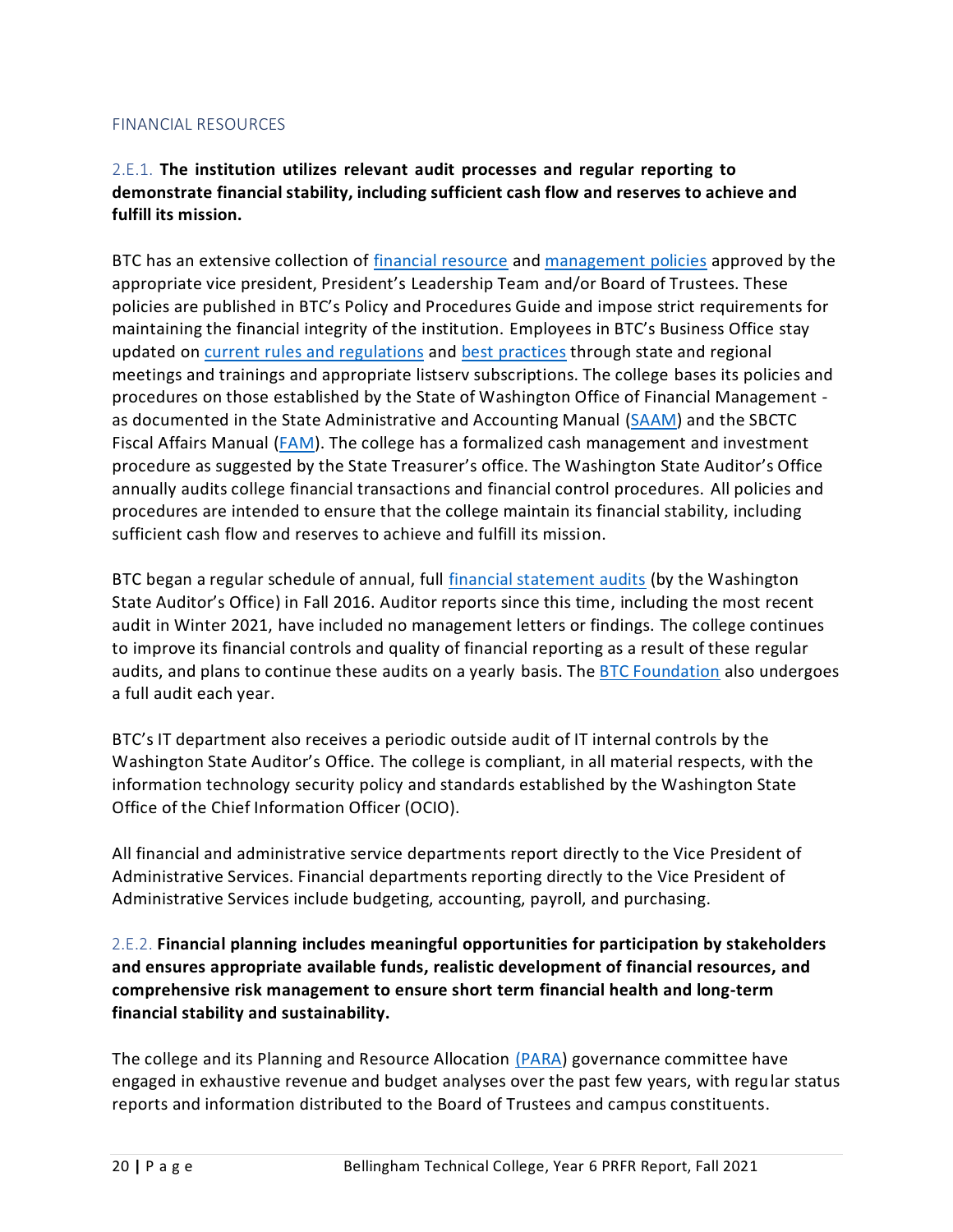## FINANCIAL RESOURCES

2.E.1. **The institution utilizes relevant audit processes and regular reporting to demonstrate financial stability, including sufficient cash flow and reserves to achieve and fulfill its mission.**

BTC has an extensive collection of financial resource and management policies approved by the appropriate vice president, President's Leadership Team and/or Board of Trustees. These policies are published in BTC's Policy and Procedures Guide and impose strict requirements for maintaining the financial integrity of the institution. Employees in BTC's Business Office stay updated on current rules and regulations and best practices through state and regional meetings and trainings and appropriate listserv subscriptions. The college bases its policies and procedures on those established by the State of Washington Office of Financial Management - as documented in the State Administrative and Accounting Manual (SAAM) and the SBCTC Fiscal Affairs Manual (FAM). The college has a formalized cash management and investment procedure as suggested by the State Treasurer's office. The Washington State Auditor's Office annually audits college financial transactions and financial control procedures. All policies and procedures are intended to ensure that the college maintain its financial stability, including sufficient cash flow and reserves to achieve and fulfill its mission.

BTC began a regular schedule of annual, full financial statement audits (by the Washington State Auditor's Office) in Fall 2016. Auditor reports since this time, including the most recent audit in Winter 2021, have included no management letters or findings. The college continues to improve its financial controls and quality of financial reporting as a result of these regular audits, and plans to continue these audits on a yearly basis. The BTC Foundation also undergoes a full audit each year.

BTC's IT department also receives a periodic outside audit of IT internal controls by the Washington State Auditor's Office. The college is compliant, in all material respects, with the information technology security policy and standards established by the Washington State Office of the Chief Information Officer (OCIO).

All financial and administrative service departments report directly to the Vice President of Administrative Services. Financial departments reporting directly to the Vice President of Administrative Services include budgeting, accounting, payroll, and purchasing.

2.E.2. **Financial planning includes meaningful opportunities for participation by stakeholders and ensures appropriate available funds, realistic development of financial resources, and comprehensive risk management to ensure short term financial health and long-term financial stability and sustainability.**

The college and its Planning and Resource Allocation (PARA) governance committee have engaged in exhaustive revenue and budget analyses over the past few years, with regular status reports and information distributed to the Board of Trustees and campus constituents.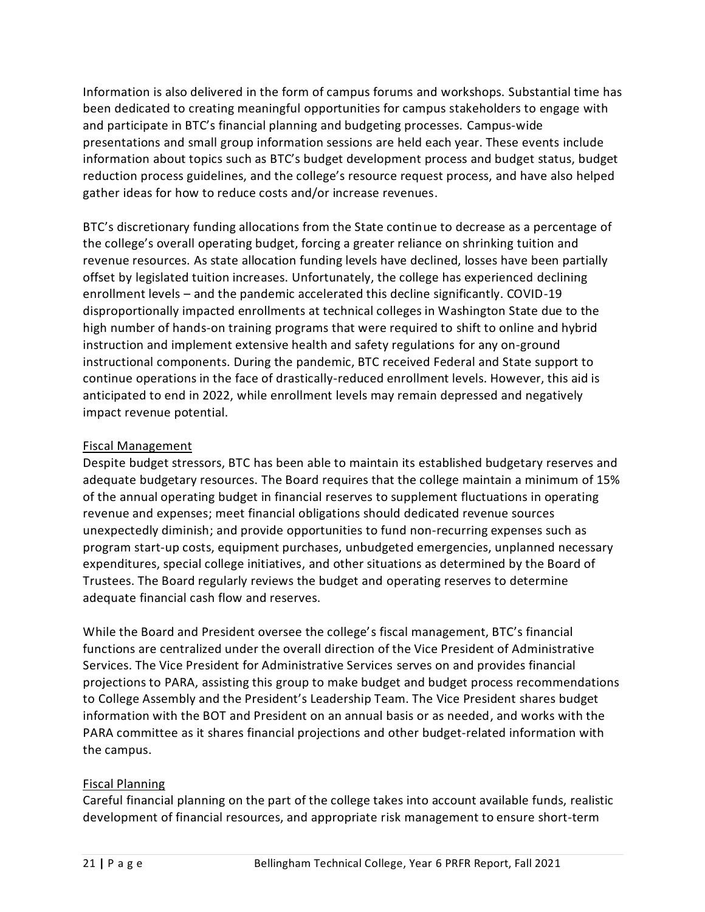Information is also delivered in the form of campus forums and workshops. Substantial time has been dedicated to creating meaningful opportunities for campus stakeholders to engage with and participate in BTC's financial planning and budgeting processes. Campus-wide presentations and small group information sessions are held each year. These events include information about topics such as BTC's budget development process and budget status, budget reduction process guidelines, and the college's resource request process, and have also helped gather ideas for how to reduce costs and/or increase revenues.

BTC's discretionary funding allocations from the State continue to decrease as a percentage of the college's overall operating budget, forcing a greater reliance on shrinking tuition and revenue resources. As state allocation funding levels have declined, losses have been partially offset by legislated tuition increases. Unfortunately, the college has experienced declining enrollment levels – and the pandemic accelerated this decline significantly. COVID-19 disproportionally impacted enrollments at technical colleges in Washington State due to the high number of hands-on training programs that were required to shift to online and hybrid instruction and implement extensive health and safety regulations for any on-ground instructional components. During the pandemic, BTC received Federal and State support to continue operations in the face of drastically-reduced enrollment levels. However, this aid is anticipated to end in 2022, while enrollment levels may remain depressed and negatively impact revenue potential.

<u>Fiscal Management</u>

Despite budget stressors, BTC has been able to maintain its established budgetary reserves and adequate budgetary resources. The Board requires that the college maintain a minimum of 15% of the annual operating budget in financial reserves to supplement fluctuations in operating revenue and expenses; meet financial obligations should dedicated revenue sources unexpectedly diminish; and provide opportunities to fund non-recurring expenses such as program start-up costs, equipment purchases, unbudgeted emergencies, unplanned necessary expenditures, special college initiatives, and other situations as determined by the Board of Trustees. The Board regularly reviews the budget and operating reserves to determine adequate financial cash flow and reserves.

While the Board and President oversee the college's fiscal management, BTC's financial functions are centralized under the overall direction of the Vice President of Administrative Services. The Vice President for Administrative Services serves on and provides financial projections to PARA, assisting this group to make budget and budget process recommendations to College Assembly and the President's Leadership Team. The Vice President shares budget information with the BOT and President on an annual basis or as needed, and works with the PARA committee as it shares financial projections and other budget-related information with the campus.

<u>Fiscal Planning</u>

Careful financial planning on the part of the college takes into account available funds, realistic development of financial resources, and appropriate risk management to ensure short-term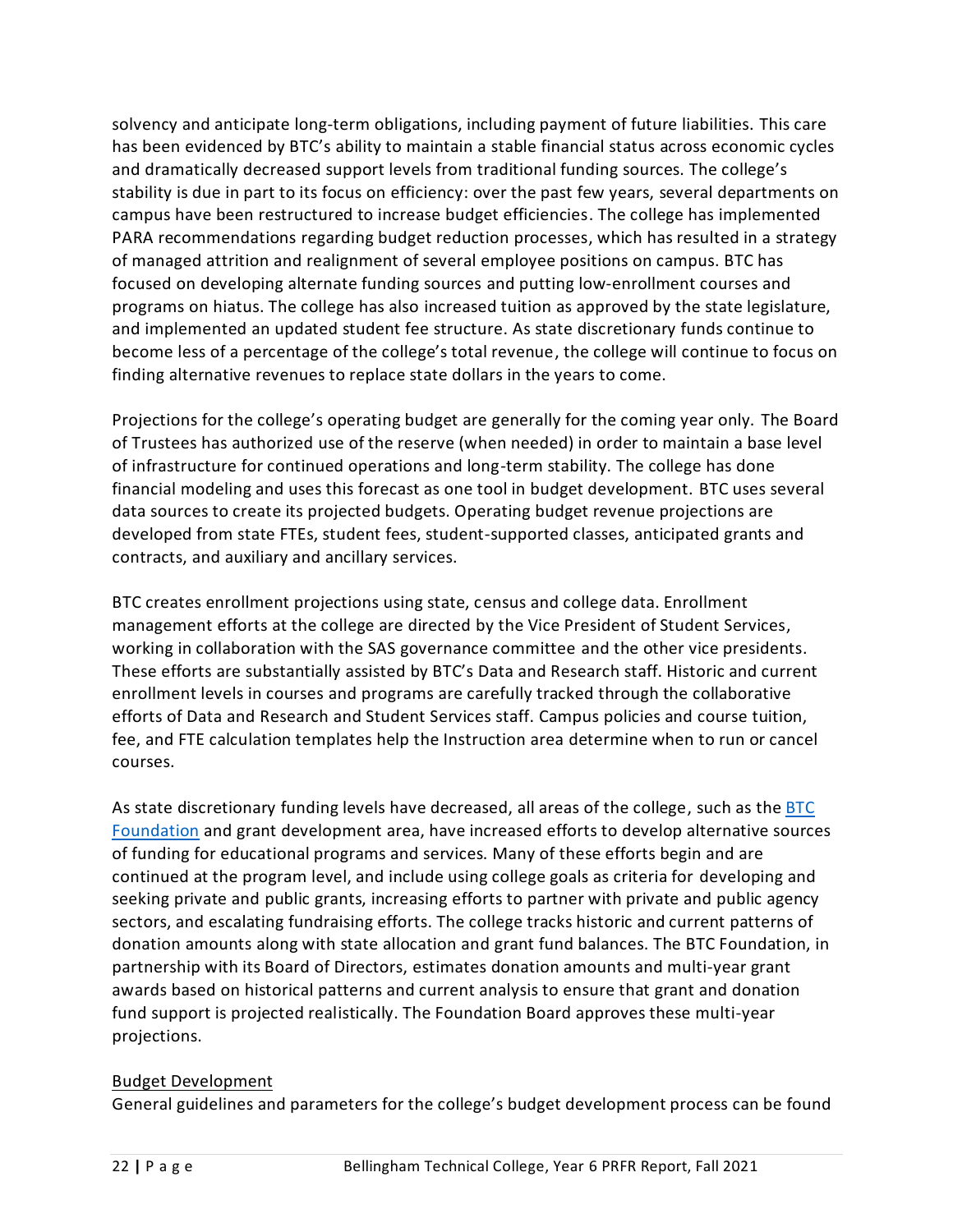solvency and anticipate long-term obligations, including payment of future liabilities. This care has been evidenced by BTC's ability to maintain a stable financial status across economic cycles and dramatically decreased support levels from traditional funding sources. The college's stability is due in part to its focus on efficiency: over the past few years, several departments on campus have been restructured to increase budget efficiencies. The college has implemented PARA recommendations regarding budget reduction processes, which has resulted in a strategy of managed attrition and realignment of several employee positions on campus. BTC has focused on developing alternate funding sources and putting low-enrollment courses and programs on hiatus. The college has also increased tuition as approved by the state legislature, and implemented an updated student fee structure. As state discretionary funds continue to become less of a percentage of the college's total revenue, the college will continue to focus on finding alternative revenues to replace state dollars in the years to come.

Projections for the college's operating budget are generally for the coming year only. The Board of Trustees has authorized use of the reserve (when needed) in order to maintain a base level of infrastructure for continued operations and long-term stability. The college has done financial modeling and uses this forecast as one tool in budget development. BTC uses several data sources to create its projected budgets. Operating budget revenue projections are developed from state FTEs, student fees, student-supported classes, anticipated grants and contracts, and auxiliary and ancillary services.

BTC creates enrollment projections using state, census and college data. Enrollment management efforts at the college are directed by the Vice President of Student Services, working in collaboration with the SAS governance committee and the other vice presidents. These efforts are substantially assisted by BTC's Data and Research staff. Historic and current enrollment levels in courses and programs are carefully tracked through the collaborative efforts of Data and Research and Student Services staff. Campus policies and course tuition, fee, and FTE calculation templates help the Instruction area determine when to run or cancel courses.

As state discretionary funding levels have decreased, all areas of the college, such as the BTC Foundation and grant development area, have increased efforts to develop alternative sources of funding for educational programs and services. Many of these efforts begin and are continued at the program level, and include using college goals as criteria for developing and seeking private and public grants, increasing efforts to partner with private and public agency sectors, and escalating fundraising efforts. The college tracks historic and current patterns of donation amounts along with state allocation and grant fund balances. The BTC Foundation, in partnership with its Board of Directors, estimates donation amounts and multi-year grant awards based on historical patterns and current analysis to ensure that grant and donation fund support is projected realistically. The Foundation Board approves these multi-year projections.

Budget Development

General guidelines and parameters for the college's budget development process can be found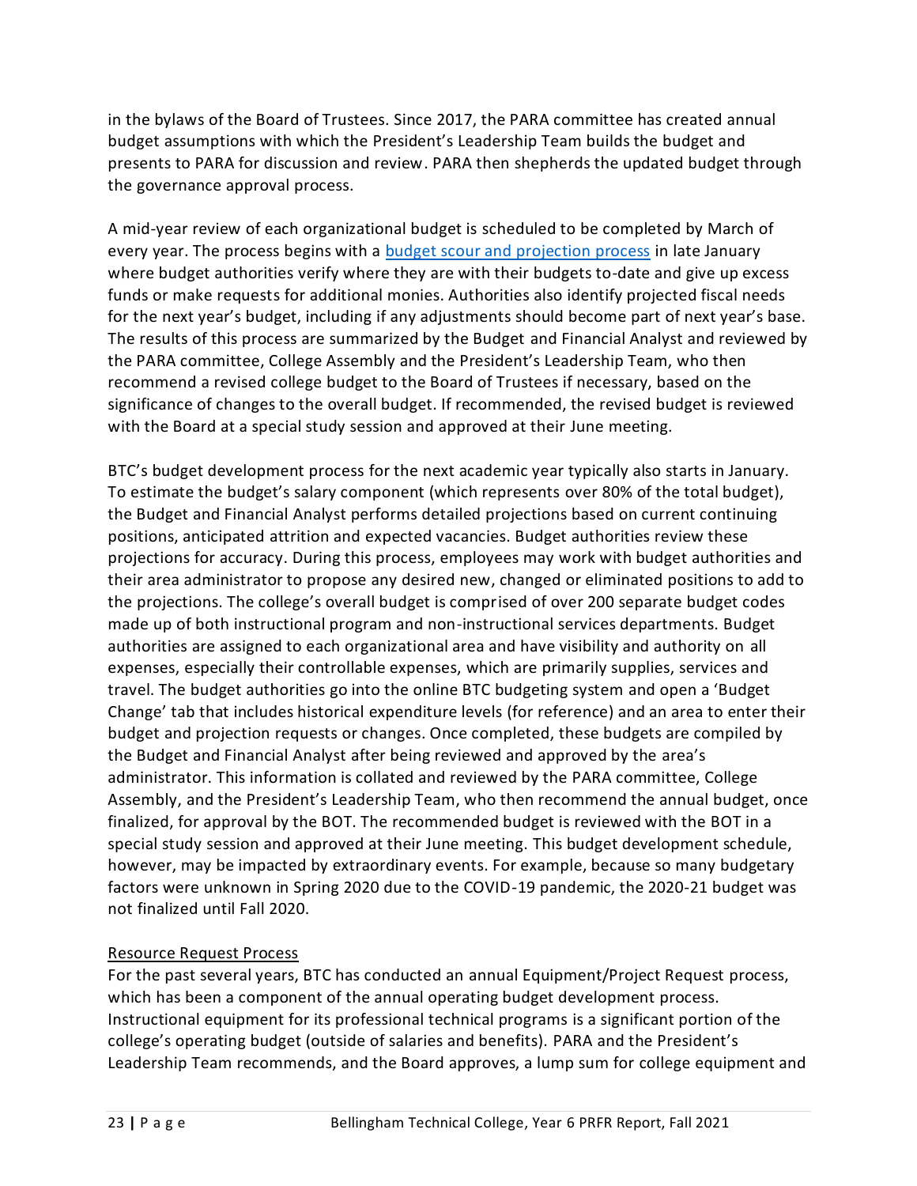in the bylaws of the Board of Trustees. Since 2017, the PARA committee has created annual budget assumptions with which the President's Leadership Team builds the budget and presents to PARA for discussion and review. PARA then shepherds the updated budget through the governance approval process.

A mid-year review of each organizational budget is scheduled to be completed by March of every year. The process begins with a [budget scour and projection process]() in late January where budget authorities verify where they are with their budgets to-date and give up excess funds or make requests for additional monies. Authorities also identify projected fiscal needs for the next year's budget, including if any adjustments should become part of next year's base. The results of this process are summarized by the Budget and Financial Analyst and reviewed by the PARA committee, College Assembly and the President's Leadership Team, who then recommend a revised college budget to the Board of Trustees if necessary, based on the significance of changes to the overall budget. If recommended, the revised budget is reviewed with the Board at a special study session and approved at their June meeting.

BTC's budget development process for the next academic year typically also starts in January. To estimate the budget's salary component (which represents over 80% of the total budget), the Budget and Financial Analyst performs detailed projections based on current continuing positions, anticipated attrition and expected vacancies. Budget authorities review these projections for accuracy. During this process, employees may work with budget authorities and their area administrator to propose any desired new, changed or eliminated positions to add to the projections. The college's overall budget is comprised of over 200 separate budget codes made up of both instructional program and non-instructional services departments. Budget authorities are assigned to each organizational area and have visibility and authority on all expenses, especially their controllable expenses, which are primarily supplies, services and travel. The budget authorities go into the online BTC budgeting system and open a 'Budget Change' tab that includes historical expenditure levels (for reference) and an area to enter their budget and projection requests or changes. Once completed, these budgets are compiled by the Budget and Financial Analyst after being reviewed and approved by the area's administrator. This information is collated and reviewed by the PARA committee, College Assembly, and the President's Leadership Team, who then recommend the annual budget, once finalized, for approval by the BOT. The recommended budget is reviewed with the BOT in a special study session and approved at their June meeting. This budget development schedule, however, may be impacted by extraordinary events. For example, because so many budgetary factors were unknown in Spring 2020 due to the COVID-19 pandemic, the 2020-21 budget was not finalized until Fall 2020.

<u>Resource Request Process</u>

For the past several years, BTC has conducted an annual Equipment/Project Request process, which has been a component of the annual operating budget development process. Instructional equipment for its professional technical programs is a significant portion of the college's operating budget (outside of salaries and benefits). PARA and the President's Leadership Team recommends, and the Board approves, a lump sum for college equipment and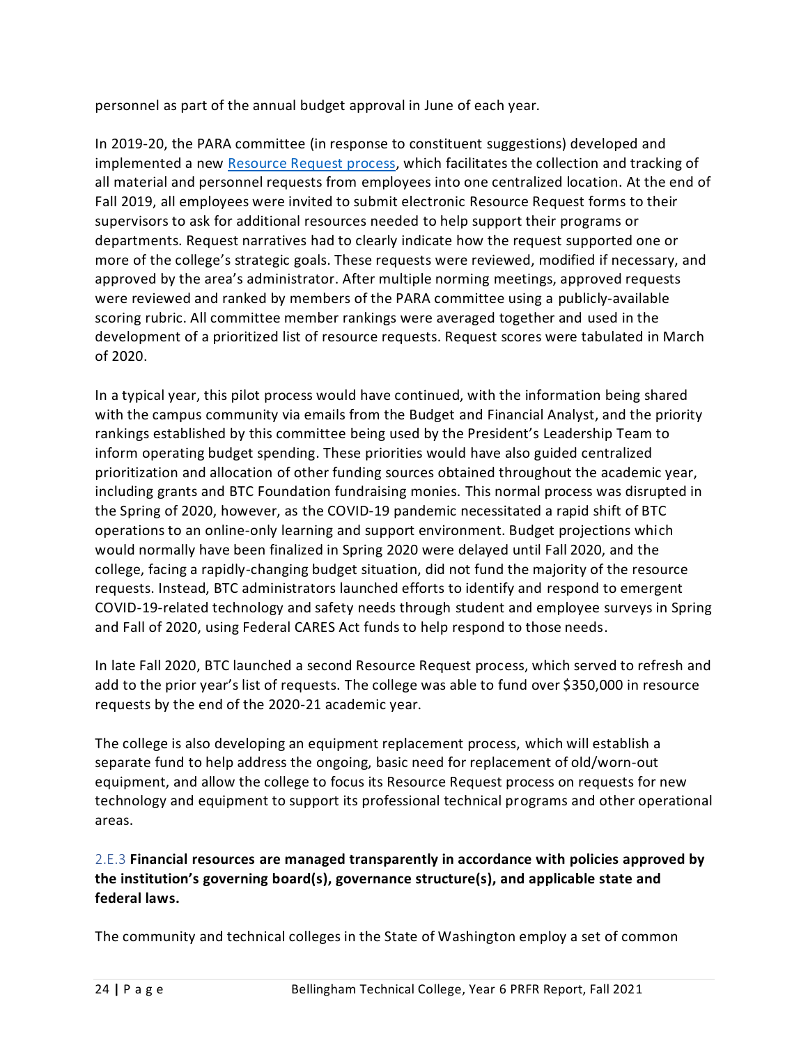personnel as part of the annual budget approval in June of each year.

In 2019-20, the PARA committee (in response to constituent suggestions) developed and implemented a new [Resource Request process](), which facilitates the collection and tracking of all material and personnel requests from employees into one centralized location. At the end of Fall 2019, all employees were invited to submit electronic Resource Request forms to their supervisors to ask for additional resources needed to help support their programs or departments. Request narratives had to clearly indicate how the request supported one or more of the college's strategic goals. These requests were reviewed, modified if necessary, and approved by the area's administrator. After multiple norming meetings, approved requests were reviewed and ranked by members of the PARA committee using a publicly-available scoring rubric. All committee member rankings were averaged together and used in the development of a prioritized list of resource requests. Request scores were tabulated in March of 2020.

In a typical year, this pilot process would have continued, with the information being shared with the campus community via emails from the Budget and Financial Analyst, and the priority rankings established by this committee being used by the President's Leadership Team to inform operating budget spending. These priorities would have also guided centralized prioritization and allocation of other funding sources obtained throughout the academic year, including grants and BTC Foundation fundraising monies. This normal process was disrupted in the Spring of 2020, however, as the COVID-19 pandemic necessitated a rapid shift of BTC operations to an online-only learning and support environment. Budget projections which would normally have been finalized in Spring 2020 were delayed until Fall 2020, and the college, facing a rapidly-changing budget situation, did not fund the majority of the resource requests. Instead, BTC administrators launched efforts to identify and respond to emergent COVID-19-related technology and safety needs through student and employee surveys in Spring and Fall of 2020, using Federal CARES Act funds to help respond to those needs.

In late Fall 2020, BTC launched a second Resource Request process, which served to refresh and add to the prior year's list of requests. The college was able to fund over $350,000 in resource requests by the end of the 2020-21 academic year.

The college is also developing an equipment replacement process, which will establish a separate fund to help address the ongoing, basic need for replacement of old/worn-out equipment, and allow the college to focus its Resource Request process on requests for new technology and equipment to support its professional technical programs and other operational areas.

2.E.3 **Financial resources are managed transparently in accordance with policies approved by the institution's governing board(s), governance structure(s), and applicable state and federal laws.**

The community and technical colleges in the State of Washington employ a set of common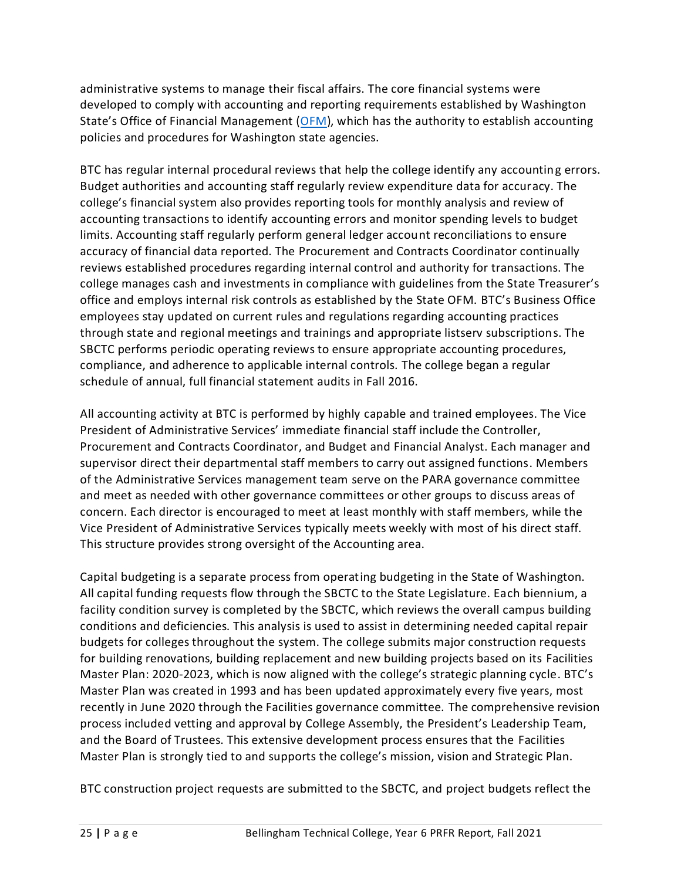administrative systems to manage their fiscal affairs. The core financial systems were developed to comply with accounting and reporting requirements established by Washington State's Office of Financial Management (OFM), which has the authority to establish accounting policies and procedures for Washington state agencies.

BTC has regular internal procedural reviews that help the college identify any accounting errors. Budget authorities and accounting staff regularly review expenditure data for accuracy. The college's financial system also provides reporting tools for monthly analysis and review of accounting transactions to identify accounting errors and monitor spending levels to budget limits. Accounting staff regularly perform general ledger account reconciliations to ensure accuracy of financial data reported. The Procurement and Contracts Coordinator continually reviews established procedures regarding internal control and authority for transactions. The college manages cash and investments in compliance with guidelines from the State Treasurer's office and employs internal risk controls as established by the State OFM. BTC's Business Office employees stay updated on current rules and regulations regarding accounting practices through state and regional meetings and trainings and appropriate listserv subscriptions. The SBCTC performs periodic operating reviews to ensure appropriate accounting procedures, compliance, and adherence to applicable internal controls. The college began a regular schedule of annual, full financial statement audits in Fall 2016.

All accounting activity at BTC is performed by highly capable and trained employees. The Vice President of Administrative Services' immediate financial staff include the Controller, Procurement and Contracts Coordinator, and Budget and Financial Analyst. Each manager and supervisor direct their departmental staff members to carry out assigned functions. Members of the Administrative Services management team serve on the PARA governance committee and meet as needed with other governance committees or other groups to discuss areas of concern. Each director is encouraged to meet at least monthly with staff members, while the Vice President of Administrative Services typically meets weekly with most of his direct staff. This structure provides strong oversight of the Accounting area.

Capital budgeting is a separate process from operating budgeting in the State of Washington. All capital funding requests flow through the SBCTC to the State Legislature. Each biennium, a facility condition survey is completed by the SBCTC, which reviews the overall campus building conditions and deficiencies. This analysis is used to assist in determining needed capital repair budgets for colleges throughout the system. The college submits major construction requests for building renovations, building replacement and new building projects based on its Facilities Master Plan: 2020-2023, which is now aligned with the college's strategic planning cycle. BTC's Master Plan was created in 1993 and has been updated approximately every five years, most recently in June 2020 through the Facilities governance committee. The comprehensive revision process included vetting and approval by College Assembly, the President's Leadership Team, and the Board of Trustees. This extensive development process ensures that the Facilities Master Plan is strongly tied to and supports the college's mission, vision and Strategic Plan.

BTC construction project requests are submitted to the SBCTC, and project budgets reflect the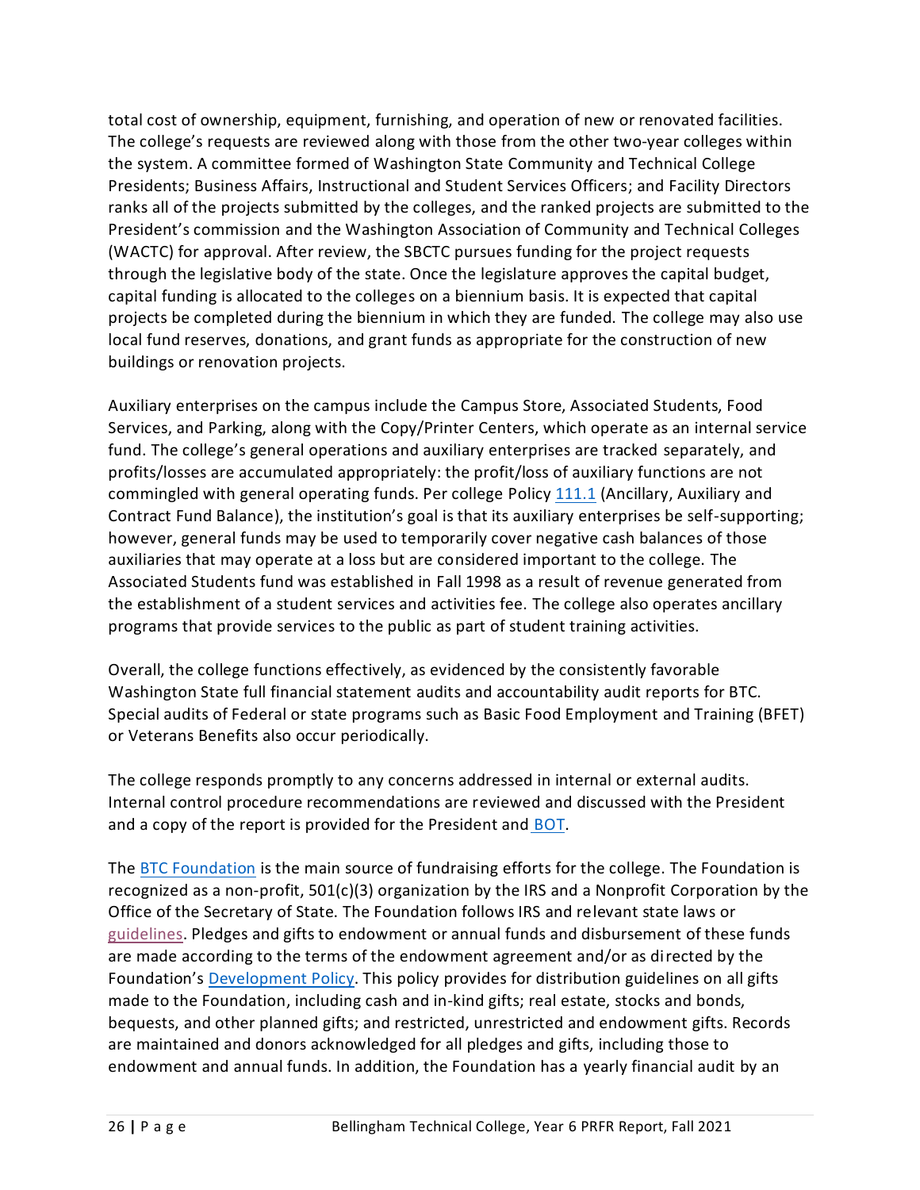total cost of ownership, equipment, furnishing, and operation of new or renovated facilities. The college's requests are reviewed along with those from the other two-year colleges within the system. A committee formed of Washington State Community and Technical College Presidents; Business Affairs, Instructional and Student Services Officers; and Facility Directors ranks all of the projects submitted by the colleges, and the ranked projects are submitted to the President's commission and the Washington Association of Community and Technical Colleges (WACTC) for approval. After review, the SBCTC pursues funding for the project requests through the legislative body of the state. Once the legislature approves the capital budget, capital funding is allocated to the colleges on a biennium basis. It is expected that capital projects be completed during the biennium in which they are funded. The college may also use local fund reserves, donations, and grant funds as appropriate for the construction of new buildings or renovation projects.

Auxiliary enterprises on the campus include the Campus Store, Associated Students, Food Services, and Parking, along with the Copy/Printer Centers, which operate as an internal service fund. The college's general operations and auxiliary enterprises are tracked separately, and profits/losses are accumulated appropriately: the profit/loss of auxiliary functions are not commingled with general operating funds. Per college Policy 111.1 (Ancillary, Auxiliary and Contract Fund Balance), the institution's goal is that its auxiliary enterprises be self-supporting; however, general funds may be used to temporarily cover negative cash balances of those auxiliaries that may operate at a loss but are considered important to the college. The Associated Students fund was established in Fall 1998 as a result of revenue generated from the establishment of a student services and activities fee. The college also operates ancillary programs that provide services to the public as part of student training activities.

Overall, the college functions effectively, as evidenced by the consistently favorable Washington State full financial statement audits and accountability audit reports for BTC. Special audits of Federal or state programs such as Basic Food Employment and Training (BFET) or Veterans Benefits also occur periodically.

The college responds promptly to any concerns addressed in internal or external audits. Internal control procedure recommendations are reviewed and discussed with the President and a copy of the report is provided for the President and BOT.

The BTC Foundation is the main source of fundraising efforts for the college. The Foundation is recognized as a non-profit, 501(c)(3) organization by the IRS and a Nonprofit Corporation by the Office of the Secretary of State. The Foundation follows IRS and relevant state laws or guidelines. Pledges and gifts to endowment or annual funds and disbursement of these funds are made according to the terms of the endowment agreement and/or as directed by the Foundation's Development Policy. This policy provides for distribution guidelines on all gifts made to the Foundation, including cash and in-kind gifts; real estate, stocks and bonds, bequests, and other planned gifts; and restricted, unrestricted and endowment gifts. Records are maintained and donors acknowledged for all pledges and gifts, including those to endowment and annual funds. In addition, the Foundation has a yearly financial audit by an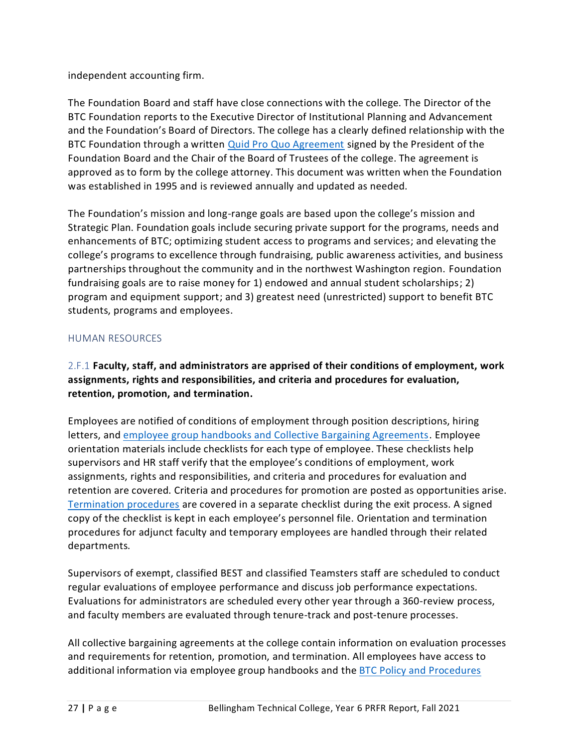independent accounting firm.

The Foundation Board and staff have close connections with the college. The Director of the BTC Foundation reports to the Executive Director of Institutional Planning and Advancement and the Foundation's Board of Directors. The college has a clearly defined relationship with the BTC Foundation through a written Quid Pro Quo Agreement signed by the President of the Foundation Board and the Chair of the Board of Trustees of the college. The agreement is approved as to form by the college attorney. This document was written when the Foundation was established in 1995 and is reviewed annually and updated as needed.

The Foundation's mission and long-range goals are based upon the college's mission and Strategic Plan. Foundation goals include securing private support for the programs, needs and enhancements of BTC; optimizing student access to programs and services; and elevating the college's programs to excellence through fundraising, public awareness activities, and business partnerships throughout the community and in the northwest Washington region. Foundation fundraising goals are to raise money for 1) endowed and annual student scholarships; 2) program and equipment support; and 3) greatest need (unrestricted) support to benefit BTC students, programs and employees.

## HUMAN RESOURCES

2.F.1 **Faculty, staff, and administrators are apprised of their conditions of employment, work assignments, rights and responsibilities, and criteria and procedures for evaluation, retention, promotion, and termination.**

Employees are notified of conditions of employment through position descriptions, hiring letters, and employee group handbooks and Collective Bargaining Agreements. Employee orientation materials include checklists for each type of employee. These checklists help supervisors and HR staff verify that the employee's conditions of employment, work assignments, rights and responsibilities, and criteria and procedures for evaluation and retention are covered. Criteria and procedures for promotion are posted as opportunities arise. Termination procedures are covered in a separate checklist during the exit process. A signed copy of the checklist is kept in each employee's personnel file. Orientation and termination procedures for adjunct faculty and temporary employees are handled through their related departments.

Supervisors of exempt, classified BEST and classified Teamsters staff are scheduled to conduct regular evaluations of employee performance and discuss job performance expectations. Evaluations for administrators are scheduled every other year through a 360-review process, and faculty members are evaluated through tenure-track and post-tenure processes.

All collective bargaining agreements at the college contain information on evaluation processes and requirements for retention, promotion, and termination. All employees have access to additional information via employee group handbooks and the BTC Policy and Procedures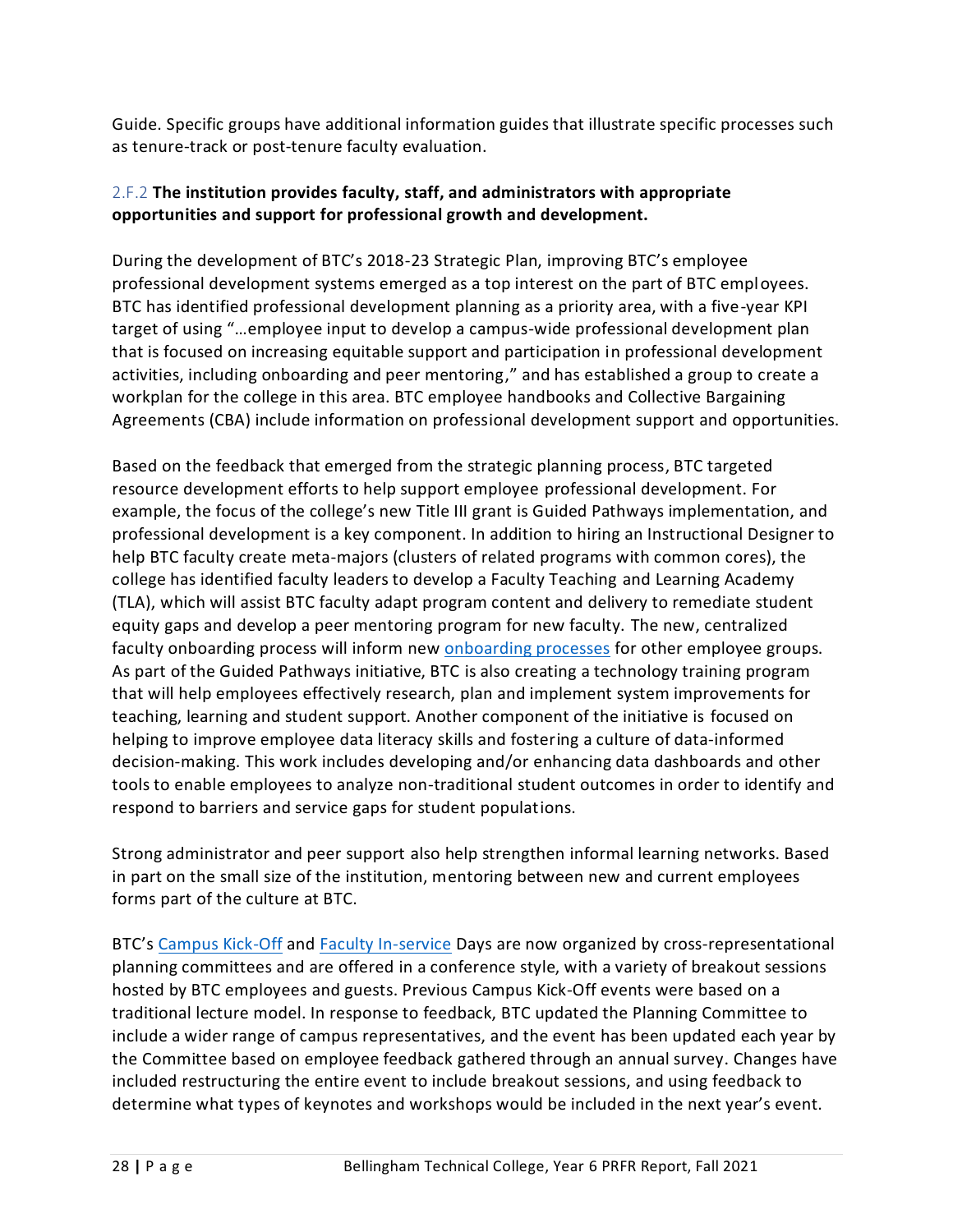Guide. Specific groups have additional information guides that illustrate specific processes such as tenure-track or post-tenure faculty evaluation.

### 2.F.2 **The institution provides faculty, staff, and administrators with appropriate opportunities and support for professional growth and development.**

During the development of BTC's 2018-23 Strategic Plan, improving BTC's employee professional development systems emerged as a top interest on the part of BTC employees. BTC has identified professional development planning as a priority area, with a five-year KPI target of using "…employee input to develop a campus-wide professional development plan that is focused on increasing equitable support and participation in professional development activities, including onboarding and peer mentoring," and has established a group to create a workplan for the college in this area. BTC employee handbooks and Collective Bargaining Agreements (CBA) include information on professional development support and opportunities.

Based on the feedback that emerged from the strategic planning process, BTC targeted resource development efforts to help support employee professional development. For example, the focus of the college's new Title III grant is Guided Pathways implementation, and professional development is a key component. In addition to hiring an Instructional Designer to help BTC faculty create meta-majors (clusters of related programs with common cores), the college has identified faculty leaders to develop a Faculty Teaching and Learning Academy (TLA), which will assist BTC faculty adapt program content and delivery to remediate student equity gaps and develop a peer mentoring program for new faculty. The new, centralized faculty onboarding process will inform new onboarding processes for other employee groups. As part of the Guided Pathways initiative, BTC is also creating a technology training program that will help employees effectively research, plan and implement system improvements for teaching, learning and student support. Another component of the initiative is focused on helping to improve employee data literacy skills and fostering a culture of data-informed decision-making. This work includes developing and/or enhancing data dashboards and other tools to enable employees to analyze non-traditional student outcomes in order to identify and respond to barriers and service gaps for student populations.

Strong administrator and peer support also help strengthen informal learning networks. Based in part on the small size of the institution, mentoring between new and current employees forms part of the culture at BTC.

BTC's Campus Kick-Off and Faculty In-service Days are now organized by cross-representational planning committees and are offered in a conference style, with a variety of breakout sessions hosted by BTC employees and guests. Previous Campus Kick-Off events were based on a traditional lecture model. In response to feedback, BTC updated the Planning Committee to include a wider range of campus representatives, and the event has been updated each year by the Committee based on employee feedback gathered through an annual survey. Changes have included restructuring the entire event to include breakout sessions, and using feedback to determine what types of keynotes and workshops would be included in the next year's event.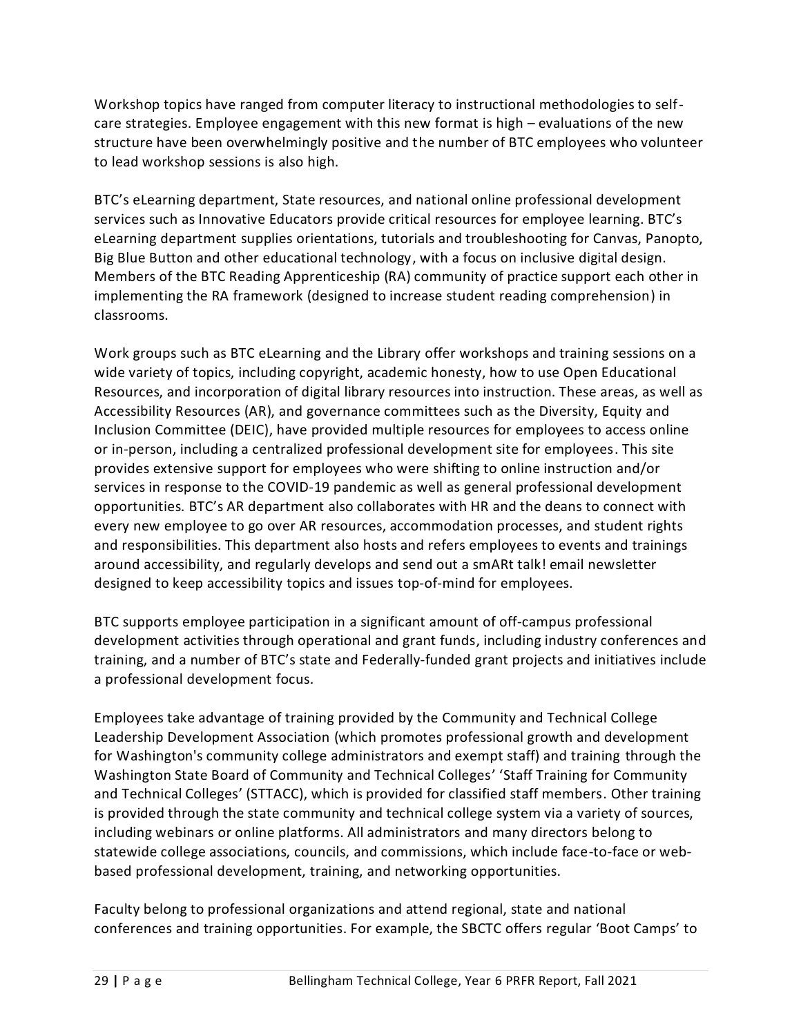Workshop topics have ranged from computer literacy to instructional methodologies to self-care strategies. Employee engagement with this new format is high – evaluations of the new structure have been overwhelmingly positive and the number of BTC employees who volunteer to lead workshop sessions is also high.

BTC's eLearning department, State resources, and national online professional development services such as Innovative Educators provide critical resources for employee learning. BTC's eLearning department supplies orientations, tutorials and troubleshooting for Canvas, Panopto, Big Blue Button and other educational technology, with a focus on inclusive digital design. Members of the BTC Reading Apprenticeship (RA) community of practice support each other in implementing the RA framework (designed to increase student reading comprehension) in classrooms.

Work groups such as BTC eLearning and the Library offer workshops and training sessions on a wide variety of topics, including copyright, academic honesty, how to use Open Educational Resources, and incorporation of digital library resources into instruction. These areas, as well as Accessibility Resources (AR), and governance committees such as the Diversity, Equity and Inclusion Committee (DEIC), have provided multiple resources for employees to access online or in-person, including a centralized professional development site for employees. This site provides extensive support for employees who were shifting to online instruction and/or services in response to the COVID-19 pandemic as well as general professional development opportunities. BTC's AR department also collaborates with HR and the deans to connect with every new employee to go over AR resources, accommodation processes, and student rights and responsibilities. This department also hosts and refers employees to events and trainings around accessibility, and regularly develops and send out a smARt talk! email newsletter designed to keep accessibility topics and issues top-of-mind for employees.

BTC supports employee participation in a significant amount of off-campus professional development activities through operational and grant funds, including industry conferences and training, and a number of BTC's state and Federally-funded grant projects and initiatives include a professional development focus.

Employees take advantage of training provided by the Community and Technical College Leadership Development Association (which promotes professional growth and development for Washington's community college administrators and exempt staff) and training through the Washington State Board of Community and Technical Colleges' 'Staff Training for Community and Technical Colleges' (STTACC), which is provided for classified staff members. Other training is provided through the state community and technical college system via a variety of sources, including webinars or online platforms. All administrators and many directors belong to statewide college associations, councils, and commissions, which include face-to-face or web-based professional development, training, and networking opportunities.

Faculty belong to professional organizations and attend regional, state and national conferences and training opportunities. For example, the SBCTC offers regular 'Boot Camps' to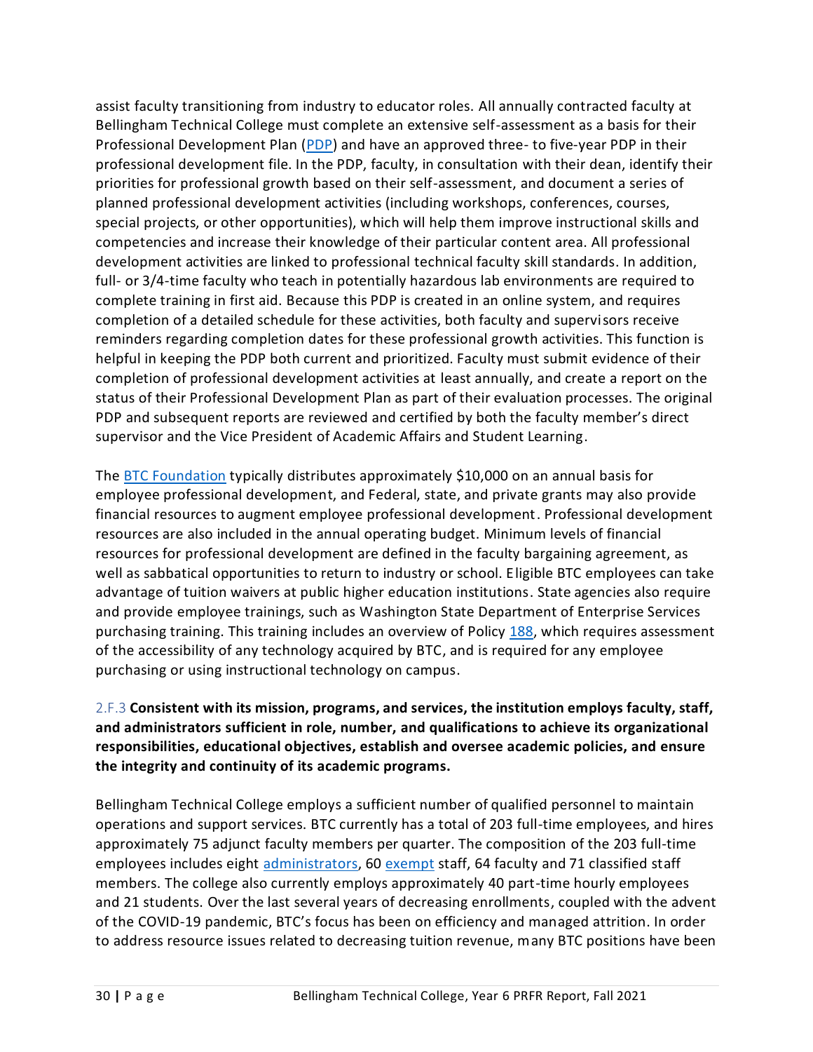assist faculty transitioning from industry to educator roles. All annually contracted faculty at Bellingham Technical College must complete an extensive self-assessment as a basis for their Professional Development Plan (PDP) and have an approved three- to five-year PDP in their professional development file. In the PDP, faculty, in consultation with their dean, identify their priorities for professional growth based on their self-assessment, and document a series of planned professional development activities (including workshops, conferences, courses, special projects, or other opportunities), which will help them improve instructional skills and competencies and increase their knowledge of their particular content area. All professional development activities are linked to professional technical faculty skill standards. In addition, full- or 3/4-time faculty who teach in potentially hazardous lab environments are required to complete training in first aid. Because this PDP is created in an online system, and requires completion of a detailed schedule for these activities, both faculty and supervisors receive reminders regarding completion dates for these professional growth activities. This function is helpful in keeping the PDP both current and prioritized. Faculty must submit evidence of their completion of professional development activities at least annually, and create a report on the status of their Professional Development Plan as part of their evaluation processes. The original PDP and subsequent reports are reviewed and certified by both the faculty member's direct supervisor and the Vice President of Academic Affairs and Student Learning.

The BTC Foundation typically distributes approximately $10,000 on an annual basis for employee professional development, and Federal, state, and private grants may also provide financial resources to augment employee professional development. Professional development resources are also included in the annual operating budget. Minimum levels of financial resources for professional development are defined in the faculty bargaining agreement, as well as sabbatical opportunities to return to industry or school. Eligible BTC employees can take advantage of tuition waivers at public higher education institutions. State agencies also require and provide employee trainings, such as Washington State Department of Enterprise Services purchasing training. This training includes an overview of Policy 188, which requires assessment of the accessibility of any technology acquired by BTC, and is required for any employee purchasing or using instructional technology on campus.

2.F.3 **Consistent with its mission, programs, and services, the institution employs faculty, staff, and administrators sufficient in role, number, and qualifications to achieve its organizational responsibilities, educational objectives, establish and oversee academic policies, and ensure the integrity and continuity of its academic programs.**

Bellingham Technical College employs a sufficient number of qualified personnel to maintain operations and support services. BTC currently has a total of 203 full-time employees, and hires approximately 75 adjunct faculty members per quarter. The composition of the 203 full-time employees includes eight administrators, 60 exempt staff, 64 faculty and 71 classified staff members. The college also currently employs approximately 40 part-time hourly employees and 21 students. Over the last several years of decreasing enrollments, coupled with the advent of the COVID-19 pandemic, BTC's focus has been on efficiency and managed attrition. In order to address resource issues related to decreasing tuition revenue, many BTC positions have been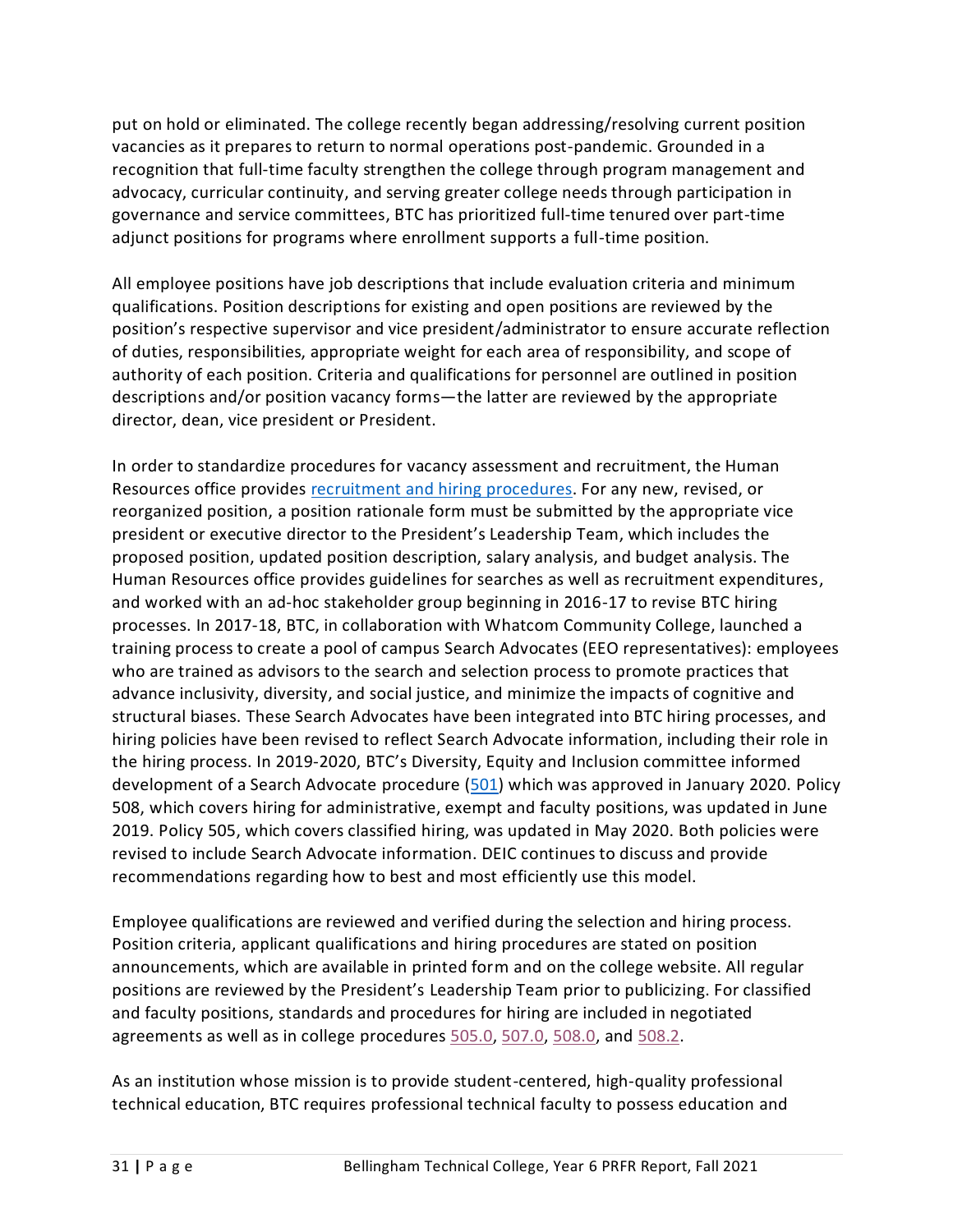put on hold or eliminated. The college recently began addressing/resolving current position vacancies as it prepares to return to normal operations post-pandemic. Grounded in a recognition that full-time faculty strengthen the college through program management and advocacy, curricular continuity, and serving greater college needs through participation in governance and service committees, BTC has prioritized full-time tenured over part-time adjunct positions for programs where enrollment supports a full-time position.

All employee positions have job descriptions that include evaluation criteria and minimum qualifications. Position descriptions for existing and open positions are reviewed by the position's respective supervisor and vice president/administrator to ensure accurate reflection of duties, responsibilities, appropriate weight for each area of responsibility, and scope of authority of each position. Criteria and qualifications for personnel are outlined in position descriptions and/or position vacancy forms—the latter are reviewed by the appropriate director, dean, vice president or President.

In order to standardize procedures for vacancy assessment and recruitment, the Human Resources office provides recruitment and hiring procedures. For any new, revised, or reorganized position, a position rationale form must be submitted by the appropriate vice president or executive director to the President's Leadership Team, which includes the proposed position, updated position description, salary analysis, and budget analysis. The Human Resources office provides guidelines for searches as well as recruitment expenditures, and worked with an ad-hoc stakeholder group beginning in 2016-17 to revise BTC hiring processes. In 2017-18, BTC, in collaboration with Whatcom Community College, launched a training process to create a pool of campus Search Advocates (EEO representatives): employees who are trained as advisors to the search and selection process to promote practices that advance inclusivity, diversity, and social justice, and minimize the impacts of cognitive and structural biases. These Search Advocates have been integrated into BTC hiring processes, and hiring policies have been revised to reflect Search Advocate information, including their role in the hiring process. In 2019-2020, BTC's Diversity, Equity and Inclusion committee informed development of a Search Advocate procedure (501) which was approved in January 2020. Policy 508, which covers hiring for administrative, exempt and faculty positions, was updated in June 2019. Policy 505, which covers classified hiring, was updated in May 2020. Both policies were revised to include Search Advocate information. DEIC continues to discuss and provide recommendations regarding how to best and most efficiently use this model.

Employee qualifications are reviewed and verified during the selection and hiring process. Position criteria, applicant qualifications and hiring procedures are stated on position announcements, which are available in printed form and on the college website. All regular positions are reviewed by the President's Leadership Team prior to publicizing. For classified and faculty positions, standards and procedures for hiring are included in negotiated agreements as well as in college procedures 505.0, 507.0, 508.0, and 508.2.

As an institution whose mission is to provide student-centered, high-quality professional technical education, BTC requires professional technical faculty to possess education and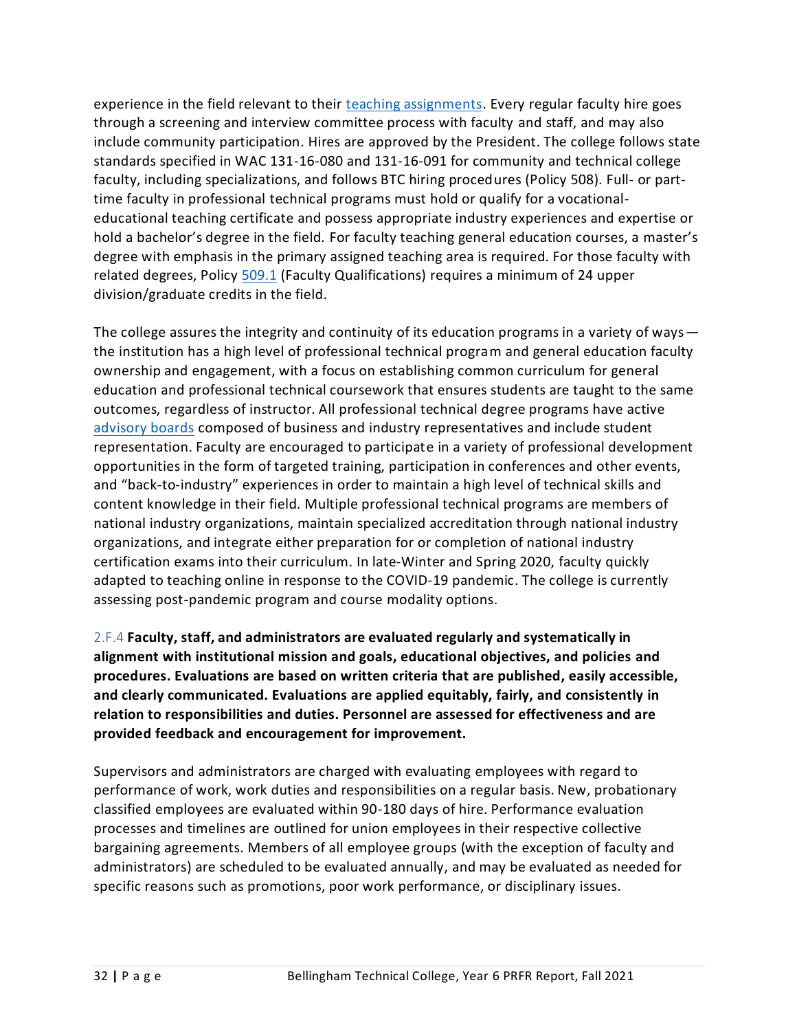experience in the field relevant to their teaching assignments. Every regular faculty hire goes through a screening and interview committee process with faculty and staff, and may also include community participation. Hires are approved by the President. The college follows state standards specified in WAC 131-16-080 and 131-16-091 for community and technical college faculty, including specializations, and follows BTC hiring procedures (Policy 508). Full- or part-time faculty in professional technical programs must hold or qualify for a vocational-educational teaching certificate and possess appropriate industry experiences and expertise or hold a bachelor's degree in the field. For faculty teaching general education courses, a master's degree with emphasis in the primary assigned teaching area is required. For those faculty with related degrees, Policy 509.1 (Faculty Qualifications) requires a minimum of 24 upper division/graduate credits in the field.

The college assures the integrity and continuity of its education programs in a variety of ways—the institution has a high level of professional technical program and general education faculty ownership and engagement, with a focus on establishing common curriculum for general education and professional technical coursework that ensures students are taught to the same outcomes, regardless of instructor. All professional technical degree programs have active advisory boards composed of business and industry representatives and include student representation. Faculty are encouraged to participate in a variety of professional development opportunities in the form of targeted training, participation in conferences and other events, and "back-to-industry" experiences in order to maintain a high level of technical skills and content knowledge in their field. Multiple professional technical programs are members of national industry organizations, maintain specialized accreditation through national industry organizations, and integrate either preparation for or completion of national industry certification exams into their curriculum. In late-Winter and Spring 2020, faculty quickly adapted to teaching online in response to the COVID-19 pandemic. The college is currently assessing post-pandemic program and course modality options.

2.F.4 **Faculty, staff, and administrators are evaluated regularly and systematically in alignment with institutional mission and goals, educational objectives, and policies and procedures. Evaluations are based on written criteria that are published, easily accessible, and clearly communicated. Evaluations are applied equitably, fairly, and consistently in relation to responsibilities and duties. Personnel are assessed for effectiveness and are provided feedback and encouragement for improvement.**

Supervisors and administrators are charged with evaluating employees with regard to performance of work, work duties and responsibilities on a regular basis. New, probationary classified employees are evaluated within 90-180 days of hire. Performance evaluation processes and timelines are outlined for union employees in their respective collective bargaining agreements. Members of all employee groups (with the exception of faculty and administrators) are scheduled to be evaluated annually, and may be evaluated as needed for specific reasons such as promotions, poor work performance, or disciplinary issues.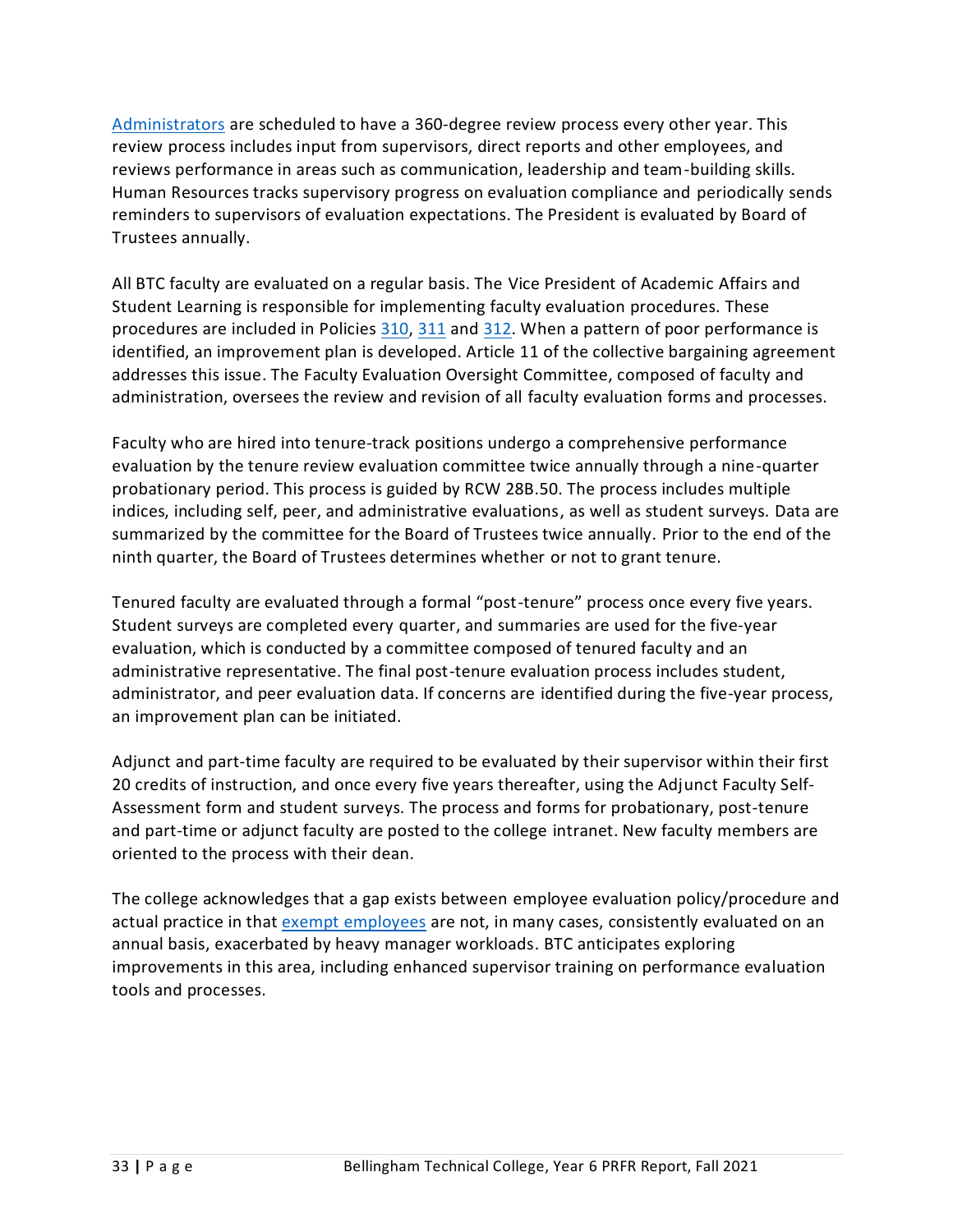Administrators are scheduled to have a 360-degree review process every other year. This review process includes input from supervisors, direct reports and other employees, and reviews performance in areas such as communication, leadership and team-building skills. Human Resources tracks supervisory progress on evaluation compliance and periodically sends reminders to supervisors of evaluation expectations. The President is evaluated by Board of Trustees annually.

All BTC faculty are evaluated on a regular basis. The Vice President of Academic Affairs and Student Learning is responsible for implementing faculty evaluation procedures. These procedures are included in Policies 310, 311 and 312. When a pattern of poor performance is identified, an improvement plan is developed. Article 11 of the collective bargaining agreement addresses this issue. The Faculty Evaluation Oversight Committee, composed of faculty and administration, oversees the review and revision of all faculty evaluation forms and processes.

Faculty who are hired into tenure-track positions undergo a comprehensive performance evaluation by the tenure review evaluation committee twice annually through a nine-quarter probationary period. This process is guided by RCW 28B.50. The process includes multiple indices, including self, peer, and administrative evaluations, as well as student surveys. Data are summarized by the committee for the Board of Trustees twice annually. Prior to the end of the ninth quarter, the Board of Trustees determines whether or not to grant tenure.

Tenured faculty are evaluated through a formal "post-tenure" process once every five years. Student surveys are completed every quarter, and summaries are used for the five-year evaluation, which is conducted by a committee composed of tenured faculty and an administrative representative. The final post-tenure evaluation process includes student, administrator, and peer evaluation data. If concerns are identified during the five-year process, an improvement plan can be initiated.

Adjunct and part-time faculty are required to be evaluated by their supervisor within their first 20 credits of instruction, and once every five years thereafter, using the Adjunct Faculty Self-Assessment form and student surveys. The process and forms for probationary, post-tenure and part-time or adjunct faculty are posted to the college intranet. New faculty members are oriented to the process with their dean.

The college acknowledges that a gap exists between employee evaluation policy/procedure and actual practice in that exempt employees are not, in many cases, consistently evaluated on an annual basis, exacerbated by heavy manager workloads. BTC anticipates exploring improvements in this area, including enhanced supervisor training on performance evaluation tools and processes.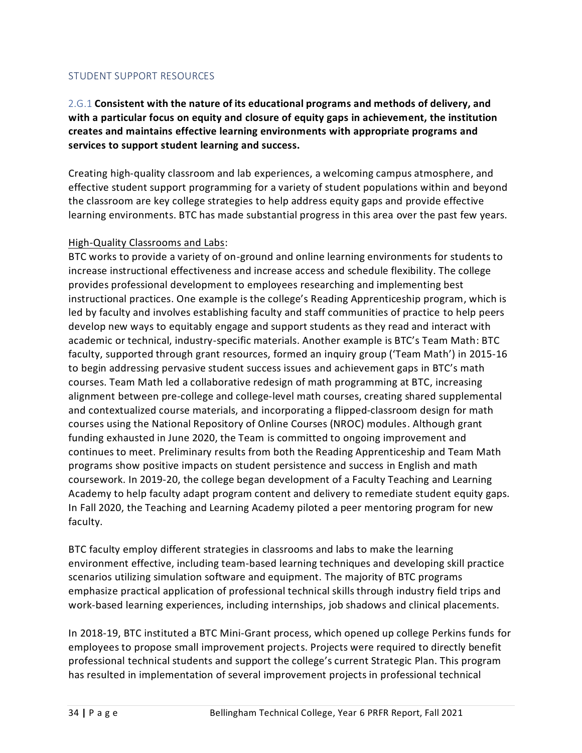## STUDENT SUPPORT RESOURCES

2.G.1 **Consistent with the nature of its educational programs and methods of delivery, and with a particular focus on equity and closure of equity gaps in achievement, the institution creates and maintains effective learning environments with appropriate programs and services to support student learning and success.**

Creating high-quality classroom and lab experiences, a welcoming campus atmosphere, and effective student support programming for a variety of student populations within and beyond the classroom are key college strategies to help address equity gaps and provide effective learning environments. BTC has made substantial progress in this area over the past few years.

High-Quality Classrooms and Labs:

BTC works to provide a variety of on-ground and online learning environments for students to increase instructional effectiveness and increase access and schedule flexibility. The college provides professional development to employees researching and implementing best instructional practices. One example is the college's Reading Apprenticeship program, which is led by faculty and involves establishing faculty and staff communities of practice to help peers develop new ways to equitably engage and support students as they read and interact with academic or technical, industry-specific materials. Another example is BTC's Team Math: BTC faculty, supported through grant resources, formed an inquiry group ('Team Math') in 2015-16 to begin addressing pervasive student success issues and achievement gaps in BTC's math courses. Team Math led a collaborative redesign of math programming at BTC, increasing alignment between pre-college and college-level math courses, creating shared supplemental and contextualized course materials, and incorporating a flipped-classroom design for math courses using the National Repository of Online Courses (NROC) modules. Although grant funding exhausted in June 2020, the Team is committed to ongoing improvement and continues to meet. Preliminary results from both the Reading Apprenticeship and Team Math programs show positive impacts on student persistence and success in English and math coursework. In 2019-20, the college began development of a Faculty Teaching and Learning Academy to help faculty adapt program content and delivery to remediate student equity gaps. In Fall 2020, the Teaching and Learning Academy piloted a peer mentoring program for new faculty.

BTC faculty employ different strategies in classrooms and labs to make the learning environment effective, including team-based learning techniques and developing skill practice scenarios utilizing simulation software and equipment. The majority of BTC programs emphasize practical application of professional technical skills through industry field trips and work-based learning experiences, including internships, job shadows and clinical placements.

In 2018-19, BTC instituted a BTC Mini-Grant process, which opened up college Perkins funds for employees to propose small improvement projects. Projects were required to directly benefit professional technical students and support the college's current Strategic Plan. This program has resulted in implementation of several improvement projects in professional technical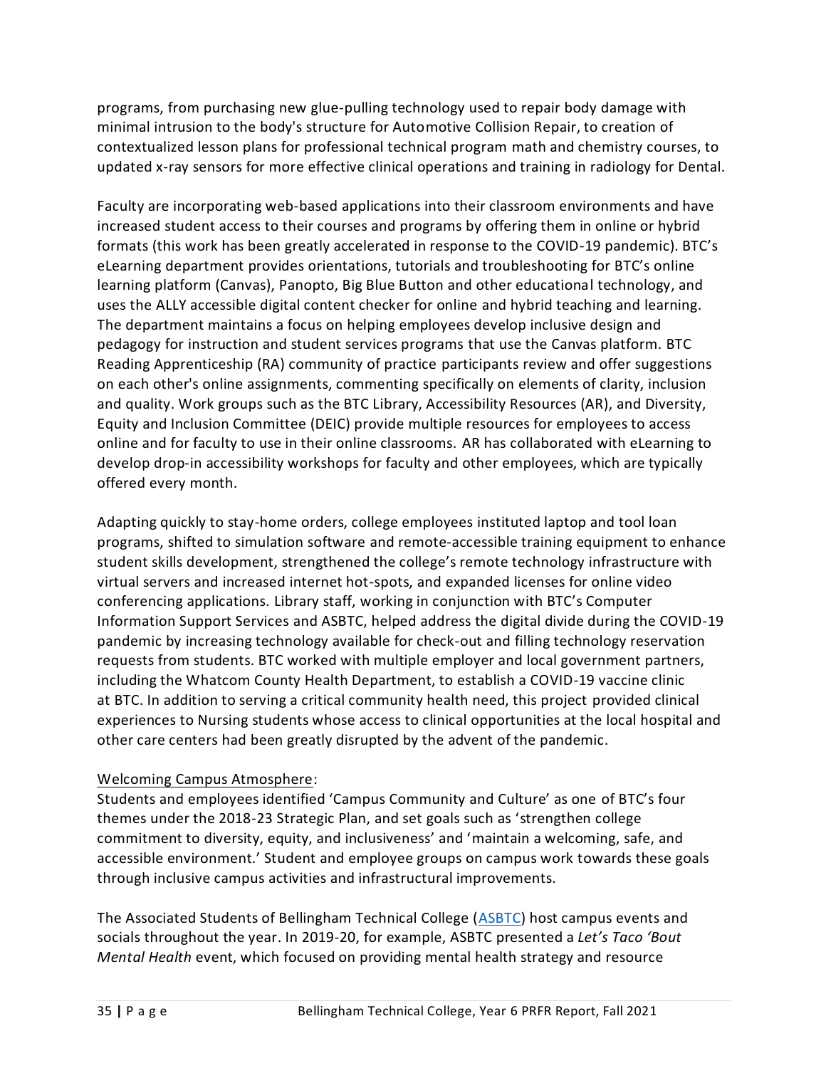programs, from purchasing new glue-pulling technology used to repair body damage with minimal intrusion to the body's structure for Automotive Collision Repair, to creation of contextualized lesson plans for professional technical program math and chemistry courses, to updated x-ray sensors for more effective clinical operations and training in radiology for Dental.

Faculty are incorporating web-based applications into their classroom environments and have increased student access to their courses and programs by offering them in online or hybrid formats (this work has been greatly accelerated in response to the COVID-19 pandemic). BTC's eLearning department provides orientations, tutorials and troubleshooting for BTC's online learning platform (Canvas), Panopto, Big Blue Button and other educational technology, and uses the ALLY accessible digital content checker for online and hybrid teaching and learning. The department maintains a focus on helping employees develop inclusive design and pedagogy for instruction and student services programs that use the Canvas platform. BTC Reading Apprenticeship (RA) community of practice participants review and offer suggestions on each other's online assignments, commenting specifically on elements of clarity, inclusion and quality. Work groups such as the BTC Library, Accessibility Resources (AR), and Diversity, Equity and Inclusion Committee (DEIC) provide multiple resources for employees to access online and for faculty to use in their online classrooms. AR has collaborated with eLearning to develop drop-in accessibility workshops for faculty and other employees, which are typically offered every month.

Adapting quickly to stay-home orders, college employees instituted laptop and tool loan programs, shifted to simulation software and remote-accessible training equipment to enhance student skills development, strengthened the college's remote technology infrastructure with virtual servers and increased internet hot-spots, and expanded licenses for online video conferencing applications. Library staff, working in conjunction with BTC's Computer Information Support Services and ASBTC, helped address the digital divide during the COVID-19 pandemic by increasing technology available for check-out and filling technology reservation requests from students. BTC worked with multiple employer and local government partners, including the Whatcom County Health Department, to establish a COVID-19 vaccine clinic at BTC. In addition to serving a critical community health need, this project provided clinical experiences to Nursing students whose access to clinical opportunities at the local hospital and other care centers had been greatly disrupted by the advent of the pandemic.

Welcoming Campus Atmosphere:

Students and employees identified 'Campus Community and Culture' as one of BTC's four themes under the 2018-23 Strategic Plan, and set goals such as 'strengthen college commitment to diversity, equity, and inclusiveness' and 'maintain a welcoming, safe, and accessible environment.' Student and employee groups on campus work towards these goals through inclusive campus activities and infrastructural improvements.

The Associated Students of Bellingham Technical College (ASBTC) host campus events and socials throughout the year. In 2019-20, for example, ASBTC presented a *Let's Taco 'Bout Mental Health* event, which focused on providing mental health strategy and resource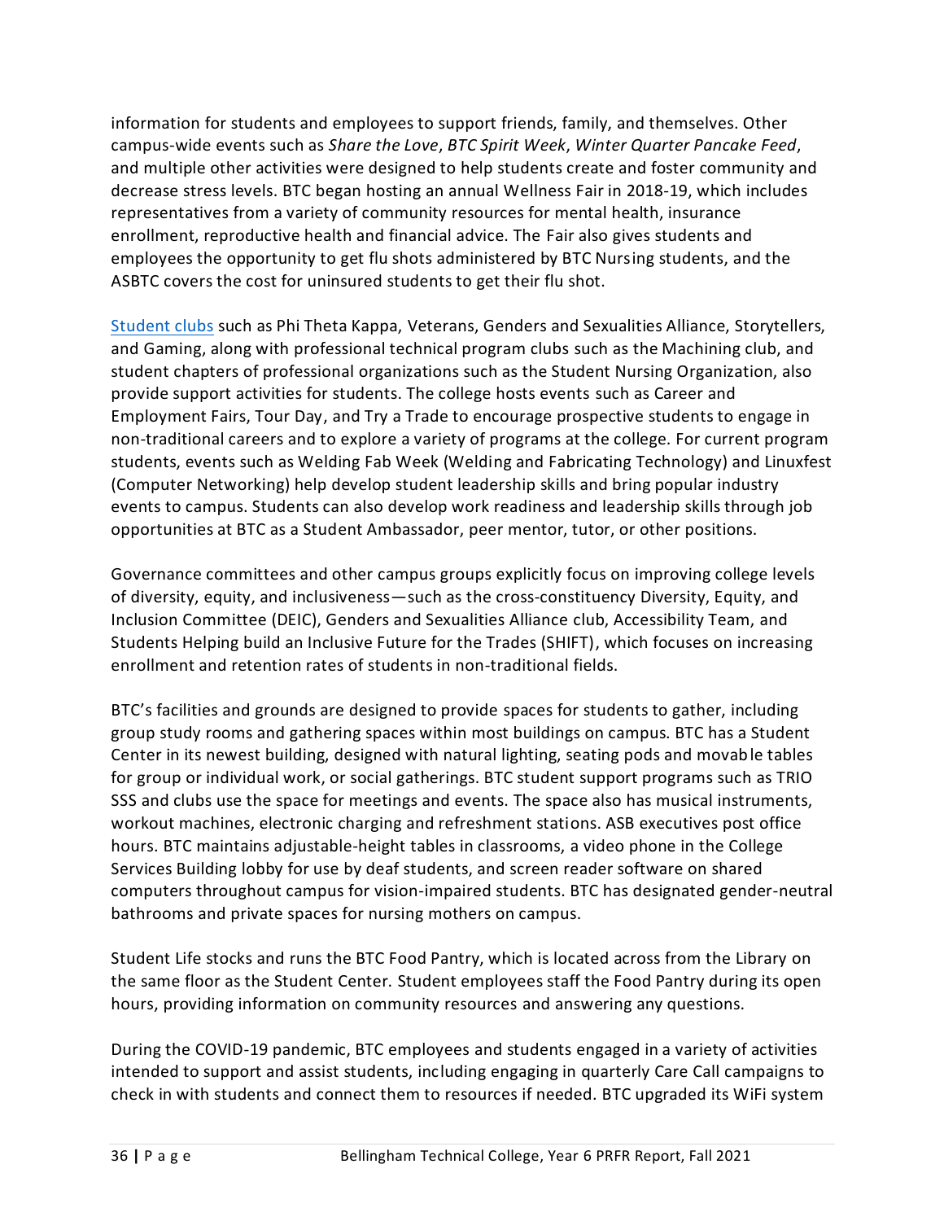information for students and employees to support friends, family, and themselves. Other campus-wide events such as *Share the Love*, *BTC Spirit Week*, *Winter Quarter Pancake Feed*, and multiple other activities were designed to help students create and foster community and decrease stress levels. BTC began hosting an annual Wellness Fair in 2018-19, which includes representatives from a variety of community resources for mental health, insurance enrollment, reproductive health and financial advice. The Fair also gives students and employees the opportunity to get flu shots administered by BTC Nursing students, and the ASBTC covers the cost for uninsured students to get their flu shot.

Student clubs such as Phi Theta Kappa, Veterans, Genders and Sexualities Alliance, Storytellers, and Gaming, along with professional technical program clubs such as the Machining club, and student chapters of professional organizations such as the Student Nursing Organization, also provide support activities for students. The college hosts events such as Career and Employment Fairs, Tour Day, and Try a Trade to encourage prospective students to engage in non-traditional careers and to explore a variety of programs at the college. For current program students, events such as Welding Fab Week (Welding and Fabricating Technology) and Linuxfest (Computer Networking) help develop student leadership skills and bring popular industry events to campus. Students can also develop work readiness and leadership skills through job opportunities at BTC as a Student Ambassador, peer mentor, tutor, or other positions.

Governance committees and other campus groups explicitly focus on improving college levels of diversity, equity, and inclusiveness—such as the cross-constituency Diversity, Equity, and Inclusion Committee (DEIC), Genders and Sexualities Alliance club, Accessibility Team, and Students Helping build an Inclusive Future for the Trades (SHIFT), which focuses on increasing enrollment and retention rates of students in non-traditional fields.

BTC's facilities and grounds are designed to provide spaces for students to gather, including group study rooms and gathering spaces within most buildings on campus. BTC has a Student Center in its newest building, designed with natural lighting, seating pods and movable tables for group or individual work, or social gatherings. BTC student support programs such as TRIO SSS and clubs use the space for meetings and events. The space also has musical instruments, workout machines, electronic charging and refreshment stations. ASB executives post office hours. BTC maintains adjustable-height tables in classrooms, a video phone in the College Services Building lobby for use by deaf students, and screen reader software on shared computers throughout campus for vision-impaired students. BTC has designated gender-neutral bathrooms and private spaces for nursing mothers on campus.

Student Life stocks and runs the BTC Food Pantry, which is located across from the Library on the same floor as the Student Center. Student employees staff the Food Pantry during its open hours, providing information on community resources and answering any questions.

During the COVID-19 pandemic, BTC employees and students engaged in a variety of activities intended to support and assist students, including engaging in quarterly Care Call campaigns to check in with students and connect them to resources if needed. BTC upgraded its WiFi system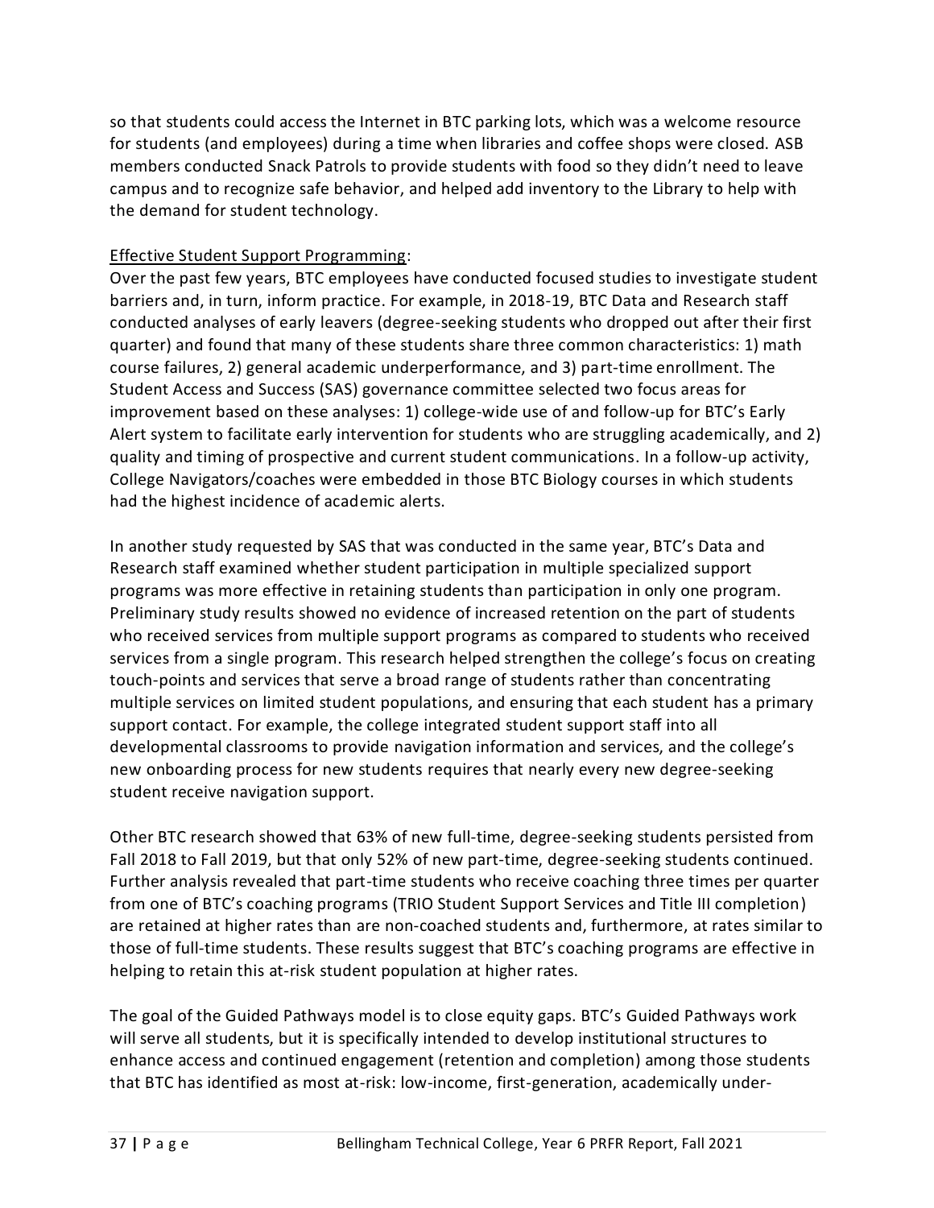so that students could access the Internet in BTC parking lots, which was a welcome resource for students (and employees) during a time when libraries and coffee shops were closed. ASB members conducted Snack Patrols to provide students with food so they didn't need to leave campus and to recognize safe behavior, and helped add inventory to the Library to help with the demand for student technology.

<u>Effective Student Support Programming</u>:

Over the past few years, BTC employees have conducted focused studies to investigate student barriers and, in turn, inform practice. For example, in 2018-19, BTC Data and Research staff conducted analyses of early leavers (degree-seeking students who dropped out after their first quarter) and found that many of these students share three common characteristics: 1) math course failures, 2) general academic underperformance, and 3) part-time enrollment. The Student Access and Success (SAS) governance committee selected two focus areas for improvement based on these analyses: 1) college-wide use of and follow-up for BTC's Early Alert system to facilitate early intervention for students who are struggling academically, and 2) quality and timing of prospective and current student communications. In a follow-up activity, College Navigators/coaches were embedded in those BTC Biology courses in which students had the highest incidence of academic alerts.

In another study requested by SAS that was conducted in the same year, BTC's Data and Research staff examined whether student participation in multiple specialized support programs was more effective in retaining students than participation in only one program. Preliminary study results showed no evidence of increased retention on the part of students who received services from multiple support programs as compared to students who received services from a single program. This research helped strengthen the college's focus on creating touch-points and services that serve a broad range of students rather than concentrating multiple services on limited student populations, and ensuring that each student has a primary support contact. For example, the college integrated student support staff into all developmental classrooms to provide navigation information and services, and the college's new onboarding process for new students requires that nearly every new degree-seeking student receive navigation support.

Other BTC research showed that 63% of new full-time, degree-seeking students persisted from Fall 2018 to Fall 2019, but that only 52% of new part-time, degree-seeking students continued. Further analysis revealed that part-time students who receive coaching three times per quarter from one of BTC's coaching programs (TRIO Student Support Services and Title III completion) are retained at higher rates than are non-coached students and, furthermore, at rates similar to those of full-time students. These results suggest that BTC's coaching programs are effective in helping to retain this at-risk student population at higher rates.

The goal of the Guided Pathways model is to close equity gaps. BTC's Guided Pathways work will serve all students, but it is specifically intended to develop institutional structures to enhance access and continued engagement (retention and completion) among those students that BTC has identified as most at-risk: low-income, first-generation, academically under-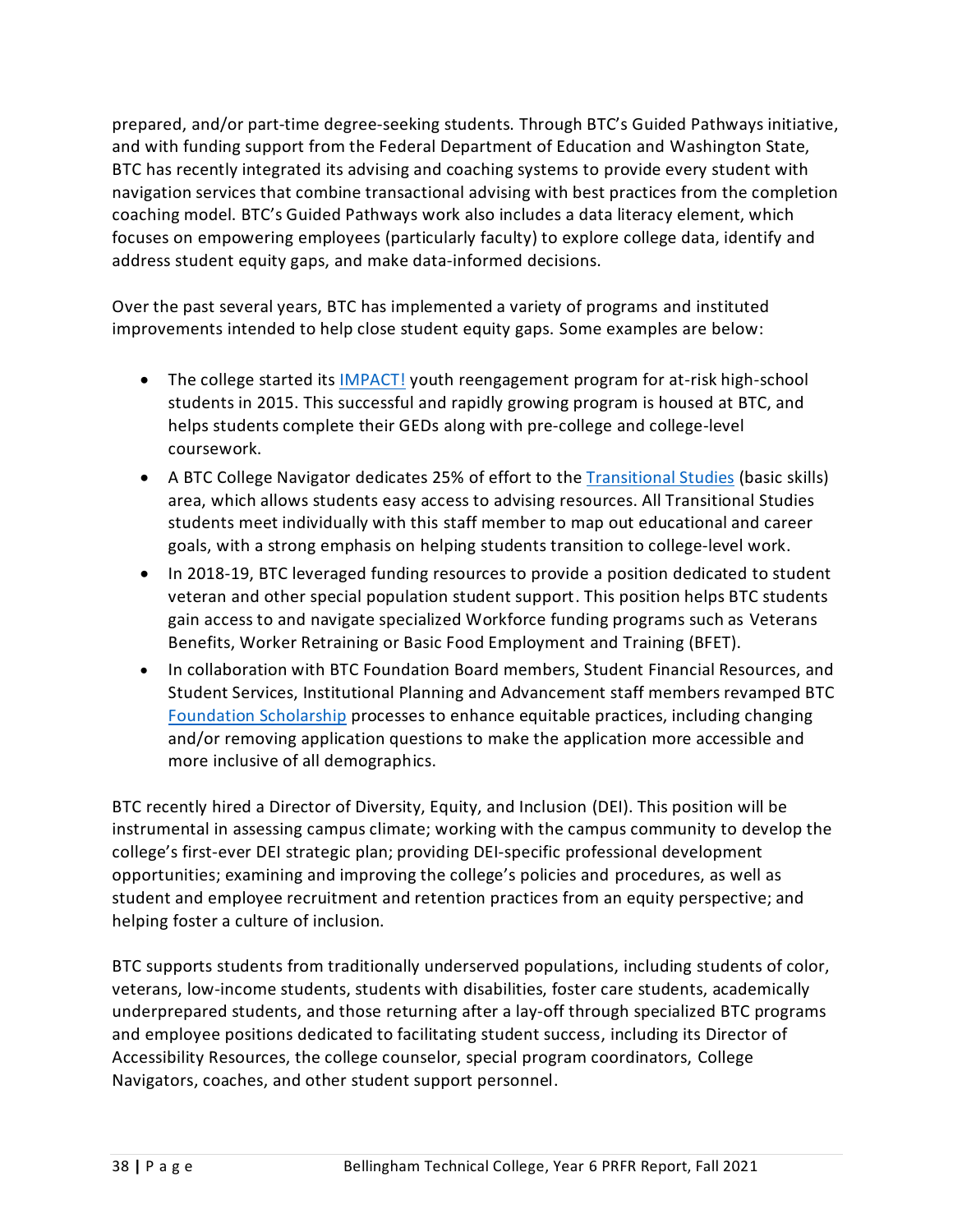prepared, and/or part-time degree-seeking students. Through BTC's Guided Pathways initiative, and with funding support from the Federal Department of Education and Washington State, BTC has recently integrated its advising and coaching systems to provide every student with navigation services that combine transactional advising with best practices from the completion coaching model. BTC's Guided Pathways work also includes a data literacy element, which focuses on empowering employees (particularly faculty) to explore college data, identify and address student equity gaps, and make data-informed decisions.

Over the past several years, BTC has implemented a variety of programs and instituted improvements intended to help close student equity gaps. Some examples are below:

- The college started its IMPACT! youth reengagement program for at-risk high-school students in 2015. This successful and rapidly growing program is housed at BTC, and helps students complete their GEDs along with pre-college and college-level coursework.
- A BTC College Navigator dedicates 25% of effort to the Transitional Studies (basic skills) area, which allows students easy access to advising resources. All Transitional Studies students meet individually with this staff member to map out educational and career goals, with a strong emphasis on helping students transition to college-level work.
- In 2018-19, BTC leveraged funding resources to provide a position dedicated to student veteran and other special population student support. This position helps BTC students gain access to and navigate specialized Workforce funding programs such as Veterans Benefits, Worker Retraining or Basic Food Employment and Training (BFET).
- In collaboration with BTC Foundation Board members, Student Financial Resources, and Student Services, Institutional Planning and Advancement staff members revamped BTC Foundation Scholarship processes to enhance equitable practices, including changing and/or removing application questions to make the application more accessible and more inclusive of all demographics.

BTC recently hired a Director of Diversity, Equity, and Inclusion (DEI). This position will be instrumental in assessing campus climate; working with the campus community to develop the college's first-ever DEI strategic plan; providing DEI-specific professional development opportunities; examining and improving the college's policies and procedures, as well as student and employee recruitment and retention practices from an equity perspective; and helping foster a culture of inclusion.

BTC supports students from traditionally underserved populations, including students of color, veterans, low-income students, students with disabilities, foster care students, academically underprepared students, and those returning after a lay-off through specialized BTC programs and employee positions dedicated to facilitating student success, including its Director of Accessibility Resources, the college counselor, special program coordinators, College Navigators, coaches, and other student support personnel.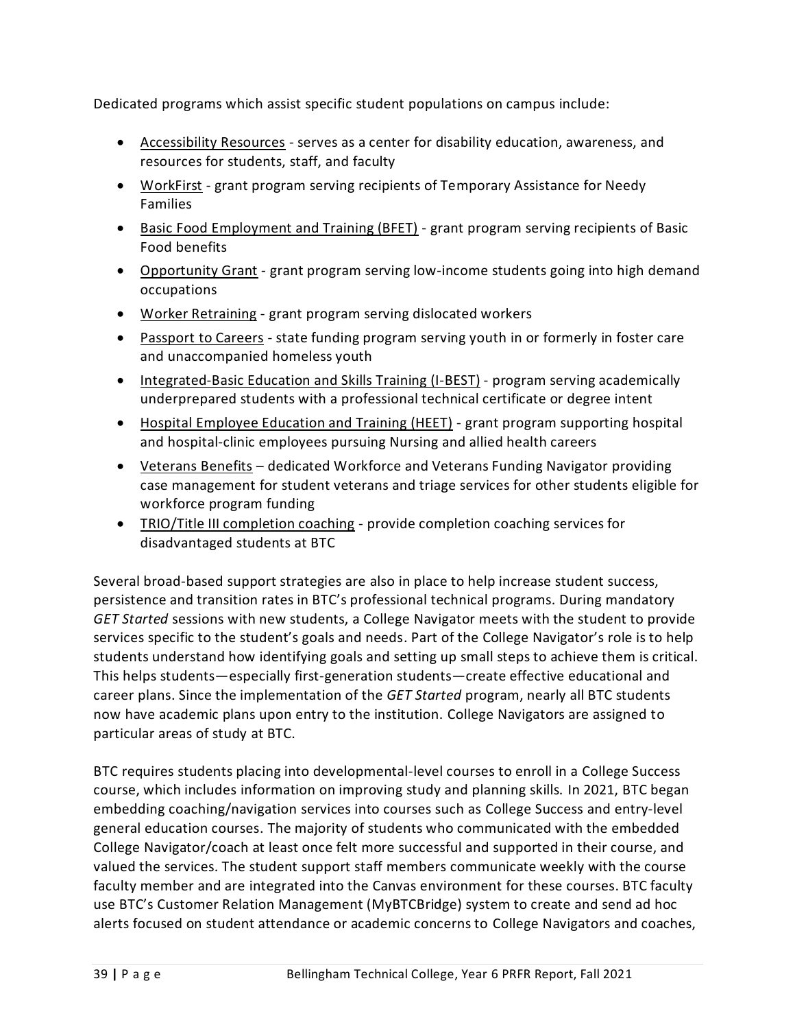Dedicated programs which assist specific student populations on campus include:

- Accessibility Resources - serves as a center for disability education, awareness, and resources for students, staff, and faculty
- WorkFirst - grant program serving recipients of Temporary Assistance for Needy Families
- Basic Food Employment and Training (BFET) - grant program serving recipients of Basic Food benefits
- Opportunity Grant - grant program serving low-income students going into high demand occupations
- Worker Retraining - grant program serving dislocated workers
- Passport to Careers - state funding program serving youth in or formerly in foster care and unaccompanied homeless youth
- Integrated-Basic Education and Skills Training (I-BEST) - program serving academically underprepared students with a professional technical certificate or degree intent
- Hospital Employee Education and Training (HEET) - grant program supporting hospital and hospital-clinic employees pursuing Nursing and allied health careers
- Veterans Benefits – dedicated Workforce and Veterans Funding Navigator providing case management for student veterans and triage services for other students eligible for workforce program funding
- TRIO/Title III completion coaching - provide completion coaching services for disadvantaged students at BTC

Several broad-based support strategies are also in place to help increase student success, persistence and transition rates in BTC's professional technical programs. During mandatory *GET Started* sessions with new students, a College Navigator meets with the student to provide services specific to the student's goals and needs. Part of the College Navigator's role is to help students understand how identifying goals and setting up small steps to achieve them is critical. This helps students—especially first-generation students—create effective educational and career plans. Since the implementation of the *GET Started* program, nearly all BTC students now have academic plans upon entry to the institution. College Navigators are assigned to particular areas of study at BTC.

BTC requires students placing into developmental-level courses to enroll in a College Success course, which includes information on improving study and planning skills. In 2021, BTC began embedding coaching/navigation services into courses such as College Success and entry-level general education courses. The majority of students who communicated with the embedded College Navigator/coach at least once felt more successful and supported in their course, and valued the services. The student support staff members communicate weekly with the course faculty member and are integrated into the Canvas environment for these courses. BTC faculty use BTC's Customer Relation Management (MyBTCBridge) system to create and send ad hoc alerts focused on student attendance or academic concerns to College Navigators and coaches,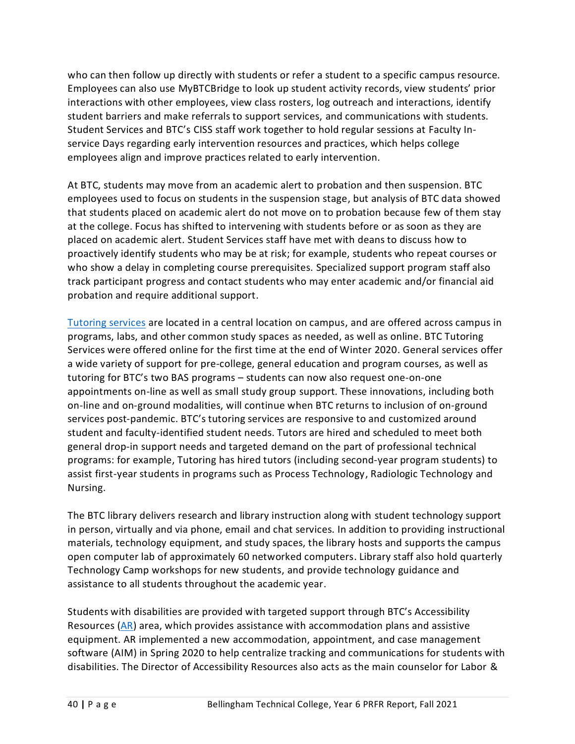who can then follow up directly with students or refer a student to a specific campus resource. Employees can also use MyBTCBridge to look up student activity records, view students' prior interactions with other employees, view class rosters, log outreach and interactions, identify student barriers and make referrals to support services, and communications with students. Student Services and BTC's CISS staff work together to hold regular sessions at Faculty In-service Days regarding early intervention resources and practices, which helps college employees align and improve practices related to early intervention.

At BTC, students may move from an academic alert to probation and then suspension. BTC employees used to focus on students in the suspension stage, but analysis of BTC data showed that students placed on academic alert do not move on to probation because few of them stay at the college. Focus has shifted to intervening with students before or as soon as they are placed on academic alert. Student Services staff have met with deans to discuss how to proactively identify students who may be at risk; for example, students who repeat courses or who show a delay in completing course prerequisites. Specialized support program staff also track participant progress and contact students who may enter academic and/or financial aid probation and require additional support.

Tutoring services are located in a central location on campus, and are offered across campus in programs, labs, and other common study spaces as needed, as well as online. BTC Tutoring Services were offered online for the first time at the end of Winter 2020. General services offer a wide variety of support for pre-college, general education and program courses, as well as tutoring for BTC's two BAS programs – students can now also request one-on-one appointments on-line as well as small study group support. These innovations, including both on-line and on-ground modalities, will continue when BTC returns to inclusion of on-ground services post-pandemic. BTC's tutoring services are responsive to and customized around student and faculty-identified student needs. Tutors are hired and scheduled to meet both general drop-in support needs and targeted demand on the part of professional technical programs: for example, Tutoring has hired tutors (including second-year program students) to assist first-year students in programs such as Process Technology, Radiologic Technology and Nursing.

The BTC library delivers research and library instruction along with student technology support in person, virtually and via phone, email and chat services. In addition to providing instructional materials, technology equipment, and study spaces, the library hosts and supports the campus open computer lab of approximately 60 networked computers. Library staff also hold quarterly Technology Camp workshops for new students, and provide technology guidance and assistance to all students throughout the academic year.

Students with disabilities are provided with targeted support through BTC's Accessibility Resources (AR) area, which provides assistance with accommodation plans and assistive equipment. AR implemented a new accommodation, appointment, and case management software (AIM) in Spring 2020 to help centralize tracking and communications for students with disabilities. The Director of Accessibility Resources also acts as the main counselor for Labor &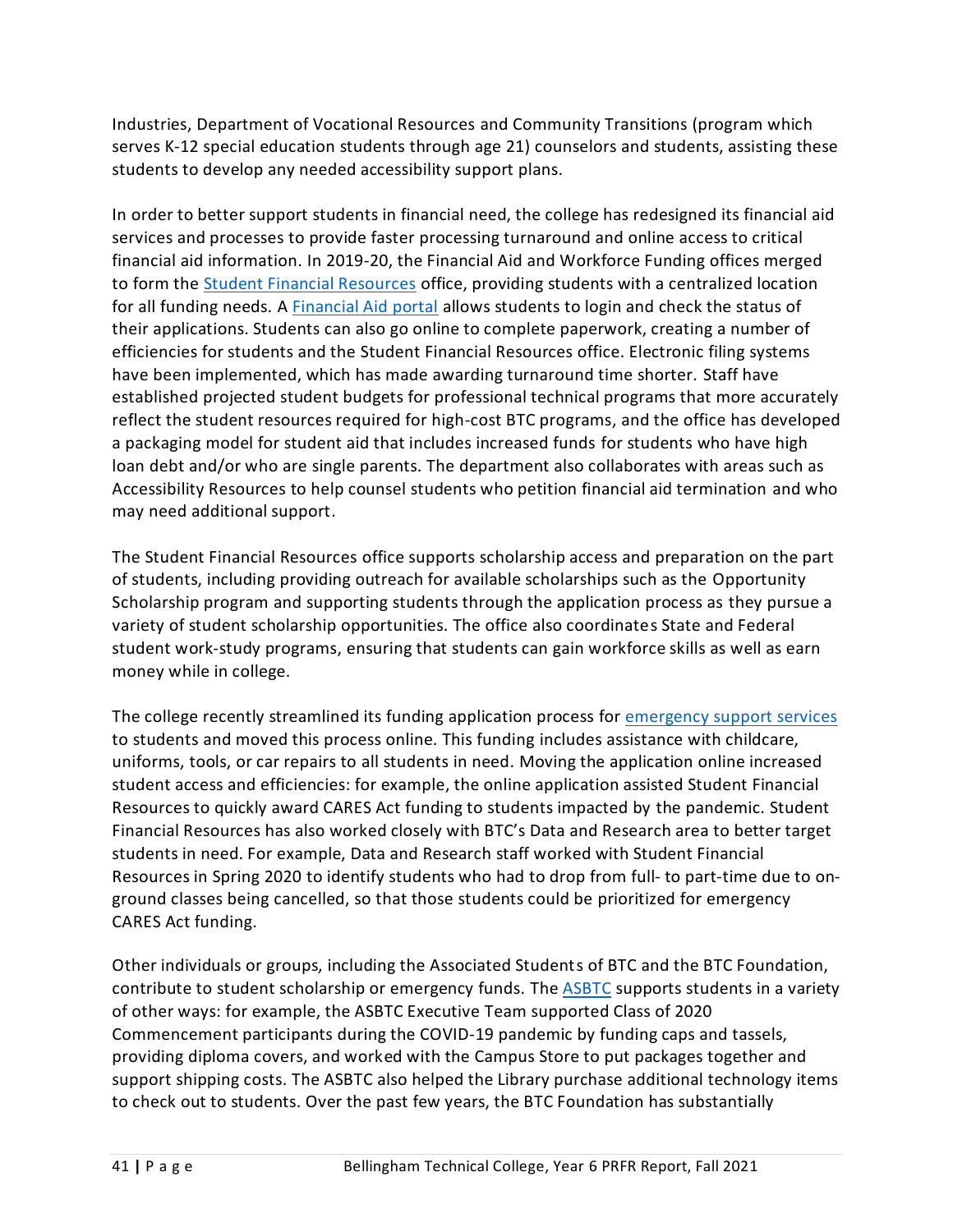Industries, Department of Vocational Resources and Community Transitions (program which serves K-12 special education students through age 21) counselors and students, assisting these students to develop any needed accessibility support plans.

In order to better support students in financial need, the college has redesigned its financial aid services and processes to provide faster processing turnaround and online access to critical financial aid information. In 2019-20, the Financial Aid and Workforce Funding offices merged to form the [Student Financial Resources]() office, providing students with a centralized location for all funding needs. A [Financial Aid portal]() allows students to login and check the status of their applications. Students can also go online to complete paperwork, creating a number of efficiencies for students and the Student Financial Resources office. Electronic filing systems have been implemented, which has made awarding turnaround time shorter. Staff have established projected student budgets for professional technical programs that more accurately reflect the student resources required for high-cost BTC programs, and the office has developed a packaging model for student aid that includes increased funds for students who have high loan debt and/or who are single parents. The department also collaborates with areas such as Accessibility Resources to help counsel students who petition financial aid termination and who may need additional support.

The Student Financial Resources office supports scholarship access and preparation on the part of students, including providing outreach for available scholarships such as the Opportunity Scholarship program and supporting students through the application process as they pursue a variety of student scholarship opportunities. The office also coordinates State and Federal student work-study programs, ensuring that students can gain workforce skills as well as earn money while in college.

The college recently streamlined its funding application process for [emergency support services]() to students and moved this process online. This funding includes assistance with childcare, uniforms, tools, or car repairs to all students in need. Moving the application online increased student access and efficiencies: for example, the online application assisted Student Financial Resources to quickly award CARES Act funding to students impacted by the pandemic. Student Financial Resources has also worked closely with BTC's Data and Research area to better target students in need. For example, Data and Research staff worked with Student Financial Resources in Spring 2020 to identify students who had to drop from full- to part-time due to on-ground classes being cancelled, so that those students could be prioritized for emergency CARES Act funding.

Other individuals or groups, including the Associated Students of BTC and the BTC Foundation, contribute to student scholarship or emergency funds. The [ASBTC]() supports students in a variety of other ways: for example, the ASBTC Executive Team supported Class of 2020 Commencement participants during the COVID-19 pandemic by funding caps and tassels, providing diploma covers, and worked with the Campus Store to put packages together and support shipping costs. The ASBTC also helped the Library purchase additional technology items to check out to students. Over the past few years, the BTC Foundation has substantially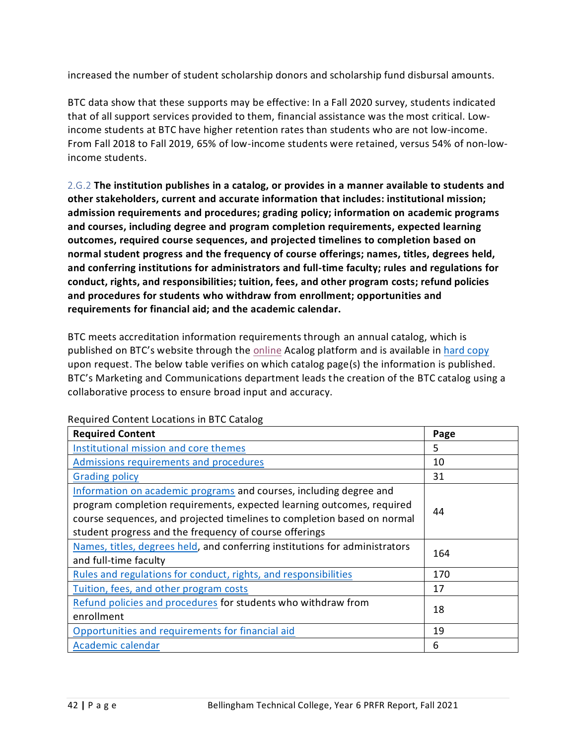increased the number of student scholarship donors and scholarship fund disbursal amounts.

BTC data show that these supports may be effective: In a Fall 2020 survey, students indicated that of all support services provided to them, financial assistance was the most critical. Low-income students at BTC have higher retention rates than students who are not low-income. From Fall 2018 to Fall 2019, 65% of low-income students were retained, versus 54% of non-low-income students.

2.G.2 **The institution publishes in a catalog, or provides in a manner available to students and other stakeholders, current and accurate information that includes: institutional mission; admission requirements and procedures; grading policy; information on academic programs and courses, including degree and program completion requirements, expected learning outcomes, required course sequences, and projected timelines to completion based on normal student progress and the frequency of course offerings; names, titles, degrees held, and conferring institutions for administrators and full-time faculty; rules and regulations for conduct, rights, and responsibilities; tuition, fees, and other program costs; refund policies and procedures for students who withdraw from enrollment; opportunities and requirements for financial aid; and the academic calendar.**

BTC meets accreditation information requirements through an annual catalog, which is published on BTC's website through the online Acalog platform and is available in hard copy upon request. The below table verifies on which catalog page(s) the information is published. BTC's Marketing and Communications department leads the creation of the BTC catalog using a collaborative process to ensure broad input and accuracy.

Required Content Locations in BTC Catalog

| Required Content | Page |
|---|---|
| Institutional mission and core themes | 5 |
| Admissions requirements and procedures | 10 |
| Grading policy | 31 |
| Information on academic programs and courses, including degree and program completion requirements, expected learning outcomes, required course sequences, and projected timelines to completion based on normal student progress and the frequency of course offerings | 44 |
| Names, titles, degrees held, and conferring institutions for administrators and full-time faculty | 164 |
| Rules and regulations for conduct, rights, and responsibilities | 170 |
| Tuition, fees, and other program costs | 17 |
| Refund policies and procedures for students who withdraw from enrollment | 18 |
| Opportunities and requirements for financial aid | 19 |
| Academic calendar | 6 |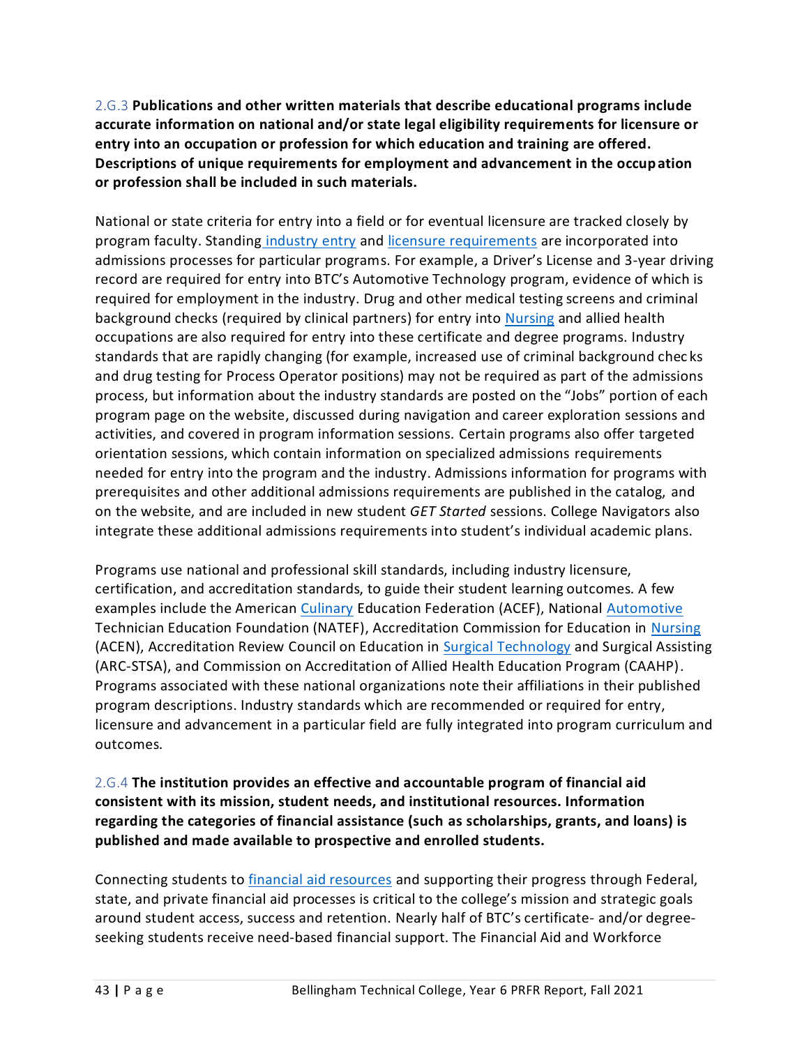2.G.3 **Publications and other written materials that describe educational programs include accurate information on national and/or state legal eligibility requirements for licensure or entry into an occupation or profession for which education and training are offered. Descriptions of unique requirements for employment and advancement in the occupation or profession shall be included in such materials.**

National or state criteria for entry into a field or for eventual licensure are tracked closely by program faculty. Standing industry entry and licensure requirements are incorporated into admissions processes for particular programs. For example, a Driver's License and 3-year driving record are required for entry into BTC's Automotive Technology program, evidence of which is required for employment in the industry. Drug and other medical testing screens and criminal background checks (required by clinical partners) for entry into Nursing and allied health occupations are also required for entry into these certificate and degree programs. Industry standards that are rapidly changing (for example, increased use of criminal background checks and drug testing for Process Operator positions) may not be required as part of the admissions process, but information about the industry standards are posted on the "Jobs" portion of each program page on the website, discussed during navigation and career exploration sessions and activities, and covered in program information sessions. Certain programs also offer targeted orientation sessions, which contain information on specialized admissions requirements needed for entry into the program and the industry. Admissions information for programs with prerequisites and other additional admissions requirements are published in the catalog, and on the website, and are included in new student *GET Started* sessions. College Navigators also integrate these additional admissions requirements into student's individual academic plans.

Programs use national and professional skill standards, including industry licensure, certification, and accreditation standards, to guide their student learning outcomes. A few examples include the American Culinary Education Federation (ACEF), National Automotive Technician Education Foundation (NATEF), Accreditation Commission for Education in Nursing (ACEN), Accreditation Review Council on Education in Surgical Technology and Surgical Assisting (ARC-STSA), and Commission on Accreditation of Allied Health Education Program (CAAHP). Programs associated with these national organizations note their affiliations in their published program descriptions. Industry standards which are recommended or required for entry, licensure and advancement in a particular field are fully integrated into program curriculum and outcomes.

2.G.4 **The institution provides an effective and accountable program of financial aid consistent with its mission, student needs, and institutional resources. Information regarding the categories of financial assistance (such as scholarships, grants, and loans) is published and made available to prospective and enrolled students.**

Connecting students to financial aid resources and supporting their progress through Federal, state, and private financial aid processes is critical to the college's mission and strategic goals around student access, success and retention. Nearly half of BTC's certificate- and/or degree-seeking students receive need-based financial support. The Financial Aid and Workforce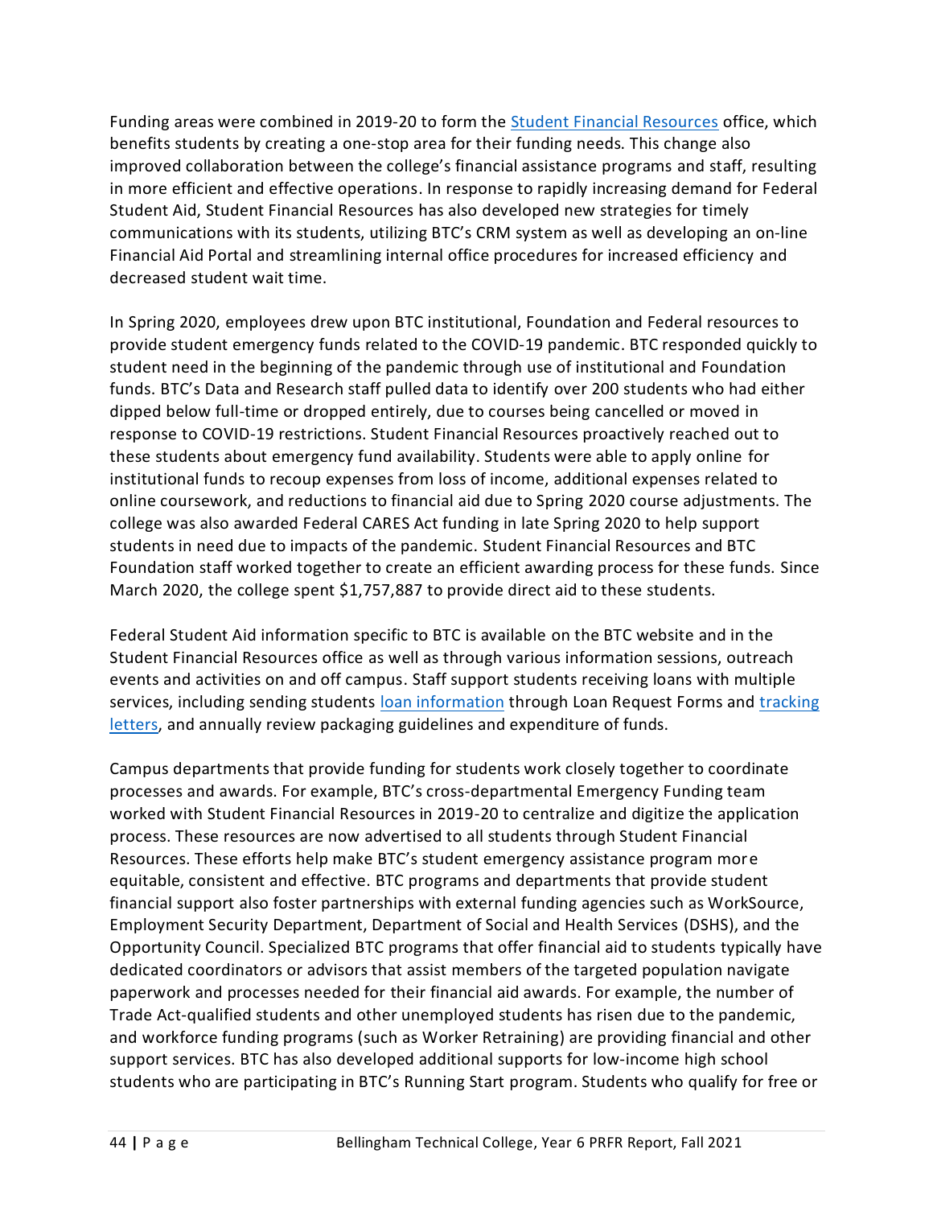Funding areas were combined in 2019-20 to form the [Student Financial Resources] office, which benefits students by creating a one-stop area for their funding needs. This change also improved collaboration between the college's financial assistance programs and staff, resulting in more efficient and effective operations. In response to rapidly increasing demand for Federal Student Aid, Student Financial Resources has also developed new strategies for timely communications with its students, utilizing BTC's CRM system as well as developing an on-line Financial Aid Portal and streamlining internal office procedures for increased efficiency and decreased student wait time.

In Spring 2020, employees drew upon BTC institutional, Foundation and Federal resources to provide student emergency funds related to the COVID-19 pandemic. BTC responded quickly to student need in the beginning of the pandemic through use of institutional and Foundation funds. BTC's Data and Research staff pulled data to identify over 200 students who had either dipped below full-time or dropped entirely, due to courses being cancelled or moved in response to COVID-19 restrictions. Student Financial Resources proactively reached out to these students about emergency fund availability. Students were able to apply online for institutional funds to recoup expenses from loss of income, additional expenses related to online coursework, and reductions to financial aid due to Spring 2020 course adjustments. The college was also awarded Federal CARES Act funding in late Spring 2020 to help support students in need due to impacts of the pandemic. Student Financial Resources and BTC Foundation staff worked together to create an efficient awarding process for these funds. Since March 2020, the college spent $1,757,887 to provide direct aid to these students.

Federal Student Aid information specific to BTC is available on the BTC website and in the Student Financial Resources office as well as through various information sessions, outreach events and activities on and off campus. Staff support students receiving loans with multiple services, including sending students [loan information] through Loan Request Forms and [tracking letters], and annually review packaging guidelines and expenditure of funds.

Campus departments that provide funding for students work closely together to coordinate processes and awards. For example, BTC's cross-departmental Emergency Funding team worked with Student Financial Resources in 2019-20 to centralize and digitize the application process. These resources are now advertised to all students through Student Financial Resources. These efforts help make BTC's student emergency assistance program more equitable, consistent and effective. BTC programs and departments that provide student financial support also foster partnerships with external funding agencies such as WorkSource, Employment Security Department, Department of Social and Health Services (DSHS), and the Opportunity Council. Specialized BTC programs that offer financial aid to students typically have dedicated coordinators or advisors that assist members of the targeted population navigate paperwork and processes needed for their financial aid awards. For example, the number of Trade Act-qualified students and other unemployed students has risen due to the pandemic, and workforce funding programs (such as Worker Retraining) are providing financial and other support services. BTC has also developed additional supports for low-income high school students who are participating in BTC's Running Start program. Students who qualify for free or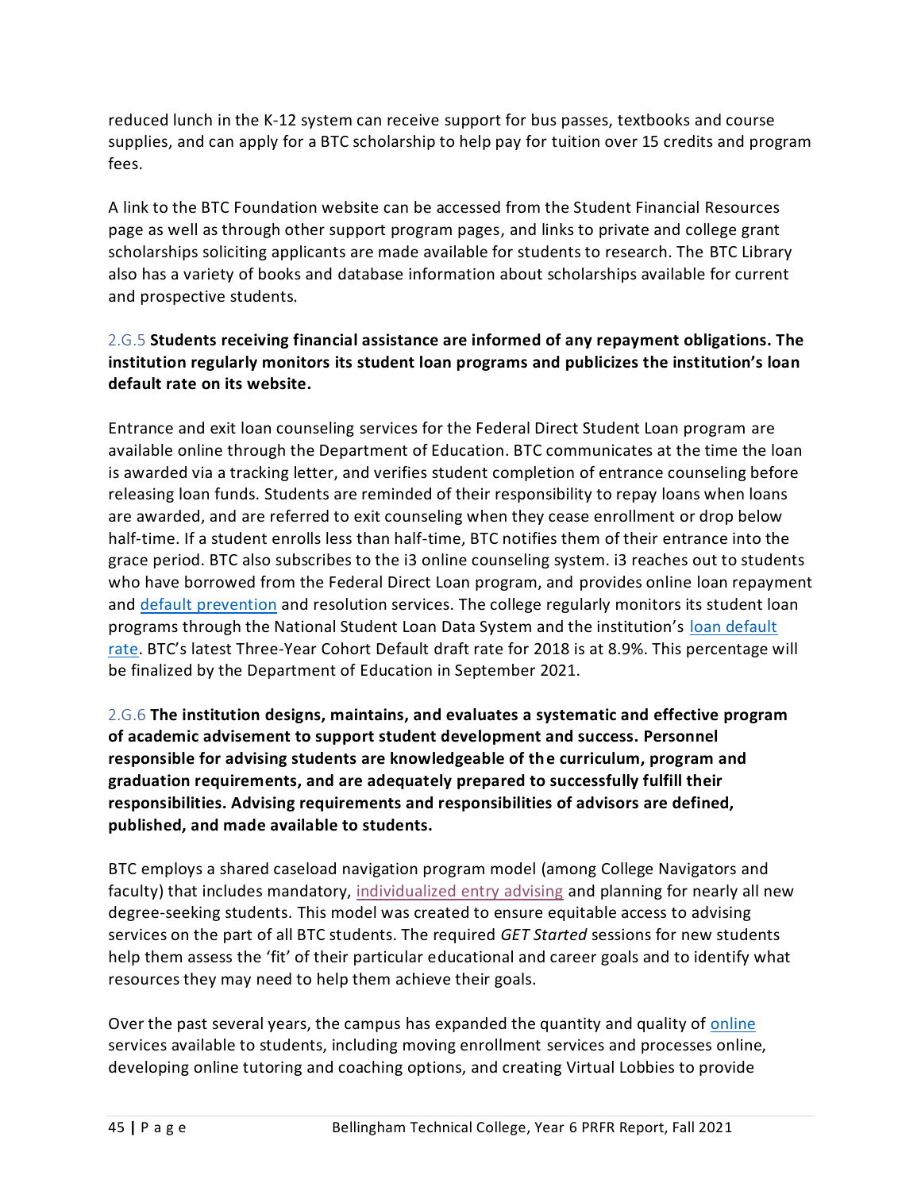reduced lunch in the K-12 system can receive support for bus passes, textbooks and course supplies, and can apply for a BTC scholarship to help pay for tuition over 15 credits and program fees.

A link to the BTC Foundation website can be accessed from the Student Financial Resources page as well as through other support program pages, and links to private and college grant scholarships soliciting applicants are made available for students to research. The BTC Library also has a variety of books and database information about scholarships available for current and prospective students.

2.G.5 **Students receiving financial assistance are informed of any repayment obligations. The institution regularly monitors its student loan programs and publicizes the institution's loan default rate on its website.**

Entrance and exit loan counseling services for the Federal Direct Student Loan program are available online through the Department of Education. BTC communicates at the time the loan is awarded via a tracking letter, and verifies student completion of entrance counseling before releasing loan funds. Students are reminded of their responsibility to repay loans when loans are awarded, and are referred to exit counseling when they cease enrollment or drop below half-time. If a student enrolls less than half-time, BTC notifies them of their entrance into the grace period. BTC also subscribes to the i3 online counseling system. i3 reaches out to students who have borrowed from the Federal Direct Loan program, and provides online loan repayment and default prevention and resolution services. The college regularly monitors its student loan programs through the National Student Loan Data System and the institution's loan default rate. BTC's latest Three-Year Cohort Default draft rate for 2018 is at 8.9%. This percentage will be finalized by the Department of Education in September 2021.

2.G.6 **The institution designs, maintains, and evaluates a systematic and effective program of academic advisement to support student development and success. Personnel responsible for advising students are knowledgeable of the curriculum, program and graduation requirements, and are adequately prepared to successfully fulfill their responsibilities. Advising requirements and responsibilities of advisors are defined, published, and made available to students.**

BTC employs a shared caseload navigation program model (among College Navigators and faculty) that includes mandatory, individualized entry advising and planning for nearly all new degree-seeking students. This model was created to ensure equitable access to advising services on the part of all BTC students. The required *GET Started* sessions for new students help them assess the 'fit' of their particular educational and career goals and to identify what resources they may need to help them achieve their goals.

Over the past several years, the campus has expanded the quantity and quality of online services available to students, including moving enrollment services and processes online, developing online tutoring and coaching options, and creating Virtual Lobbies to provide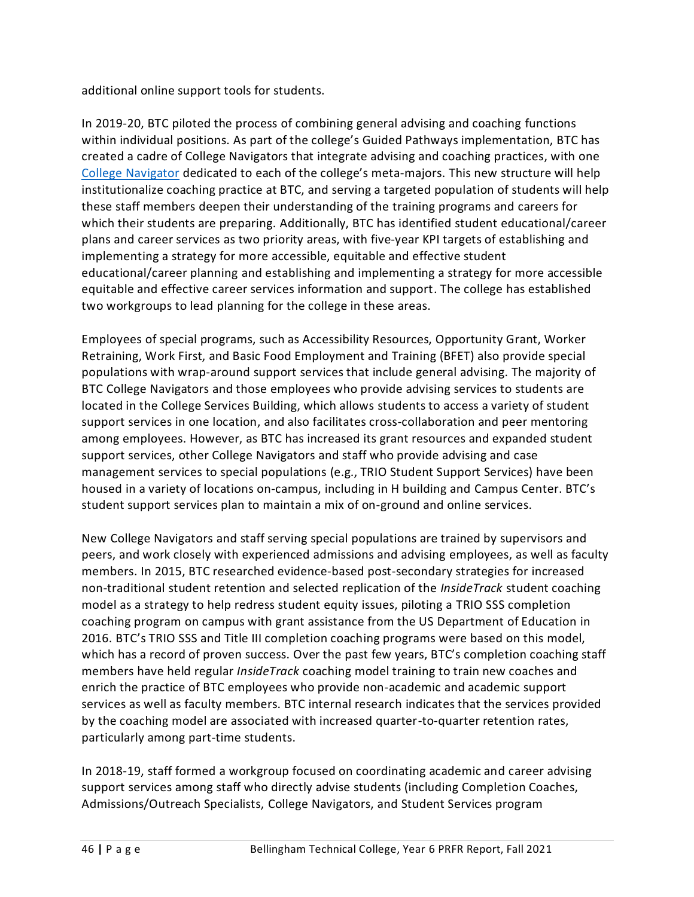additional online support tools for students.

In 2019-20, BTC piloted the process of combining general advising and coaching functions within individual positions. As part of the college's Guided Pathways implementation, BTC has created a cadre of College Navigators that integrate advising and coaching practices, with one College Navigator dedicated to each of the college's meta-majors. This new structure will help institutionalize coaching practice at BTC, and serving a targeted population of students will help these staff members deepen their understanding of the training programs and careers for which their students are preparing. Additionally, BTC has identified student educational/career plans and career services as two priority areas, with five-year KPI targets of establishing and implementing a strategy for more accessible, equitable and effective student educational/career planning and establishing and implementing a strategy for more accessible equitable and effective career services information and support. The college has established two workgroups to lead planning for the college in these areas.

Employees of special programs, such as Accessibility Resources, Opportunity Grant, Worker Retraining, Work First, and Basic Food Employment and Training (BFET) also provide special populations with wrap-around support services that include general advising. The majority of BTC College Navigators and those employees who provide advising services to students are located in the College Services Building, which allows students to access a variety of student support services in one location, and also facilitates cross-collaboration and peer mentoring among employees. However, as BTC has increased its grant resources and expanded student support services, other College Navigators and staff who provide advising and case management services to special populations (e.g., TRIO Student Support Services) have been housed in a variety of locations on-campus, including in H building and Campus Center. BTC's student support services plan to maintain a mix of on-ground and online services.

New College Navigators and staff serving special populations are trained by supervisors and peers, and work closely with experienced admissions and advising employees, as well as faculty members. In 2015, BTC researched evidence-based post-secondary strategies for increased non-traditional student retention and selected replication of the *InsideTrack* student coaching model as a strategy to help redress student equity issues, piloting a TRIO SSS completion coaching program on campus with grant assistance from the US Department of Education in 2016. BTC's TRIO SSS and Title III completion coaching programs were based on this model, which has a record of proven success. Over the past few years, BTC's completion coaching staff members have held regular *InsideTrack* coaching model training to train new coaches and enrich the practice of BTC employees who provide non-academic and academic support services as well as faculty members. BTC internal research indicates that the services provided by the coaching model are associated with increased quarter-to-quarter retention rates, particularly among part-time students.

In 2018-19, staff formed a workgroup focused on coordinating academic and career advising support services among staff who directly advise students (including Completion Coaches, Admissions/Outreach Specialists, College Navigators, and Student Services program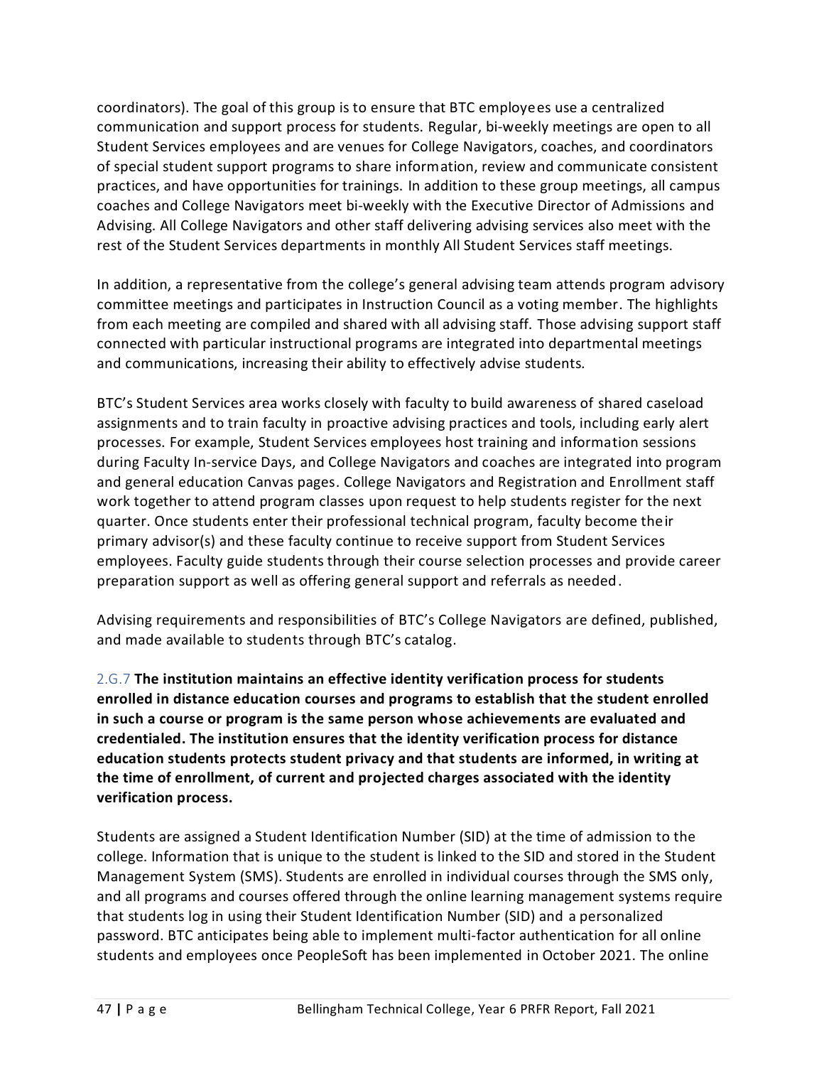coordinators). The goal of this group is to ensure that BTC employees use a centralized communication and support process for students. Regular, bi-weekly meetings are open to all Student Services employees and are venues for College Navigators, coaches, and coordinators of special student support programs to share information, review and communicate consistent practices, and have opportunities for trainings. In addition to these group meetings, all campus coaches and College Navigators meet bi-weekly with the Executive Director of Admissions and Advising. All College Navigators and other staff delivering advising services also meet with the rest of the Student Services departments in monthly All Student Services staff meetings.

In addition, a representative from the college's general advising team attends program advisory committee meetings and participates in Instruction Council as a voting member. The highlights from each meeting are compiled and shared with all advising staff. Those advising support staff connected with particular instructional programs are integrated into departmental meetings and communications, increasing their ability to effectively advise students.

BTC's Student Services area works closely with faculty to build awareness of shared caseload assignments and to train faculty in proactive advising practices and tools, including early alert processes. For example, Student Services employees host training and information sessions during Faculty In-service Days, and College Navigators and coaches are integrated into program and general education Canvas pages. College Navigators and Registration and Enrollment staff work together to attend program classes upon request to help students register for the next quarter. Once students enter their professional technical program, faculty become their primary advisor(s) and these faculty continue to receive support from Student Services employees. Faculty guide students through their course selection processes and provide career preparation support as well as offering general support and referrals as needed.

Advising requirements and responsibilities of BTC's College Navigators are defined, published, and made available to students through BTC's catalog.

2.G.7 **The institution maintains an effective identity verification process for students enrolled in distance education courses and programs to establish that the student enrolled in such a course or program is the same person whose achievements are evaluated and credentialed. The institution ensures that the identity verification process for distance education students protects student privacy and that students are informed, in writing at the time of enrollment, of current and projected charges associated with the identity verification process.**

Students are assigned a Student Identification Number (SID) at the time of admission to the college. Information that is unique to the student is linked to the SID and stored in the Student Management System (SMS). Students are enrolled in individual courses through the SMS only, and all programs and courses offered through the online learning management systems require that students log in using their Student Identification Number (SID) and a personalized password. BTC anticipates being able to implement multi-factor authentication for all online students and employees once PeopleSoft has been implemented in October 2021. The online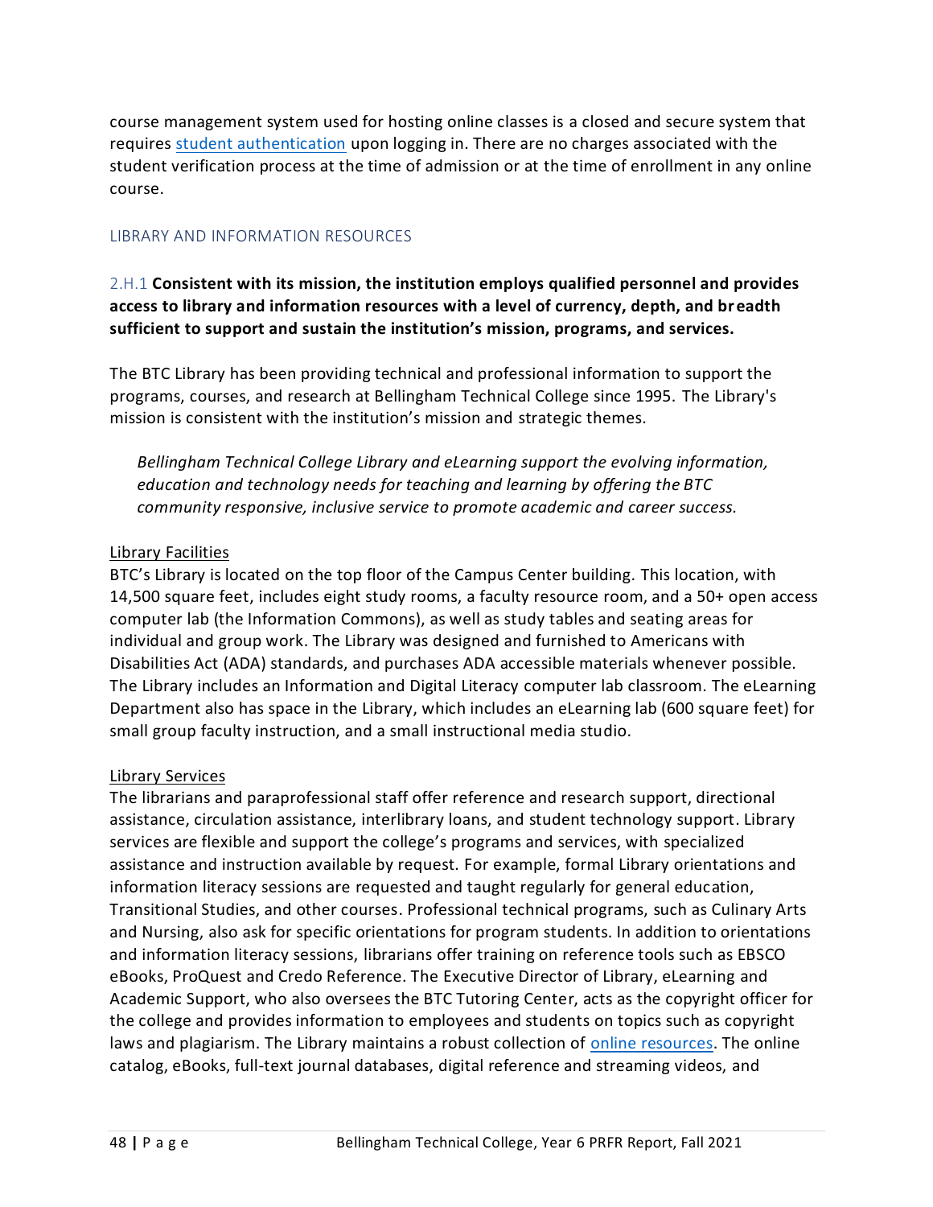course management system used for hosting online classes is a closed and secure system that requires [student authentication](#) upon logging in. There are no charges associated with the student verification process at the time of admission or at the time of enrollment in any online course.

## LIBRARY AND INFORMATION RESOURCES

2.H.1 **Consistent with its mission, the institution employs qualified personnel and provides access to library and information resources with a level of currency, depth, and breadth sufficient to support and sustain the institution's mission, programs, and services.**

The BTC Library has been providing technical and professional information to support the programs, courses, and research at Bellingham Technical College since 1995. The Library's mission is consistent with the institution's mission and strategic themes.

> *Bellingham Technical College Library and eLearning support the evolving information, education and technology needs for teaching and learning by offering the BTC community responsive, inclusive service to promote academic and career success.*

### Library Facilities

BTC's Library is located on the top floor of the Campus Center building. This location, with 14,500 square feet, includes eight study rooms, a faculty resource room, and a 50+ open access computer lab (the Information Commons), as well as study tables and seating areas for individual and group work. The Library was designed and furnished to Americans with Disabilities Act (ADA) standards, and purchases ADA accessible materials whenever possible. The Library includes an Information and Digital Literacy computer lab classroom. The eLearning Department also has space in the Library, which includes an eLearning lab (600 square feet) for small group faculty instruction, and a small instructional media studio.

### Library Services

The librarians and paraprofessional staff offer reference and research support, directional assistance, circulation assistance, interlibrary loans, and student technology support. Library services are flexible and support the college's programs and services, with specialized assistance and instruction available by request. For example, formal Library orientations and information literacy sessions are requested and taught regularly for general education, Transitional Studies, and other courses. Professional technical programs, such as Culinary Arts and Nursing, also ask for specific orientations for program students. In addition to orientations and information literacy sessions, librarians offer training on reference tools such as EBSCO eBooks, ProQuest and Credo Reference. The Executive Director of Library, eLearning and Academic Support, who also oversees the BTC Tutoring Center, acts as the copyright officer for the college and provides information to employees and students on topics such as copyright laws and plagiarism. The Library maintains a robust collection of [online resources](#). The online catalog, eBooks, full-text journal databases, digital reference and streaming videos, and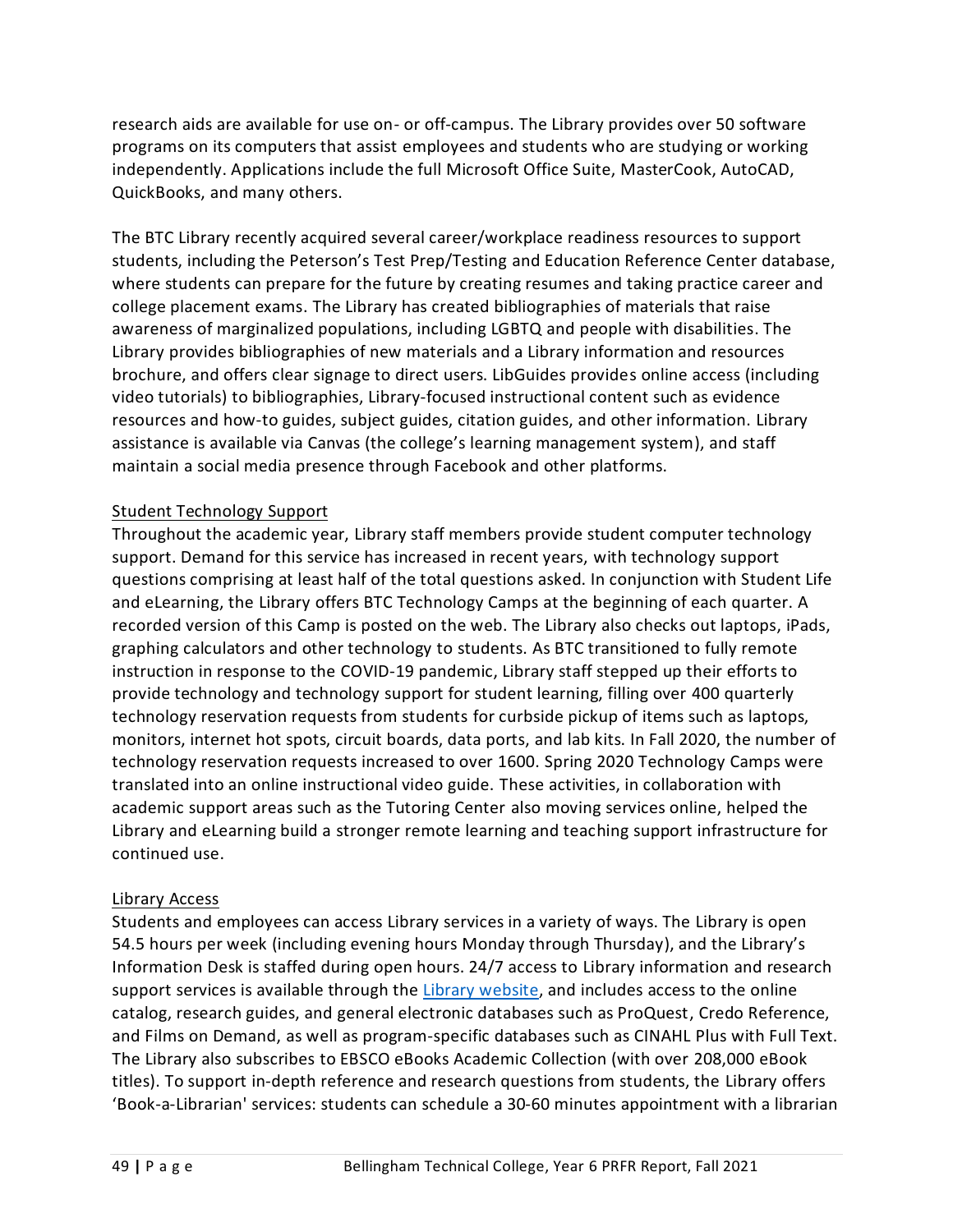research aids are available for use on- or off-campus. The Library provides over 50 software programs on its computers that assist employees and students who are studying or working independently. Applications include the full Microsoft Office Suite, MasterCook, AutoCAD, QuickBooks, and many others.

The BTC Library recently acquired several career/workplace readiness resources to support students, including the Peterson's Test Prep/Testing and Education Reference Center database, where students can prepare for the future by creating resumes and taking practice career and college placement exams. The Library has created bibliographies of materials that raise awareness of marginalized populations, including LGBTQ and people with disabilities. The Library provides bibliographies of new materials and a Library information and resources brochure, and offers clear signage to direct users. LibGuides provides online access (including video tutorials) to bibliographies, Library-focused instructional content such as evidence resources and how-to guides, subject guides, citation guides, and other information. Library assistance is available via Canvas (the college's learning management system), and staff maintain a social media presence through Facebook and other platforms.

<u>Student Technology Support</u>

Throughout the academic year, Library staff members provide student computer technology support. Demand for this service has increased in recent years, with technology support questions comprising at least half of the total questions asked. In conjunction with Student Life and eLearning, the Library offers BTC Technology Camps at the beginning of each quarter. A recorded version of this Camp is posted on the web. The Library also checks out laptops, iPads, graphing calculators and other technology to students. As BTC transitioned to fully remote instruction in response to the COVID-19 pandemic, Library staff stepped up their efforts to provide technology and technology support for student learning, filling over 400 quarterly technology reservation requests from students for curbside pickup of items such as laptops, monitors, internet hot spots, circuit boards, data ports, and lab kits. In Fall 2020, the number of technology reservation requests increased to over 1600. Spring 2020 Technology Camps were translated into an online instructional video guide. These activities, in collaboration with academic support areas such as the Tutoring Center also moving services online, helped the Library and eLearning build a stronger remote learning and teaching support infrastructure for continued use.

<u>Library Access</u>

Students and employees can access Library services in a variety of ways. The Library is open 54.5 hours per week (including evening hours Monday through Thursday), and the Library's Information Desk is staffed during open hours. 24/7 access to Library information and research support services is available through the Library website, and includes access to the online catalog, research guides, and general electronic databases such as ProQuest, Credo Reference, and Films on Demand, as well as program-specific databases such as CINAHL Plus with Full Text. The Library also subscribes to EBSCO eBooks Academic Collection (with over 208,000 eBook titles). To support in-depth reference and research questions from students, the Library offers 'Book-a-Librarian' services: students can schedule a 30-60 minutes appointment with a librarian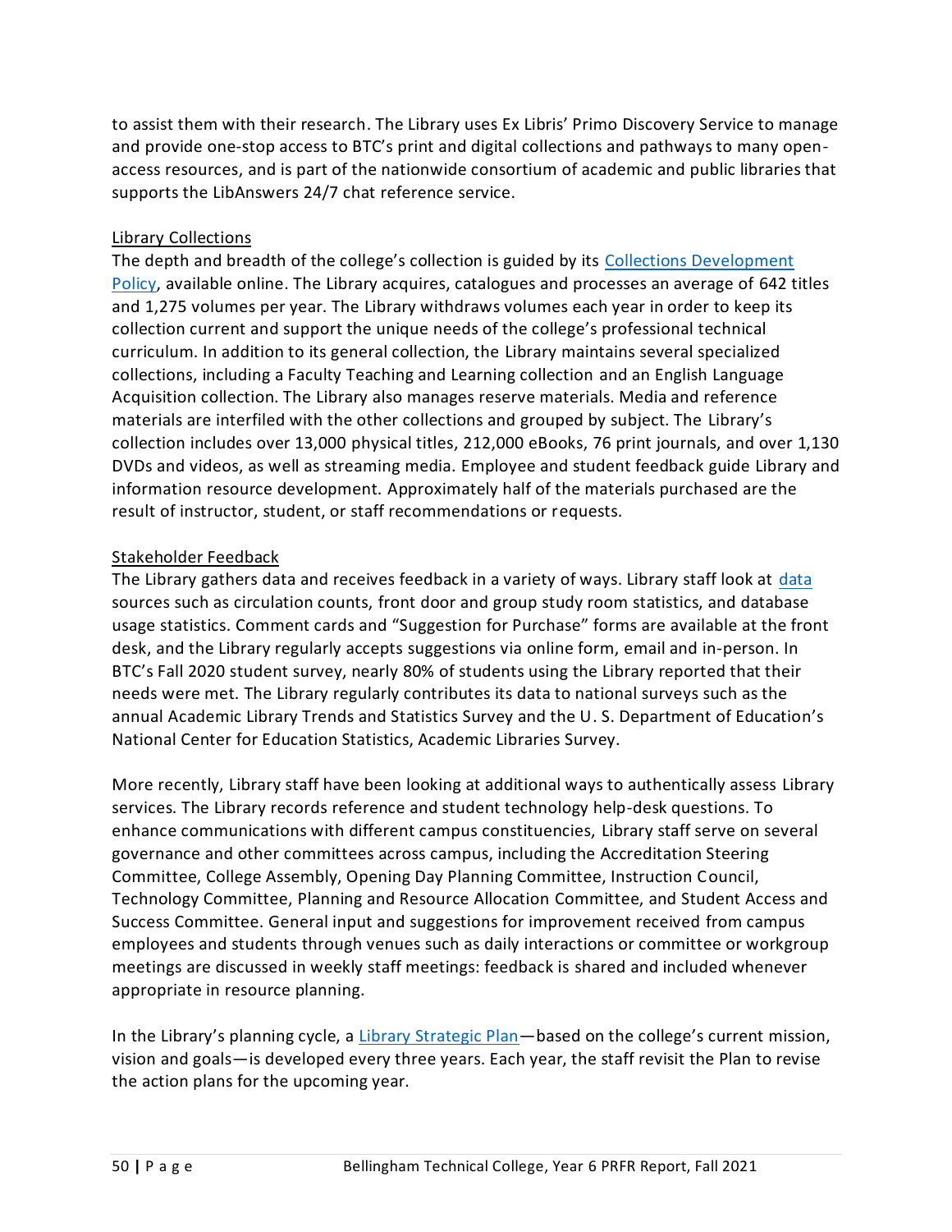to assist them with their research. The Library uses Ex Libris' Primo Discovery Service to manage and provide one-stop access to BTC's print and digital collections and pathways to many open-access resources, and is part of the nationwide consortium of academic and public libraries that supports the LibAnswers 24/7 chat reference service.

Library Collections

The depth and breadth of the college's collection is guided by its [Collections Development Policy](), available online. The Library acquires, catalogues and processes an average of 642 titles and 1,275 volumes per year. The Library withdraws volumes each year in order to keep its collection current and support the unique needs of the college's professional technical curriculum. In addition to its general collection, the Library maintains several specialized collections, including a Faculty Teaching and Learning collection and an English Language Acquisition collection. The Library also manages reserve materials. Media and reference materials are interfiled with the other collections and grouped by subject. The Library's collection includes over 13,000 physical titles, 212,000 eBooks, 76 print journals, and over 1,130 DVDs and videos, as well as streaming media. Employee and student feedback guide Library and information resource development. Approximately half of the materials purchased are the result of instructor, student, or staff recommendations or requests.

Stakeholder Feedback

The Library gathers data and receives feedback in a variety of ways. Library staff look at [data]() sources such as circulation counts, front door and group study room statistics, and database usage statistics. Comment cards and "Suggestion for Purchase" forms are available at the front desk, and the Library regularly accepts suggestions via online form, email and in-person. In BTC's Fall 2020 student survey, nearly 80% of students using the Library reported that their needs were met. The Library regularly contributes its data to national surveys such as the annual Academic Library Trends and Statistics Survey and the U. S. Department of Education's National Center for Education Statistics, Academic Libraries Survey.

More recently, Library staff have been looking at additional ways to authentically assess Library services. The Library records reference and student technology help-desk questions. To enhance communications with different campus constituencies, Library staff serve on several governance and other committees across campus, including the Accreditation Steering Committee, College Assembly, Opening Day Planning Committee, Instruction Council, Technology Committee, Planning and Resource Allocation Committee, and Student Access and Success Committee. General input and suggestions for improvement received from campus employees and students through venues such as daily interactions or committee or workgroup meetings are discussed in weekly staff meetings: feedback is shared and included whenever appropriate in resource planning.

In the Library's planning cycle, a [Library Strategic Plan]()—based on the college's current mission, vision and goals—is developed every three years. Each year, the staff revisit the Plan to revise the action plans for the upcoming year.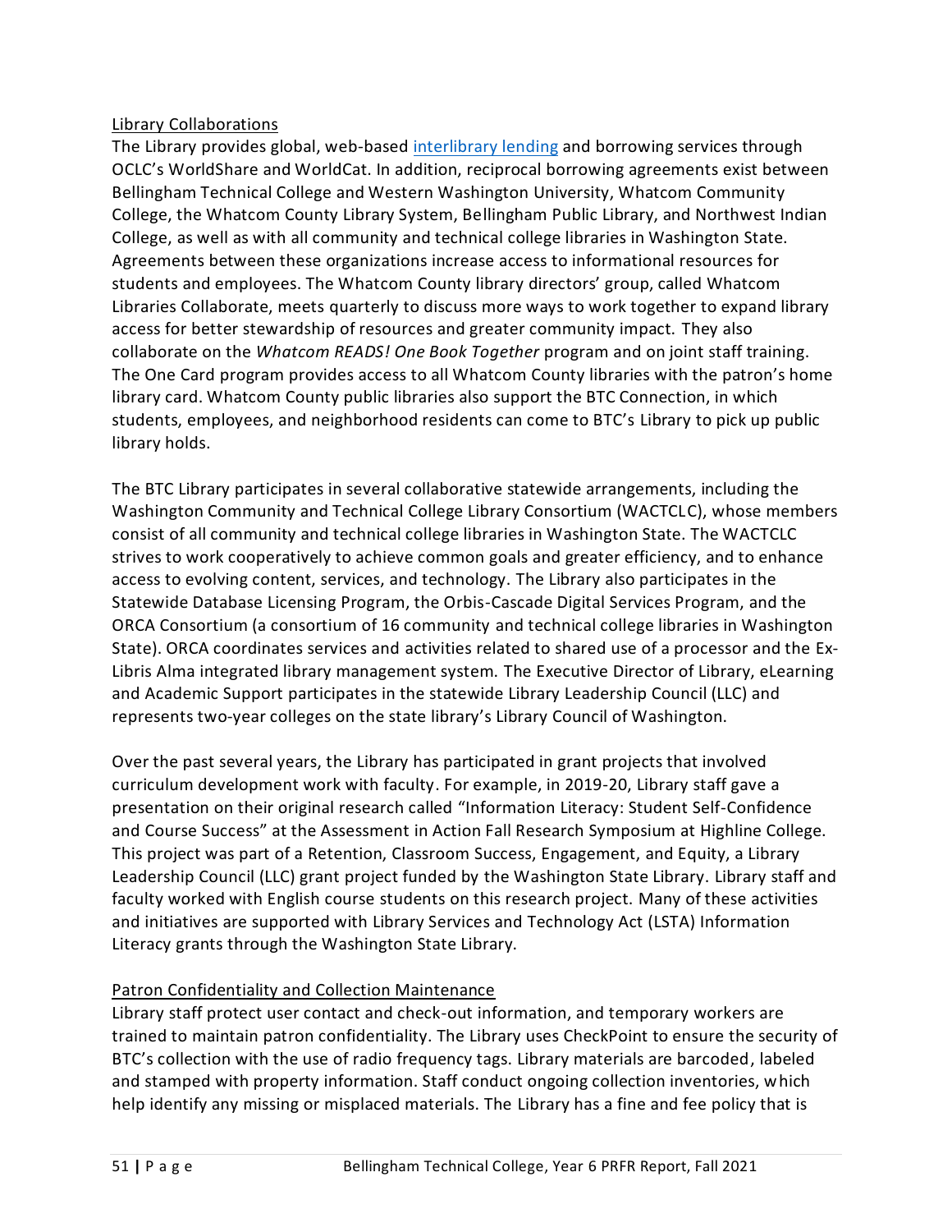Library Collaborations

The Library provides global, web-based [interlibrary lending](#) and borrowing services through OCLC's WorldShare and WorldCat. In addition, reciprocal borrowing agreements exist between Bellingham Technical College and Western Washington University, Whatcom Community College, the Whatcom County Library System, Bellingham Public Library, and Northwest Indian College, as well as with all community and technical college libraries in Washington State. Agreements between these organizations increase access to informational resources for students and employees. The Whatcom County library directors' group, called Whatcom Libraries Collaborate, meets quarterly to discuss more ways to work together to expand library access for better stewardship of resources and greater community impact. They also collaborate on the *Whatcom READS! One Book Together* program and on joint staff training. The One Card program provides access to all Whatcom County libraries with the patron's home library card. Whatcom County public libraries also support the BTC Connection, in which students, employees, and neighborhood residents can come to BTC's Library to pick up public library holds.

The BTC Library participates in several collaborative statewide arrangements, including the Washington Community and Technical College Library Consortium (WACTCLC), whose members consist of all community and technical college libraries in Washington State. The WACTCLC strives to work cooperatively to achieve common goals and greater efficiency, and to enhance access to evolving content, services, and technology. The Library also participates in the Statewide Database Licensing Program, the Orbis-Cascade Digital Services Program, and the ORCA Consortium (a consortium of 16 community and technical college libraries in Washington State). ORCA coordinates services and activities related to shared use of a processor and the Ex-Libris Alma integrated library management system. The Executive Director of Library, eLearning and Academic Support participates in the statewide Library Leadership Council (LLC) and represents two-year colleges on the state library's Library Council of Washington.

Over the past several years, the Library has participated in grant projects that involved curriculum development work with faculty. For example, in 2019-20, Library staff gave a presentation on their original research called "Information Literacy: Student Self-Confidence and Course Success" at the Assessment in Action Fall Research Symposium at Highline College. This project was part of a Retention, Classroom Success, Engagement, and Equity, a Library Leadership Council (LLC) grant project funded by the Washington State Library. Library staff and faculty worked with English course students on this research project. Many of these activities and initiatives are supported with Library Services and Technology Act (LSTA) Information Literacy grants through the Washington State Library.

Patron Confidentiality and Collection Maintenance

Library staff protect user contact and check-out information, and temporary workers are trained to maintain patron confidentiality. The Library uses CheckPoint to ensure the security of BTC's collection with the use of radio frequency tags. Library materials are barcoded, labeled and stamped with property information. Staff conduct ongoing collection inventories, which help identify any missing or misplaced materials. The Library has a fine and fee policy that is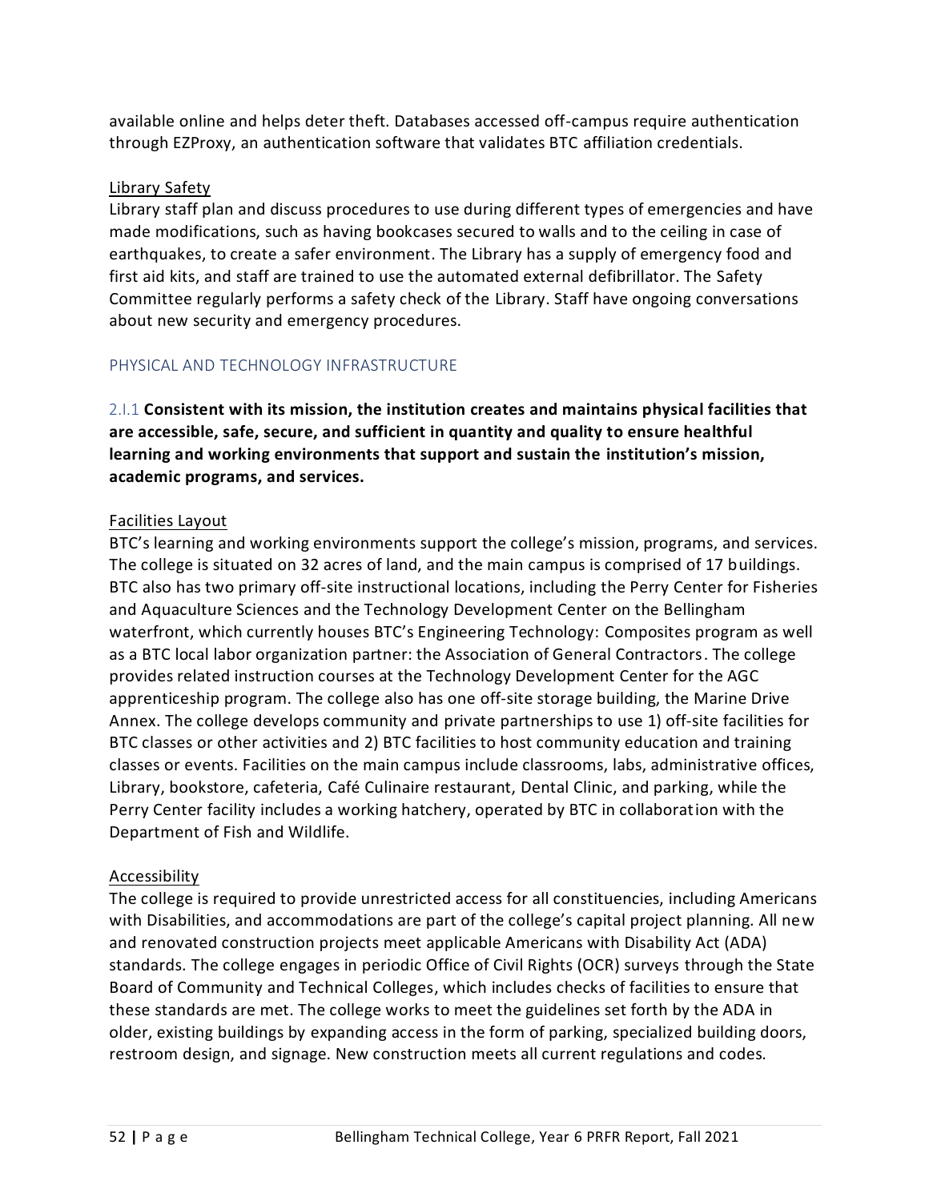available online and helps deter theft. Databases accessed off-campus require authentication through EZProxy, an authentication software that validates BTC affiliation credentials.

Library Safety

Library staff plan and discuss procedures to use during different types of emergencies and have made modifications, such as having bookcases secured to walls and to the ceiling in case of earthquakes, to create a safer environment. The Library has a supply of emergency food and first aid kits, and staff are trained to use the automated external defibrillator. The Safety Committee regularly performs a safety check of the Library. Staff have ongoing conversations about new security and emergency procedures.

## PHYSICAL AND TECHNOLOGY INFRASTRUCTURE

2.I.1 **Consistent with its mission, the institution creates and maintains physical facilities that are accessible, safe, secure, and sufficient in quantity and quality to ensure healthful learning and working environments that support and sustain the institution's mission, academic programs, and services.**

Facilities Layout

BTC's learning and working environments support the college's mission, programs, and services. The college is situated on 32 acres of land, and the main campus is comprised of 17 buildings. BTC also has two primary off-site instructional locations, including the Perry Center for Fisheries and Aquaculture Sciences and the Technology Development Center on the Bellingham waterfront, which currently houses BTC's Engineering Technology: Composites program as well as a BTC local labor organization partner: the Association of General Contractors. The college provides related instruction courses at the Technology Development Center for the AGC apprenticeship program. The college also has one off-site storage building, the Marine Drive Annex. The college develops community and private partnerships to use 1) off-site facilities for BTC classes or other activities and 2) BTC facilities to host community education and training classes or events. Facilities on the main campus include classrooms, labs, administrative offices, Library, bookstore, cafeteria, Café Culinaire restaurant, Dental Clinic, and parking, while the Perry Center facility includes a working hatchery, operated by BTC in collaboration with the Department of Fish and Wildlife.

Accessibility

The college is required to provide unrestricted access for all constituencies, including Americans with Disabilities, and accommodations are part of the college's capital project planning. All new and renovated construction projects meet applicable Americans with Disability Act (ADA) standards. The college engages in periodic Office of Civil Rights (OCR) surveys through the State Board of Community and Technical Colleges, which includes checks of facilities to ensure that these standards are met. The college works to meet the guidelines set forth by the ADA in older, existing buildings by expanding access in the form of parking, specialized building doors, restroom design, and signage. New construction meets all current regulations and codes.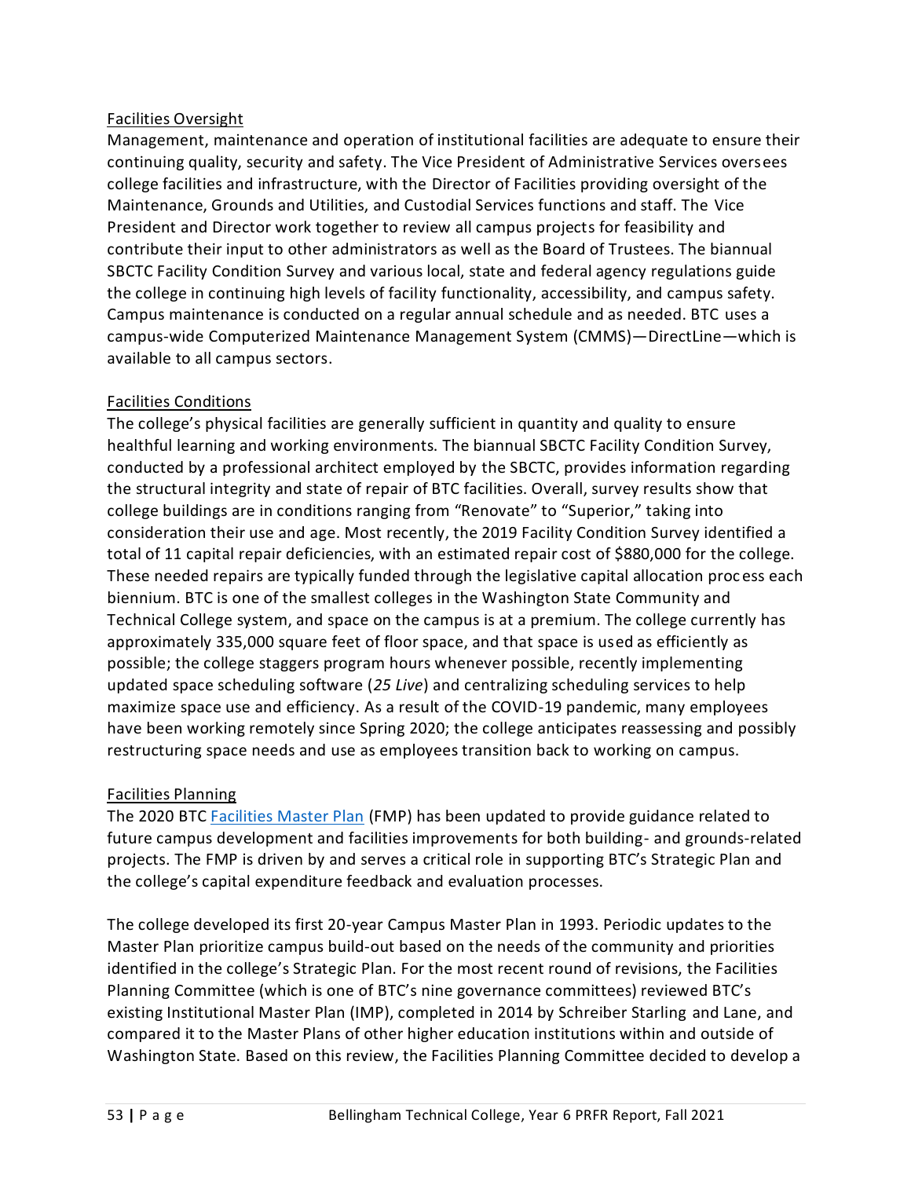Facilities Oversight

Management, maintenance and operation of institutional facilities are adequate to ensure their continuing quality, security and safety. The Vice President of Administrative Services oversees college facilities and infrastructure, with the Director of Facilities providing oversight of the Maintenance, Grounds and Utilities, and Custodial Services functions and staff. The Vice President and Director work together to review all campus projects for feasibility and contribute their input to other administrators as well as the Board of Trustees. The biannual SBCTC Facility Condition Survey and various local, state and federal agency regulations guide the college in continuing high levels of facility functionality, accessibility, and campus safety. Campus maintenance is conducted on a regular annual schedule and as needed. BTC uses a campus-wide Computerized Maintenance Management System (CMMS)—DirectLine—which is available to all campus sectors.

Facilities Conditions

The college's physical facilities are generally sufficient in quantity and quality to ensure healthful learning and working environments. The biannual SBCTC Facility Condition Survey, conducted by a professional architect employed by the SBCTC, provides information regarding the structural integrity and state of repair of BTC facilities. Overall, survey results show that college buildings are in conditions ranging from "Renovate" to "Superior," taking into consideration their use and age. Most recently, the 2019 Facility Condition Survey identified a total of 11 capital repair deficiencies, with an estimated repair cost of $880,000 for the college. These needed repairs are typically funded through the legislative capital allocation process each biennium. BTC is one of the smallest colleges in the Washington State Community and Technical College system, and space on the campus is at a premium. The college currently has approximately 335,000 square feet of floor space, and that space is used as efficiently as possible; the college staggers program hours whenever possible, recently implementing updated space scheduling software (*25 Live*) and centralizing scheduling services to help maximize space use and efficiency. As a result of the COVID-19 pandemic, many employees have been working remotely since Spring 2020; the college anticipates reassessing and possibly restructuring space needs and use as employees transition back to working on campus.

Facilities Planning

The 2020 BTC Facilities Master Plan (FMP) has been updated to provide guidance related to future campus development and facilities improvements for both building- and grounds-related projects. The FMP is driven by and serves a critical role in supporting BTC's Strategic Plan and the college's capital expenditure feedback and evaluation processes.

The college developed its first 20-year Campus Master Plan in 1993. Periodic updates to the Master Plan prioritize campus build-out based on the needs of the community and priorities identified in the college's Strategic Plan. For the most recent round of revisions, the Facilities Planning Committee (which is one of BTC's nine governance committees) reviewed BTC's existing Institutional Master Plan (IMP), completed in 2014 by Schreiber Starling and Lane, and compared it to the Master Plans of other higher education institutions within and outside of Washington State. Based on this review, the Facilities Planning Committee decided to develop a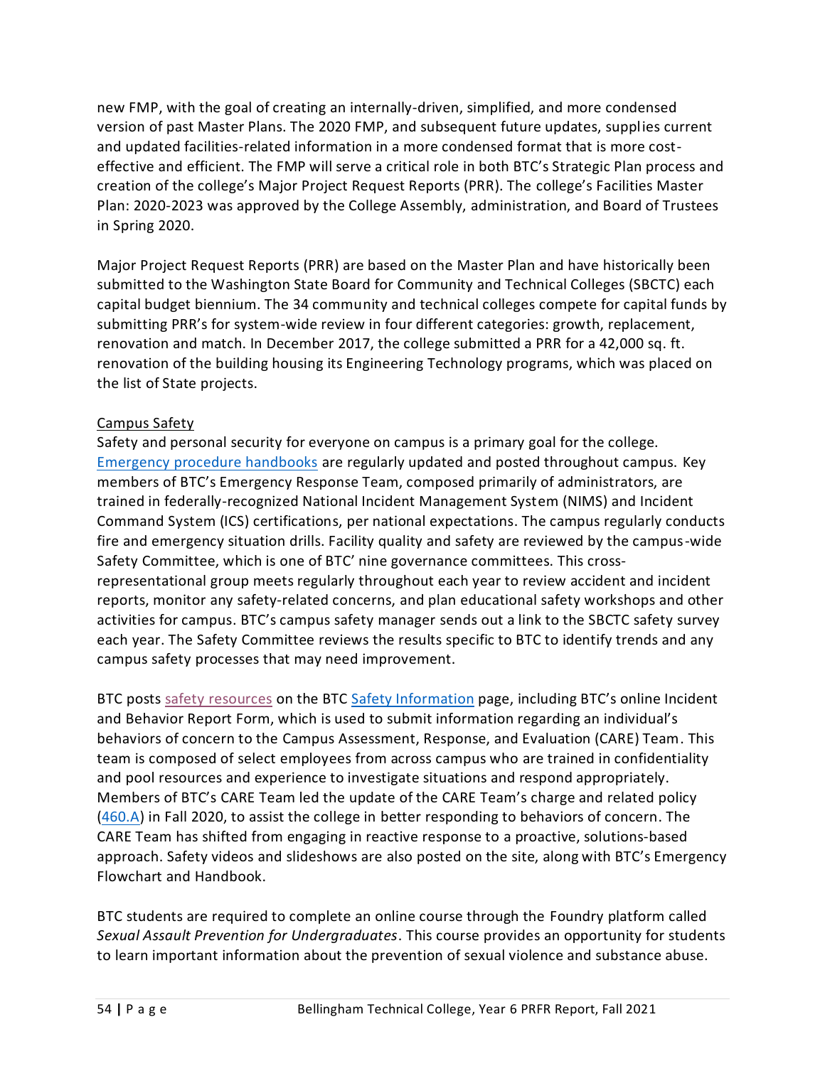new FMP, with the goal of creating an internally-driven, simplified, and more condensed version of past Master Plans. The 2020 FMP, and subsequent future updates, supplies current and updated facilities-related information in a more condensed format that is more cost-effective and efficient. The FMP will serve a critical role in both BTC's Strategic Plan process and creation of the college's Major Project Request Reports (PRR). The college's Facilities Master Plan: 2020-2023 was approved by the College Assembly, administration, and Board of Trustees in Spring 2020.

Major Project Request Reports (PRR) are based on the Master Plan and have historically been submitted to the Washington State Board for Community and Technical Colleges (SBCTC) each capital budget biennium. The 34 community and technical colleges compete for capital funds by submitting PRR's for system-wide review in four different categories: growth, replacement, renovation and match. In December 2017, the college submitted a PRR for a 42,000 sq. ft. renovation of the building housing its Engineering Technology programs, which was placed on the list of State projects.

Campus Safety

Safety and personal security for everyone on campus is a primary goal for the college. Emergency procedure handbooks are regularly updated and posted throughout campus. Key members of BTC's Emergency Response Team, composed primarily of administrators, are trained in federally-recognized National Incident Management System (NIMS) and Incident Command System (ICS) certifications, per national expectations. The campus regularly conducts fire and emergency situation drills. Facility quality and safety are reviewed by the campus-wide Safety Committee, which is one of BTC' nine governance committees. This cross-representational group meets regularly throughout each year to review accident and incident reports, monitor any safety-related concerns, and plan educational safety workshops and other activities for campus. BTC's campus safety manager sends out a link to the SBCTC safety survey each year. The Safety Committee reviews the results specific to BTC to identify trends and any campus safety processes that may need improvement.

BTC posts safety resources on the BTC Safety Information page, including BTC's online Incident and Behavior Report Form, which is used to submit information regarding an individual's behaviors of concern to the Campus Assessment, Response, and Evaluation (CARE) Team. This team is composed of select employees from across campus who are trained in confidentiality and pool resources and experience to investigate situations and respond appropriately. Members of BTC's CARE Team led the update of the CARE Team's charge and related policy (460.A) in Fall 2020, to assist the college in better responding to behaviors of concern. The CARE Team has shifted from engaging in reactive response to a proactive, solutions-based approach. Safety videos and slideshows are also posted on the site, along with BTC's Emergency Flowchart and Handbook.

BTC students are required to complete an online course through the Foundry platform called *Sexual Assault Prevention for Undergraduates*. This course provides an opportunity for students to learn important information about the prevention of sexual violence and substance abuse.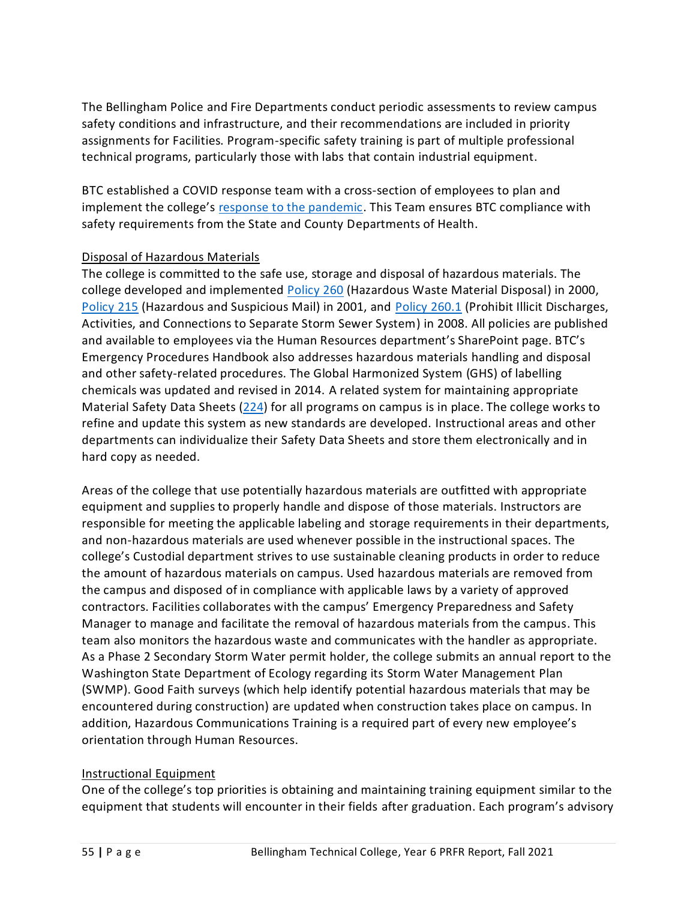The Bellingham Police and Fire Departments conduct periodic assessments to review campus safety conditions and infrastructure, and their recommendations are included in priority assignments for Facilities. Program-specific safety training is part of multiple professional technical programs, particularly those with labs that contain industrial equipment.

BTC established a COVID response team with a cross-section of employees to plan and implement the college's response to the pandemic. This Team ensures BTC compliance with safety requirements from the State and County Departments of Health.

Disposal of Hazardous Materials

The college is committed to the safe use, storage and disposal of hazardous materials. The college developed and implemented Policy 260 (Hazardous Waste Material Disposal) in 2000, Policy 215 (Hazardous and Suspicious Mail) in 2001, and Policy 260.1 (Prohibit Illicit Discharges, Activities, and Connections to Separate Storm Sewer System) in 2008. All policies are published and available to employees via the Human Resources department's SharePoint page. BTC's Emergency Procedures Handbook also addresses hazardous materials handling and disposal and other safety-related procedures. The Global Harmonized System (GHS) of labelling chemicals was updated and revised in 2014. A related system for maintaining appropriate Material Safety Data Sheets (224) for all programs on campus is in place. The college works to refine and update this system as new standards are developed. Instructional areas and other departments can individualize their Safety Data Sheets and store them electronically and in hard copy as needed.

Areas of the college that use potentially hazardous materials are outfitted with appropriate equipment and supplies to properly handle and dispose of those materials. Instructors are responsible for meeting the applicable labeling and storage requirements in their departments, and non-hazardous materials are used whenever possible in the instructional spaces. The college's Custodial department strives to use sustainable cleaning products in order to reduce the amount of hazardous materials on campus. Used hazardous materials are removed from the campus and disposed of in compliance with applicable laws by a variety of approved contractors. Facilities collaborates with the campus' Emergency Preparedness and Safety Manager to manage and facilitate the removal of hazardous materials from the campus. This team also monitors the hazardous waste and communicates with the handler as appropriate. As a Phase 2 Secondary Storm Water permit holder, the college submits an annual report to the Washington State Department of Ecology regarding its Storm Water Management Plan (SWMP). Good Faith surveys (which help identify potential hazardous materials that may be encountered during construction) are updated when construction takes place on campus. In addition, Hazardous Communications Training is a required part of every new employee's orientation through Human Resources.

Instructional Equipment

One of the college's top priorities is obtaining and maintaining training equipment similar to the equipment that students will encounter in their fields after graduation. Each program's advisory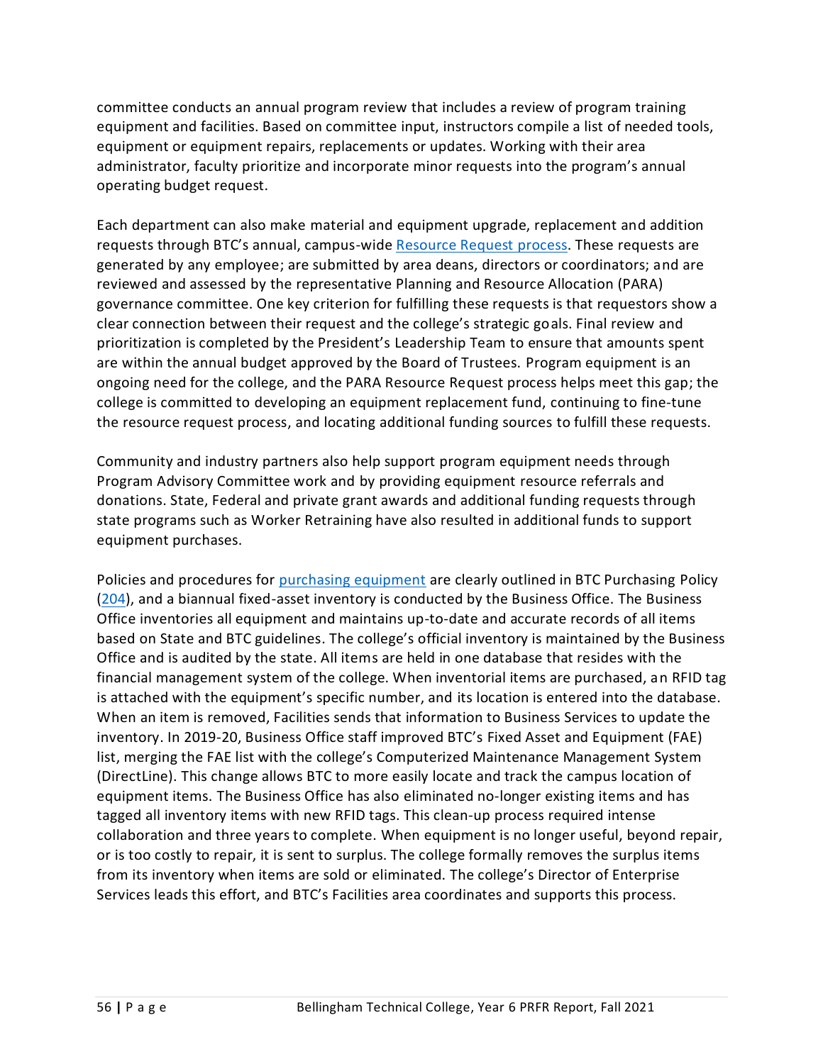committee conducts an annual program review that includes a review of program training equipment and facilities. Based on committee input, instructors compile a list of needed tools, equipment or equipment repairs, replacements or updates. Working with their area administrator, faculty prioritize and incorporate minor requests into the program's annual operating budget request.

Each department can also make material and equipment upgrade, replacement and addition requests through BTC's annual, campus-wide [Resource Request process](). These requests are generated by any employee; are submitted by area deans, directors or coordinators; and are reviewed and assessed by the representative Planning and Resource Allocation (PARA) governance committee. One key criterion for fulfilling these requests is that requestors show a clear connection between their request and the college's strategic goals. Final review and prioritization is completed by the President's Leadership Team to ensure that amounts spent are within the annual budget approved by the Board of Trustees. Program equipment is an ongoing need for the college, and the PARA Resource Request process helps meet this gap; the college is committed to developing an equipment replacement fund, continuing to fine-tune the resource request process, and locating additional funding sources to fulfill these requests.

Community and industry partners also help support program equipment needs through Program Advisory Committee work and by providing equipment resource referrals and donations. State, Federal and private grant awards and additional funding requests through state programs such as Worker Retraining have also resulted in additional funds to support equipment purchases.

Policies and procedures for [purchasing equipment]() are clearly outlined in BTC Purchasing Policy ([204]()), and a biannual fixed-asset inventory is conducted by the Business Office. The Business Office inventories all equipment and maintains up-to-date and accurate records of all items based on State and BTC guidelines. The college's official inventory is maintained by the Business Office and is audited by the state. All items are held in one database that resides with the financial management system of the college. When inventorial items are purchased, an RFID tag is attached with the equipment's specific number, and its location is entered into the database. When an item is removed, Facilities sends that information to Business Services to update the inventory. In 2019-20, Business Office staff improved BTC's Fixed Asset and Equipment (FAE) list, merging the FAE list with the college's Computerized Maintenance Management System (DirectLine). This change allows BTC to more easily locate and track the campus location of equipment items. The Business Office has also eliminated no-longer existing items and has tagged all inventory items with new RFID tags. This clean-up process required intense collaboration and three years to complete. When equipment is no longer useful, beyond repair, or is too costly to repair, it is sent to surplus. The college formally removes the surplus items from its inventory when items are sold or eliminated. The college's Director of Enterprise Services leads this effort, and BTC's Facilities area coordinates and supports this process.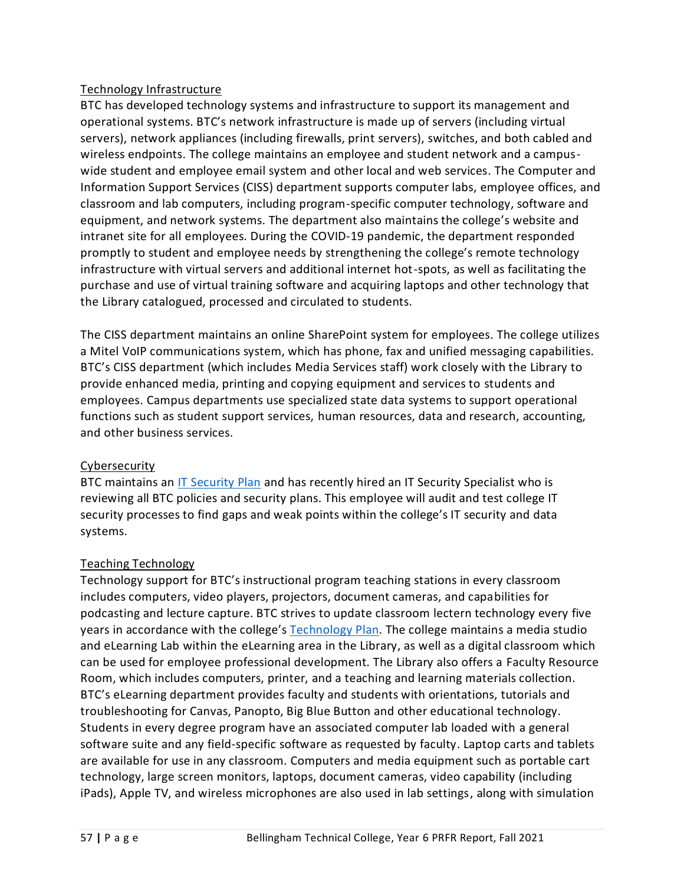Technology Infrastructure

BTC has developed technology systems and infrastructure to support its management and operational systems. BTC's network infrastructure is made up of servers (including virtual servers), network appliances (including firewalls, print servers), switches, and both cabled and wireless endpoints. The college maintains an employee and student network and a campus-wide student and employee email system and other local and web services. The Computer and Information Support Services (CISS) department supports computer labs, employee offices, and classroom and lab computers, including program-specific computer technology, software and equipment, and network systems. The department also maintains the college's website and intranet site for all employees. During the COVID-19 pandemic, the department responded promptly to student and employee needs by strengthening the college's remote technology infrastructure with virtual servers and additional internet hot-spots, as well as facilitating the purchase and use of virtual training software and acquiring laptops and other technology that the Library catalogued, processed and circulated to students.

The CISS department maintains an online SharePoint system for employees. The college utilizes a Mitel VoIP communications system, which has phone, fax and unified messaging capabilities. BTC's CISS department (which includes Media Services staff) work closely with the Library to provide enhanced media, printing and copying equipment and services to students and employees. Campus departments use specialized state data systems to support operational functions such as student support services, human resources, data and research, accounting, and other business services.

Cybersecurity

BTC maintains an IT Security Plan and has recently hired an IT Security Specialist who is reviewing all BTC policies and security plans. This employee will audit and test college IT security processes to find gaps and weak points within the college's IT security and data systems.

Teaching Technology

Technology support for BTC's instructional program teaching stations in every classroom includes computers, video players, projectors, document cameras, and capabilities for podcasting and lecture capture. BTC strives to update classroom lectern technology every five years in accordance with the college's Technology Plan. The college maintains a media studio and eLearning Lab within the eLearning area in the Library, as well as a digital classroom which can be used for employee professional development. The Library also offers a Faculty Resource Room, which includes computers, printer, and a teaching and learning materials collection. BTC's eLearning department provides faculty and students with orientations, tutorials and troubleshooting for Canvas, Panopto, Big Blue Button and other educational technology. Students in every degree program have an associated computer lab loaded with a general software suite and any field-specific software as requested by faculty. Laptop carts and tablets are available for use in any classroom. Computers and media equipment such as portable cart technology, large screen monitors, laptops, document cameras, video capability (including iPads), Apple TV, and wireless microphones are also used in lab settings, along with simulation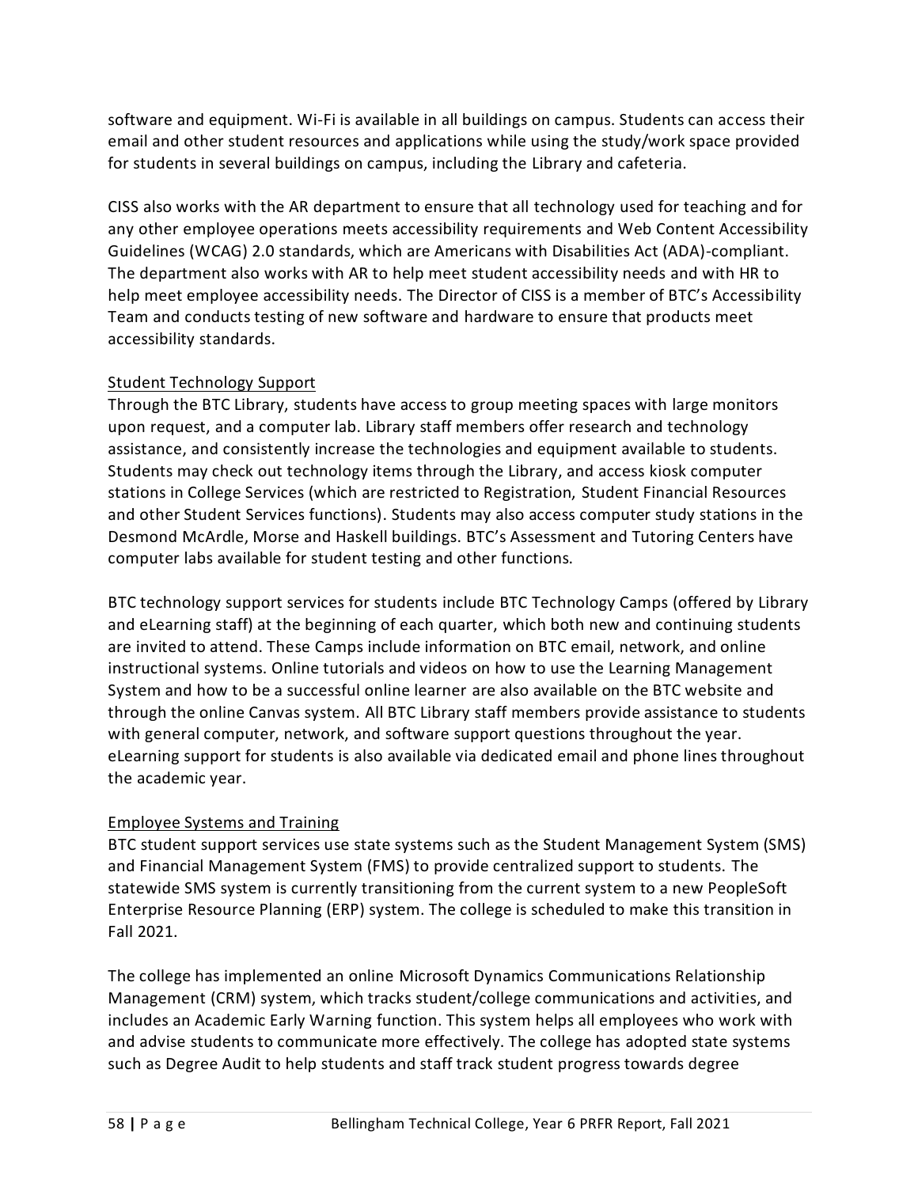software and equipment. Wi-Fi is available in all buildings on campus. Students can access their email and other student resources and applications while using the study/work space provided for students in several buildings on campus, including the Library and cafeteria.

CISS also works with the AR department to ensure that all technology used for teaching and for any other employee operations meets accessibility requirements and Web Content Accessibility Guidelines (WCAG) 2.0 standards, which are Americans with Disabilities Act (ADA)-compliant. The department also works with AR to help meet student accessibility needs and with HR to help meet employee accessibility needs. The Director of CISS is a member of BTC's Accessibility Team and conducts testing of new software and hardware to ensure that products meet accessibility standards.

<u>Student Technology Support</u>

Through the BTC Library, students have access to group meeting spaces with large monitors upon request, and a computer lab. Library staff members offer research and technology assistance, and consistently increase the technologies and equipment available to students. Students may check out technology items through the Library, and access kiosk computer stations in College Services (which are restricted to Registration, Student Financial Resources and other Student Services functions). Students may also access computer study stations in the Desmond McArdle, Morse and Haskell buildings. BTC's Assessment and Tutoring Centers have computer labs available for student testing and other functions.

BTC technology support services for students include BTC Technology Camps (offered by Library and eLearning staff) at the beginning of each quarter, which both new and continuing students are invited to attend. These Camps include information on BTC email, network, and online instructional systems. Online tutorials and videos on how to use the Learning Management System and how to be a successful online learner are also available on the BTC website and through the online Canvas system. All BTC Library staff members provide assistance to students with general computer, network, and software support questions throughout the year. eLearning support for students is also available via dedicated email and phone lines throughout the academic year.

<u>Employee Systems and Training</u>

BTC student support services use state systems such as the Student Management System (SMS) and Financial Management System (FMS) to provide centralized support to students. The statewide SMS system is currently transitioning from the current system to a new PeopleSoft Enterprise Resource Planning (ERP) system. The college is scheduled to make this transition in Fall 2021.

The college has implemented an online Microsoft Dynamics Communications Relationship Management (CRM) system, which tracks student/college communications and activities, and includes an Academic Early Warning function. This system helps all employees who work with and advise students to communicate more effectively. The college has adopted state systems such as Degree Audit to help students and staff track student progress towards degree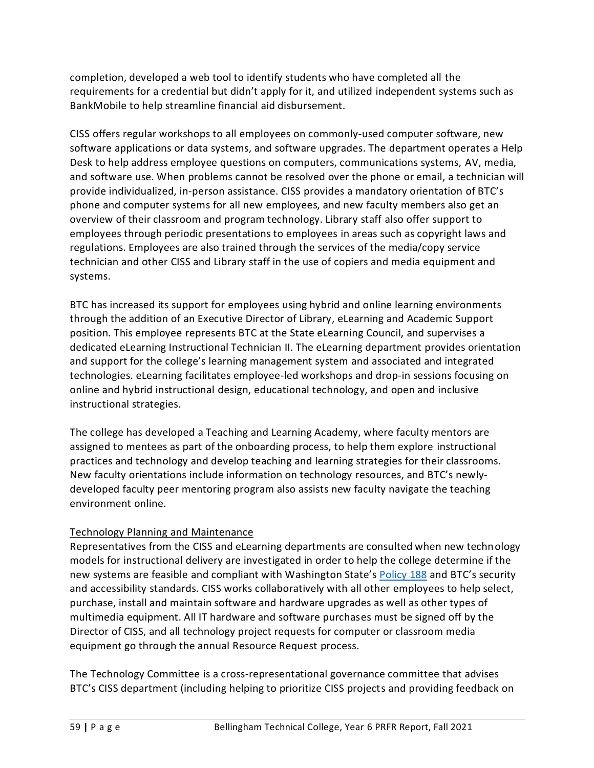completion, developed a web tool to identify students who have completed all the requirements for a credential but didn't apply for it, and utilized independent systems such as BankMobile to help streamline financial aid disbursement.

CISS offers regular workshops to all employees on commonly-used computer software, new software applications or data systems, and software upgrades. The department operates a Help Desk to help address employee questions on computers, communications systems, AV, media, and software use. When problems cannot be resolved over the phone or email, a technician will provide individualized, in-person assistance. CISS provides a mandatory orientation of BTC's phone and computer systems for all new employees, and new faculty members also get an overview of their classroom and program technology. Library staff also offer support to employees through periodic presentations to employees in areas such as copyright laws and regulations. Employees are also trained through the services of the media/copy service technician and other CISS and Library staff in the use of copiers and media equipment and systems.

BTC has increased its support for employees using hybrid and online learning environments through the addition of an Executive Director of Library, eLearning and Academic Support position. This employee represents BTC at the State eLearning Council, and supervises a dedicated eLearning Instructional Technician II. The eLearning department provides orientation and support for the college's learning management system and associated and integrated technologies. eLearning facilitates employee-led workshops and drop-in sessions focusing on online and hybrid instructional design, educational technology, and open and inclusive instructional strategies.

The college has developed a Teaching and Learning Academy, where faculty mentors are assigned to mentees as part of the onboarding process, to help them explore instructional practices and technology and develop teaching and learning strategies for their classrooms. New faculty orientations include information on technology resources, and BTC's newly-developed faculty peer mentoring program also assists new faculty navigate the teaching environment online.

Technology Planning and Maintenance

Representatives from the CISS and eLearning departments are consulted when new technology models for instructional delivery are investigated in order to help the college determine if the new systems are feasible and compliant with Washington State's Policy 188 and BTC's security and accessibility standards. CISS works collaboratively with all other employees to help select, purchase, install and maintain software and hardware upgrades as well as other types of multimedia equipment. All IT hardware and software purchases must be signed off by the Director of CISS, and all technology project requests for computer or classroom media equipment go through the annual Resource Request process.

The Technology Committee is a cross-representational governance committee that advises BTC's CISS department (including helping to prioritize CISS projects and providing feedback on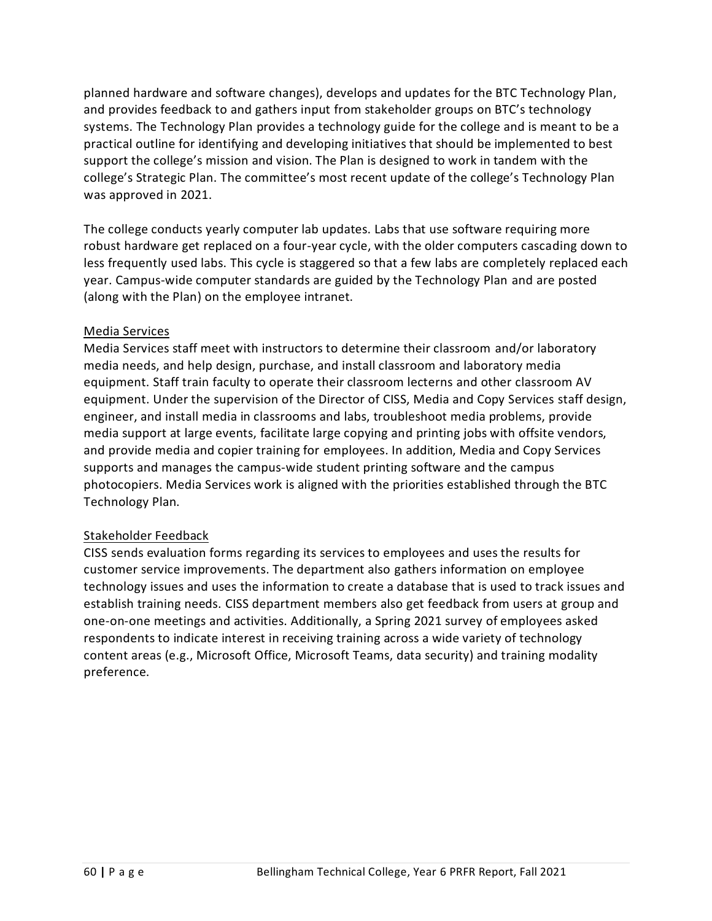planned hardware and software changes), develops and updates for the BTC Technology Plan, and provides feedback to and gathers input from stakeholder groups on BTC's technology systems. The Technology Plan provides a technology guide for the college and is meant to be a practical outline for identifying and developing initiatives that should be implemented to best support the college's mission and vision. The Plan is designed to work in tandem with the college's Strategic Plan. The committee's most recent update of the college's Technology Plan was approved in 2021.

The college conducts yearly computer lab updates. Labs that use software requiring more robust hardware get replaced on a four-year cycle, with the older computers cascading down to less frequently used labs. This cycle is staggered so that a few labs are completely replaced each year. Campus-wide computer standards are guided by the Technology Plan and are posted (along with the Plan) on the employee intranet.

<u>Media Services</u>

Media Services staff meet with instructors to determine their classroom and/or laboratory media needs, and help design, purchase, and install classroom and laboratory media equipment. Staff train faculty to operate their classroom lecterns and other classroom AV equipment. Under the supervision of the Director of CISS, Media and Copy Services staff design, engineer, and install media in classrooms and labs, troubleshoot media problems, provide media support at large events, facilitate large copying and printing jobs with offsite vendors, and provide media and copier training for employees. In addition, Media and Copy Services supports and manages the campus-wide student printing software and the campus photocopiers. Media Services work is aligned with the priorities established through the BTC Technology Plan.

<u>Stakeholder Feedback</u>

CISS sends evaluation forms regarding its services to employees and uses the results for customer service improvements. The department also gathers information on employee technology issues and uses the information to create a database that is used to track issues and establish training needs. CISS department members also get feedback from users at group and one-on-one meetings and activities. Additionally, a Spring 2021 survey of employees asked respondents to indicate interest in receiving training across a wide variety of technology content areas (e.g., Microsoft Office, Microsoft Teams, data security) and training modality preference.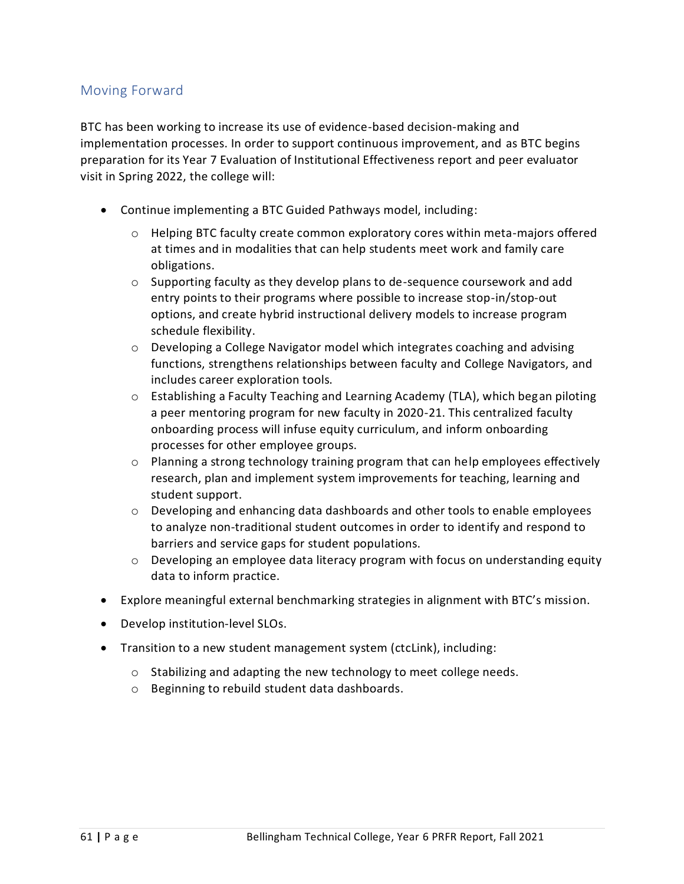## Moving Forward

BTC has been working to increase its use of evidence-based decision-making and implementation processes. In order to support continuous improvement, and as BTC begins preparation for its Year 7 Evaluation of Institutional Effectiveness report and peer evaluator visit in Spring 2022, the college will:

- Continue implementing a BTC Guided Pathways model, including:
  - Helping BTC faculty create common exploratory cores within meta-majors offered at times and in modalities that can help students meet work and family care obligations.
  - Supporting faculty as they develop plans to de-sequence coursework and add entry points to their programs where possible to increase stop-in/stop-out options, and create hybrid instructional delivery models to increase program schedule flexibility.
  - Developing a College Navigator model which integrates coaching and advising functions, strengthens relationships between faculty and College Navigators, and includes career exploration tools.
  - Establishing a Faculty Teaching and Learning Academy (TLA), which began piloting a peer mentoring program for new faculty in 2020-21. This centralized faculty onboarding process will infuse equity curriculum, and inform onboarding processes for other employee groups.
  - Planning a strong technology training program that can help employees effectively research, plan and implement system improvements for teaching, learning and student support.
  - Developing and enhancing data dashboards and other tools to enable employees to analyze non-traditional student outcomes in order to identify and respond to barriers and service gaps for student populations.
  - Developing an employee data literacy program with focus on understanding equity data to inform practice.
- Explore meaningful external benchmarking strategies in alignment with BTC's mission.
- Develop institution-level SLOs.
- Transition to a new student management system (ctcLink), including:
  - Stabilizing and adapting the new technology to meet college needs.
  - Beginning to rebuild student data dashboards.